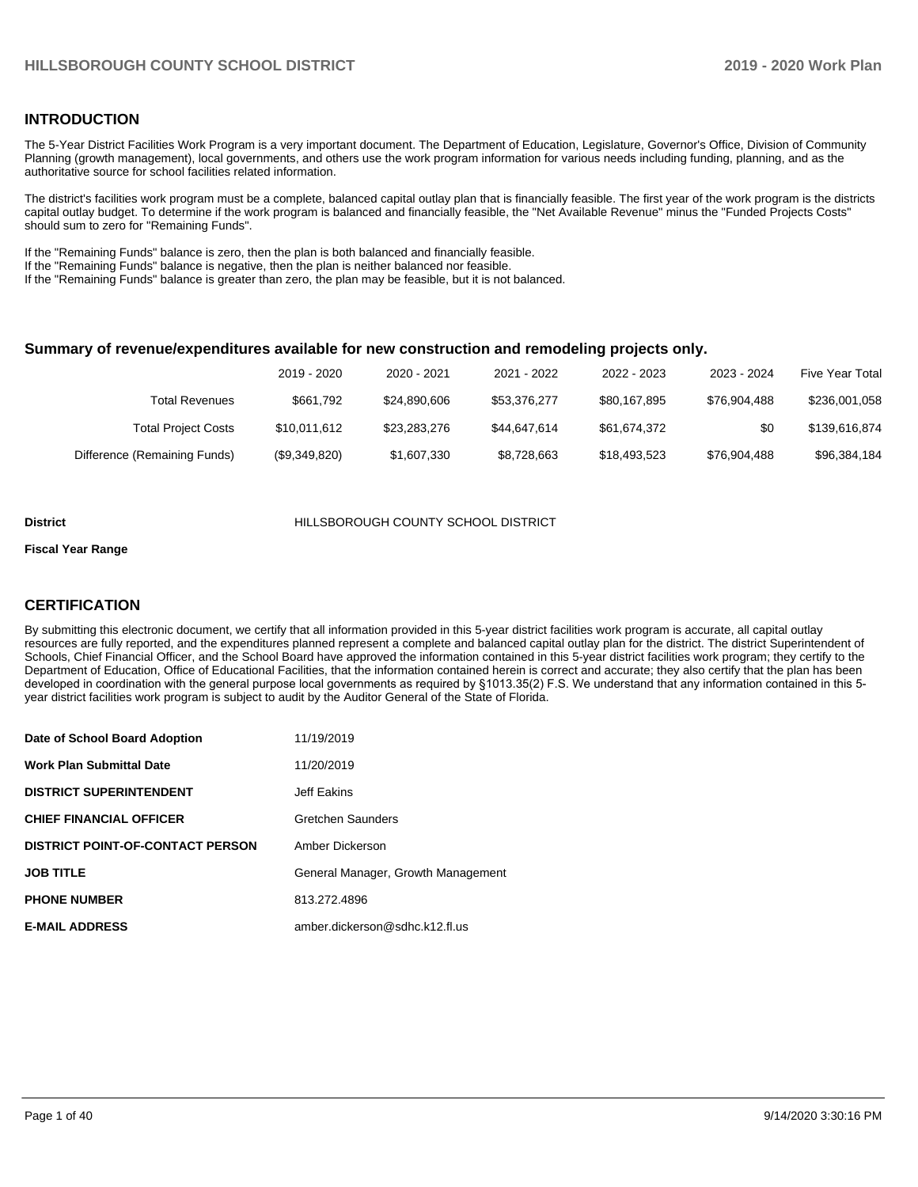## INTRODUCTION

The 5-Year District Facilities Work Program is a very important document. The Department of Education, Legislature, Governor's Office, Division of Community Planning (growth management), local governments, and others use the work program information for various needs including funding, planning, and as the authoritative source for school facilities related information.

The district's facilities work program must be a complete, balanced capital outlay plan that is financially feasible. The first year of the work program is the districts capital outlay budget. To determine if the work program is balanced and financially feasible, the "Net Available Revenue" minus the "Funded Projects Costs" should sum to zero for "Remaining Funds".

If the "Remaining Funds" balance is zero, then the plan is both balanced and financially feasible.
If the "Remaining Funds" balance is negative, then the plan is neither balanced nor feasible.
If the "Remaining Funds" balance is greater than zero, the plan may be feasible, but it is not balanced.

### Summary of revenue/expenditures available for new construction and remodeling projects only.

| | 2019 - 2020 | 2020 - 2021 | 2021 - 2022 | 2022 - 2023 | 2023 - 2024 | Five Year Total |
|---|---|---|---|---|---|---|
| Total Revenues | $661,792 | $24,890,606 | $53,376,277 | $80,167,895 | $76,904,488 | $236,001,058 |
| Total Project Costs | $10,011,612 | $23,283,276 | $44,647,614 | $61,674,372 | $0 | $139,616,874 |
| Difference (Remaining Funds) | ($9,349,820) | $1,607,330 | $8,728,663 | $18,493,523 | $76,904,488 | $96,384,184 |

**District** HILLSBOROUGH COUNTY SCHOOL DISTRICT

**Fiscal Year Range**

## CERTIFICATION

By submitting this electronic document, we certify that all information provided in this 5-year district facilities work program is accurate, all capital outlay resources are fully reported, and the expenditures planned represent a complete and balanced capital outlay plan for the district. The district Superintendent of Schools, Chief Financial Officer, and the School Board have approved the information contained in this 5-year district facilities work program; they certify to the Department of Education, Office of Educational Facilities, that the information contained herein is correct and accurate; they also certify that the plan has been developed in coordination with the general purpose local governments as required by §1013.35(2) F.S. We understand that any information contained in this 5-year district facilities work program is subject to audit by the Auditor General of the State of Florida.

| | |
|---|---|
| **Date of School Board Adoption** | 11/19/2019 |
| **Work Plan Submittal Date** | 11/20/2019 |
| **DISTRICT SUPERINTENDENT** | Jeff Eakins |
| **CHIEF FINANCIAL OFFICER** | Gretchen Saunders |
| **DISTRICT POINT-OF-CONTACT PERSON** | Amber Dickerson |
| **JOB TITLE** | General Manager, Growth Management |
| **PHONE NUMBER** | 813.272.4896 |
| **E-MAIL ADDRESS** | amber.dickerson@sdhc.k12.fl.us |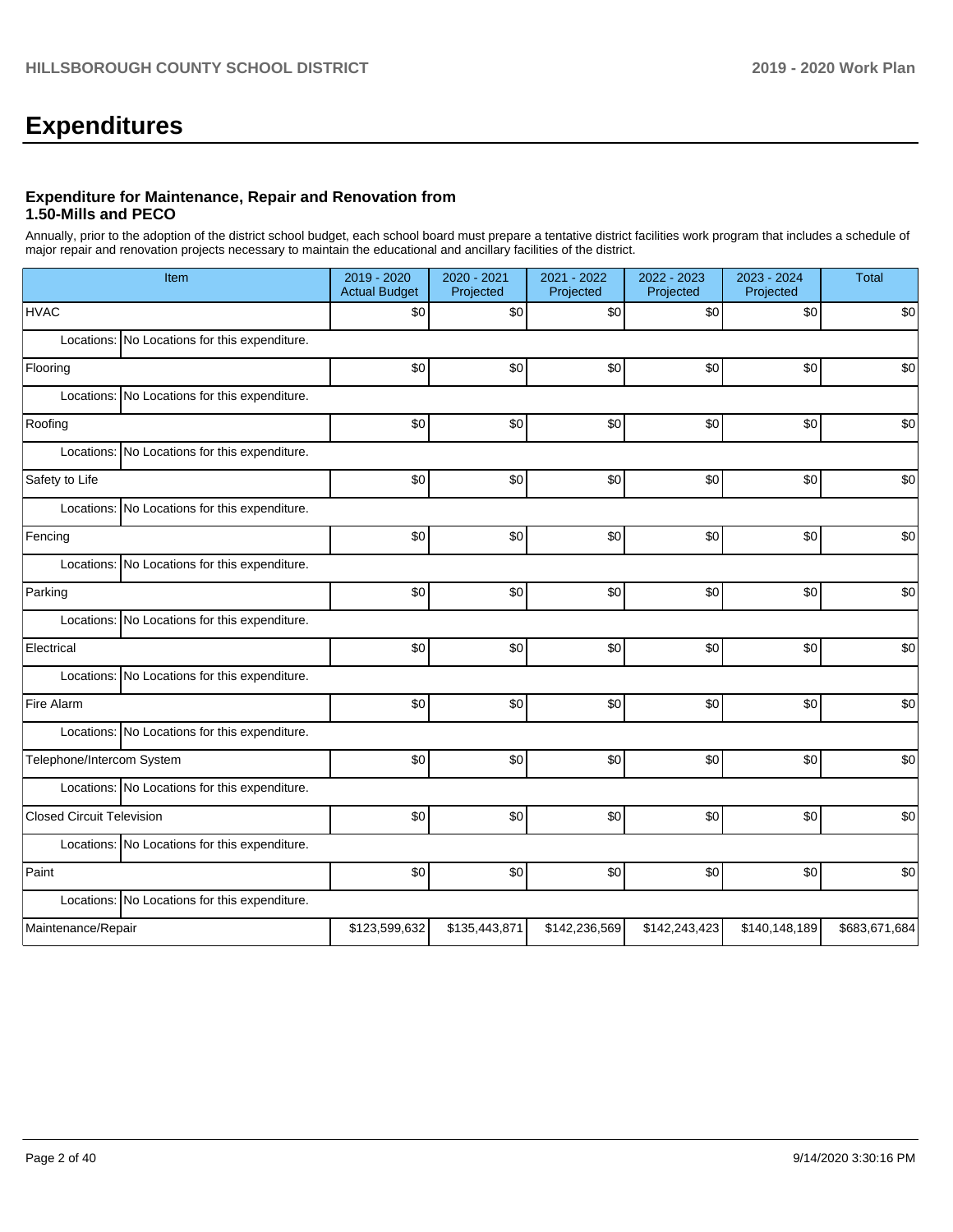# Expenditures

### Expenditure for Maintenance, Repair and Renovation from 1.50-Mills and PECO

Annually, prior to the adoption of the district school budget, each school board must prepare a tentative district facilities work program that includes a schedule of major repair and renovation projects necessary to maintain the educational and ancillary facilities of the district.

| Item | 2019 - 2020 Actual Budget | 2020 - 2021 Projected | 2021 - 2022 Projected | 2022 - 2023 Projected | 2023 - 2024 Projected | Total |
|---|---|---|---|---|---|---|
| HVAC | $0 | $0 | $0 | $0 | $0 | $0 |
| Locations: No Locations for this expenditure. | | | | | | |
| Flooring | $0 | $0 | $0 | $0 | $0 | $0 |
| Locations: No Locations for this expenditure. | | | | | | |
| Roofing | $0 | $0 | $0 | $0 | $0 | $0 |
| Locations: No Locations for this expenditure. | | | | | | |
| Safety to Life | $0 | $0 | $0 | $0 | $0 | $0 |
| Locations: No Locations for this expenditure. | | | | | | |
| Fencing | $0 | $0 | $0 | $0 | $0 | $0 |
| Locations: No Locations for this expenditure. | | | | | | |
| Parking | $0 | $0 | $0 | $0 | $0 | $0 |
| Locations: No Locations for this expenditure. | | | | | | |
| Electrical | $0 | $0 | $0 | $0 | $0 | $0 |
| Locations: No Locations for this expenditure. | | | | | | |
| Fire Alarm | $0 | $0 | $0 | $0 | $0 | $0 |
| Locations: No Locations for this expenditure. | | | | | | |
| Telephone/Intercom System | $0 | $0 | $0 | $0 | $0 | $0 |
| Locations: No Locations for this expenditure. | | | | | | |
| Closed Circuit Television | $0 | $0 | $0 | $0 | $0 | $0 |
| Locations: No Locations for this expenditure. | | | | | | |
| Paint | $0 | $0 | $0 | $0 | $0 | $0 |
| Locations: No Locations for this expenditure. | | | | | | |
| Maintenance/Repair | $123,599,632 | $135,443,871 | $142,236,569 | $142,243,423 | $140,148,189 | $683,671,684 |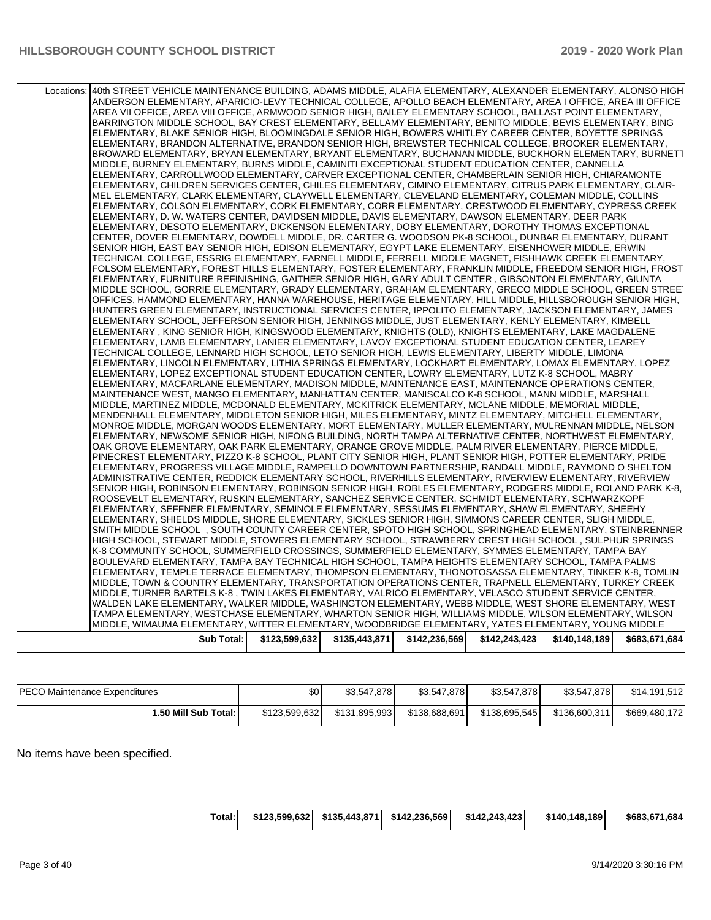| | | | | | | |
|---|---|---|---|---|---|---|
| Locations: | 40th STREET VEHICLE MAINTENANCE BUILDING, ADAMS MIDDLE, ALAFIA ELEMENTARY, ALEXANDER ELEMENTARY, ALONSO HIGH, ANDERSON ELEMENTARY, APARICIO-LEVY TECHNICAL COLLEGE, APOLLO BEACH ELEMENTARY, AREA I OFFICE, AREA III OFFICE, AREA VII OFFICE, AREA VIII OFFICE, ARMWOOD SENIOR HIGH, BAILEY ELEMENTARY SCHOOL, BALLAST POINT ELEMENTARY, BARRINGTON MIDDLE SCHOOL, BAY CREST ELEMENTARY, BELLAMY ELEMENTARY, BENITO MIDDLE, BEVIS ELEMENTARY, BING ELEMENTARY, BLAKE SENIOR HIGH, BLOOMINGDALE SENIOR HIGH, BOWERS WHITLEY CAREER CENTER, BOYETTE SPRINGS ELEMENTARY, BRANDON ALTERNATIVE, BRANDON SENIOR HIGH, BREWSTER TECHNICAL COLLEGE, BROOKER ELEMENTARY, BROWARD ELEMENTARY, BRYAN ELEMENTARY, BRYANT ELEMENTARY, BUCHANAN MIDDLE, BUCKHORN ELEMENTARY, BURNETT MIDDLE, BURNEY ELEMENTARY, BURNS MIDDLE, CAMINITI EXCEPTIONAL STUDENT EDUCATION CENTER, CANNELLA ELEMENTARY, CARROLLWOOD ELEMENTARY, CARVER EXCEPTIONAL CENTER, CHAMBERLAIN SENIOR HIGH, CHIARAMONTE ELEMENTARY, CHILDREN SERVICES CENTER, CHILES ELEMENTARY, CIMINO ELEMENTARY, CITRUS PARK ELEMENTARY, CLAIR-MEL ELEMENTARY, CLARK ELEMENTARY, CLAYWELL ELEMENTARY, CLEVELAND ELEMENTARY, COLEMAN MIDDLE, COLLINS ELEMENTARY, COLSON ELEMENTARY, CORK ELEMENTARY, CORR ELEMENTARY, CRESTWOOD ELEMENTARY, CYPRESS CREEK ELEMENTARY, D. W. WATERS CENTER, DAVIDSEN MIDDLE, DAVIS ELEMENTARY, DAWSON ELEMENTARY, DEER PARK ELEMENTARY, DESOTO ELEMENTARY, DICKENSON ELEMENTARY, DOBY ELEMENTARY, DOROTHY THOMAS EXCEPTIONAL CENTER, DOVER ELEMENTARY, DOWDELL MIDDLE, DR. CARTER G. WOODSON PK-8 SCHOOL, DUNBAR ELEMENTARY, DURANT SENIOR HIGH, EAST BAY SENIOR HIGH, EDISON ELEMENTARY, EGYPT LAKE ELEMENTARY, EISENHOWER MIDDLE, ERWIN TECHNICAL COLLEGE, ESSRIG ELEMENTARY, FARNELL MIDDLE, FERRELL MIDDLE MAGNET, FISHHAWK CREEK ELEMENTARY, FOLSOM ELEMENTARY, FOREST HILLS ELEMENTARY, FOSTER ELEMENTARY, FRANKLIN MIDDLE, FREEDOM SENIOR HIGH, FROST ELEMENTARY, FURNITURE REFINISHING, GAITHER SENIOR HIGH, GARY ADULT CENTER , GIBSONTON ELEMENTARY, GIUNTA MIDDLE SCHOOL, GORRIE ELEMENTARY, GRADY ELEMENTARY, GRAHAM ELEMENTARY, GRECO MIDDLE SCHOOL, GREEN STREET OFFICES, HAMMOND ELEMENTARY, HANNA WAREHOUSE, HERITAGE ELEMENTARY, HILL MIDDLE, HILLSBOROUGH SENIOR HIGH, HUNTERS GREEN ELEMENTARY, INSTRUCTIONAL SERVICES CENTER, IPPOLITO ELEMENTARY, JACKSON ELEMENTARY, JAMES ELEMENTARY SCHOOL, JEFFERSON SENIOR HIGH, JENNINGS MIDDLE, JUST ELEMENTARY, KENLY ELEMENTARY, KIMBELL ELEMENTARY , KING SENIOR HIGH, KINGSWOOD ELEMENTARY, KNIGHTS (OLD), KNIGHTS ELEMENTARY, LAKE MAGDALENE ELEMENTARY, LAMB ELEMENTARY, LANIER ELEMENTARY, LAVOY EXCEPTIONAL STUDENT EDUCATION CENTER, LEAREY TECHNICAL COLLEGE, LENNARD HIGH SCHOOL, LETO SENIOR HIGH, LEWIS ELEMENTARY, LIBERTY MIDDLE, LIMONA ELEMENTARY, LINCOLN ELEMENTARY, LITHIA SPRINGS ELEMENTARY, LOCKHART ELEMENTARY, LOMAX ELEMENTARY, LOPEZ ELEMENTARY, LOPEZ EXCEPTIONAL STUDENT EDUCATION CENTER, LOWRY ELEMENTARY, LUTZ K-8 SCHOOL, MABRY ELEMENTARY, MACFARLANE ELEMENTARY, MADISON MIDDLE, MAINTENANCE EAST, MAINTENANCE OPERATIONS CENTER, MAINTENANCE WEST, MANGO ELEMENTARY, MANHATTAN CENTER, MANISCALCO K-8 SCHOOL, MANN MIDDLE, MARSHALL MIDDLE, MARTINEZ MIDDLE, MCDONALD ELEMENTARY, MCKITRICK ELEMENTARY, MCLANE MIDDLE, MEMORIAL MIDDLE, MENDENHALL ELEMENTARY, MIDDLETON SENIOR HIGH, MILES ELEMENTARY, MINTZ ELEMENTARY, MITCHELL ELEMENTARY, MONROE MIDDLE, MORGAN WOODS ELEMENTARY, MORT ELEMENTARY, MULLER ELEMENTARY, MULRENNAN MIDDLE, NELSON ELEMENTARY, NEWSOME SENIOR HIGH, NIFONG BUILDING, NORTH TAMPA ALTERNATIVE CENTER, NORTHWEST ELEMENTARY, OAK GROVE ELEMENTARY, OAK PARK ELEMENTARY, ORANGE GROVE MIDDLE, PALM RIVER ELEMENTARY, PIERCE MIDDLE, PINECREST ELEMENTARY, PIZZO K-8 SCHOOL, PLANT CITY SENIOR HIGH, PLANT SENIOR HIGH, POTTER ELEMENTARY, PRIDE ELEMENTARY, PROGRESS VILLAGE MIDDLE, RAMPELLO DOWNTOWN PARTNERSHIP, RANDALL MIDDLE, RAYMOND O SHELTON ADMINISTRATIVE CENTER, REDDICK ELEMENTARY SCHOOL, RIVERHILLS ELEMENTARY, RIVERVIEW ELEMENTARY, RIVERVIEW SENIOR HIGH, ROBINSON ELEMENTARY, ROBINSON SENIOR HIGH, ROBLES ELEMENTARY, RODGERS MIDDLE, ROLAND PARK K-8, ROOSEVELT ELEMENTARY, RUSKIN ELEMENTARY, SANCHEZ SERVICE CENTER, SCHMIDT ELEMENTARY, SCHWARZKOPF ELEMENTARY, SEFFNER ELEMENTARY, SEMINOLE ELEMENTARY, SESSUMS ELEMENTARY, SHAW ELEMENTARY, SHEEHY ELEMENTARY, SHIELDS MIDDLE, SHORE ELEMENTARY, SICKLES SENIOR HIGH, SIMMONS CAREER CENTER, SLIGH MIDDLE, SMITH MIDDLE SCHOOL , SOUTH COUNTY CAREER CENTER, SPOTO HIGH SCHOOL, SPRINGHEAD ELEMENTARY, STEINBRENNER HIGH SCHOOL, STEWART MIDDLE, STOWERS ELEMENTARY SCHOOL, STRAWBERRY CREST HIGH SCHOOL , SULPHUR SPRINGS K-8 COMMUNITY SCHOOL, SUMMERFIELD CROSSINGS, SUMMERFIELD ELEMENTARY, SYMMES ELEMENTARY, TAMPA BAY BOULEVARD ELEMENTARY, TAMPA BAY TECHNICAL HIGH SCHOOL, TAMPA HEIGHTS ELEMENTARY SCHOOL, TAMPA PALMS ELEMENTARY, TEMPLE TERRACE ELEMENTARY, THOMPSON ELEMENTARY, THONOTOSASSA ELEMENTARY, TINKER K-8, TOMLIN MIDDLE, TOWN & COUNTRY ELEMENTARY, TRANSPORTATION OPERATIONS CENTER, TRAPNELL ELEMENTARY, TURKEY CREEK MIDDLE, TURNER BARTELS K-8 , TWIN LAKES ELEMENTARY, VALRICO ELEMENTARY, VELASCO STUDENT SERVICE CENTER, WALDEN LAKE ELEMENTARY, WALKER MIDDLE, WASHINGTON ELEMENTARY, WEBB MIDDLE, WEST SHORE ELEMENTARY, WEST TAMPA ELEMENTARY, WESTCHASE ELEMENTARY, WHARTON SENIOR HIGH, WILLIAMS MIDDLE, WILSON ELEMENTARY, WILSON MIDDLE, WIMAUMA ELEMENTARY, WITTER ELEMENTARY, WOODBRIDGE ELEMENTARY, YATES ELEMENTARY, YOUNG MIDDLE | | | | | |
| **Sub Total:** | **$123,599,632** | **$135,443,871** | **$142,236,569** | **$142,243,423** | **$140,148,189** | **$683,671,684** |

| | | | | | | |
|---|---|---|---|---|---|---|
| PECO Maintenance Expenditures | $0 | $3,547,878 | $3,547,878 | $3,547,878 | $3,547,878 | $14,191,512 |
| **1.50 Mill Sub Total:** | $123,599,632 | $131,895,993 | $138,688,691 | $138,695,545 | $136,600,311 | $669,480,172 |

No items have been specified.

| | | | | | | |
|---|---|---|---|---|---|---|
| **Total:** | **$123,599,632** | **$135,443,871** | **$142,236,569** | **$142,243,423** | **$140,148,189** | **$683,671,684** |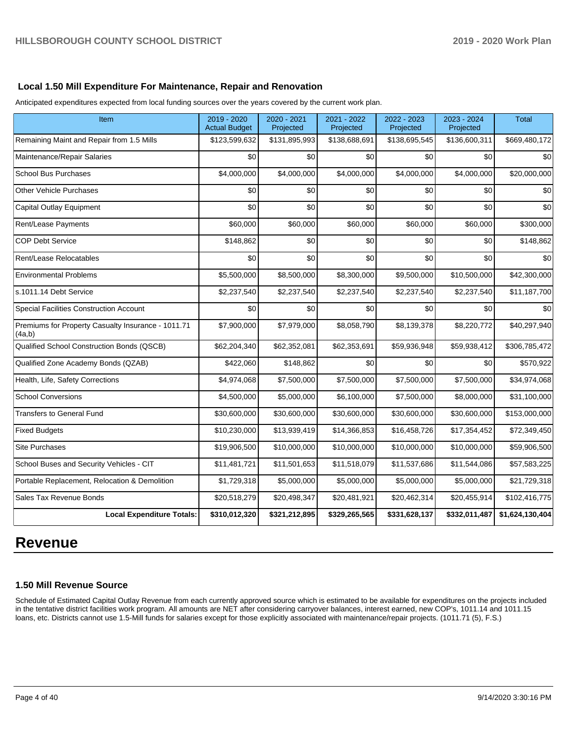### Local 1.50 Mill Expenditure For Maintenance, Repair and Renovation

Anticipated expenditures expected from local funding sources over the years covered by the current work plan.

| Item | 2019 - 2020 Actual Budget | 2020 - 2021 Projected | 2021 - 2022 Projected | 2022 - 2023 Projected | 2023 - 2024 Projected | Total |
|---|---|---|---|---|---|---|
| Remaining Maint and Repair from 1.5 Mills | $123,599,632 | $131,895,993 | $138,688,691 | $138,695,545 | $136,600,311 | $669,480,172 |
| Maintenance/Repair Salaries | $0 | $0 | $0 | $0 | $0 | $0 |
| School Bus Purchases | $4,000,000 | $4,000,000 | $4,000,000 | $4,000,000 | $4,000,000 | $20,000,000 |
| Other Vehicle Purchases | $0 | $0 | $0 | $0 | $0 | $0 |
| Capital Outlay Equipment | $0 | $0 | $0 | $0 | $0 | $0 |
| Rent/Lease Payments | $60,000 | $60,000 | $60,000 | $60,000 | $60,000 | $300,000 |
| COP Debt Service | $148,862 | $0 | $0 | $0 | $0 | $148,862 |
| Rent/Lease Relocatables | $0 | $0 | $0 | $0 | $0 | $0 |
| Environmental Problems | $5,500,000 | $8,500,000 | $8,300,000 | $9,500,000 | $10,500,000 | $42,300,000 |
| s.1011.14 Debt Service | $2,237,540 | $2,237,540 | $2,237,540 | $2,237,540 | $2,237,540 | $11,187,700 |
| Special Facilities Construction Account | $0 | $0 | $0 | $0 | $0 | $0 |
| Premiums for Property Casualty Insurance - 1011.71 (4a,b) | $7,900,000 | $7,979,000 | $8,058,790 | $8,139,378 | $8,220,772 | $40,297,940 |
| Qualified School Construction Bonds (QSCB) | $62,204,340 | $62,352,081 | $62,353,691 | $59,936,948 | $59,938,412 | $306,785,472 |
| Qualified Zone Academy Bonds (QZAB) | $422,060 | $148,862 | $0 | $0 | $0 | $570,922 |
| Health, Life, Safety Corrections | $4,974,068 | $7,500,000 | $7,500,000 | $7,500,000 | $7,500,000 | $34,974,068 |
| School Conversions | $4,500,000 | $5,000,000 | $6,100,000 | $7,500,000 | $8,000,000 | $31,100,000 |
| Transfers to General Fund | $30,600,000 | $30,600,000 | $30,600,000 | $30,600,000 | $30,600,000 | $153,000,000 |
| Fixed Budgets | $10,230,000 | $13,939,419 | $14,366,853 | $16,458,726 | $17,354,452 | $72,349,450 |
| Site Purchases | $19,906,500 | $10,000,000 | $10,000,000 | $10,000,000 | $10,000,000 | $59,906,500 |
| School Buses and Security Vehicles - CIT | $11,481,721 | $11,501,653 | $11,518,079 | $11,537,686 | $11,544,086 | $57,583,225 |
| Portable Replacement, Relocation & Demolition | $1,729,318 | $5,000,000 | $5,000,000 | $5,000,000 | $5,000,000 | $21,729,318 |
| Sales Tax Revenue Bonds | $20,518,279 | $20,498,347 | $20,481,921 | $20,462,314 | $20,455,914 | $102,416,775 |
| **Local Expenditure Totals:** | **$310,012,320** | **$321,212,895** | **$329,265,565** | **$331,628,137** | **$332,011,487** | **$1,624,130,404** |

# Revenue

### 1.50 Mill Revenue Source

Schedule of Estimated Capital Outlay Revenue from each currently approved source which is estimated to be available for expenditures on the projects included in the tentative district facilities work program. All amounts are NET after considering carryover balances, interest earned, new COP's, 1011.14 and 1011.15 loans, etc. Districts cannot use 1.5-Mill funds for salaries except for those explicitly associated with maintenance/repair projects. (1011.71 (5), F.S.)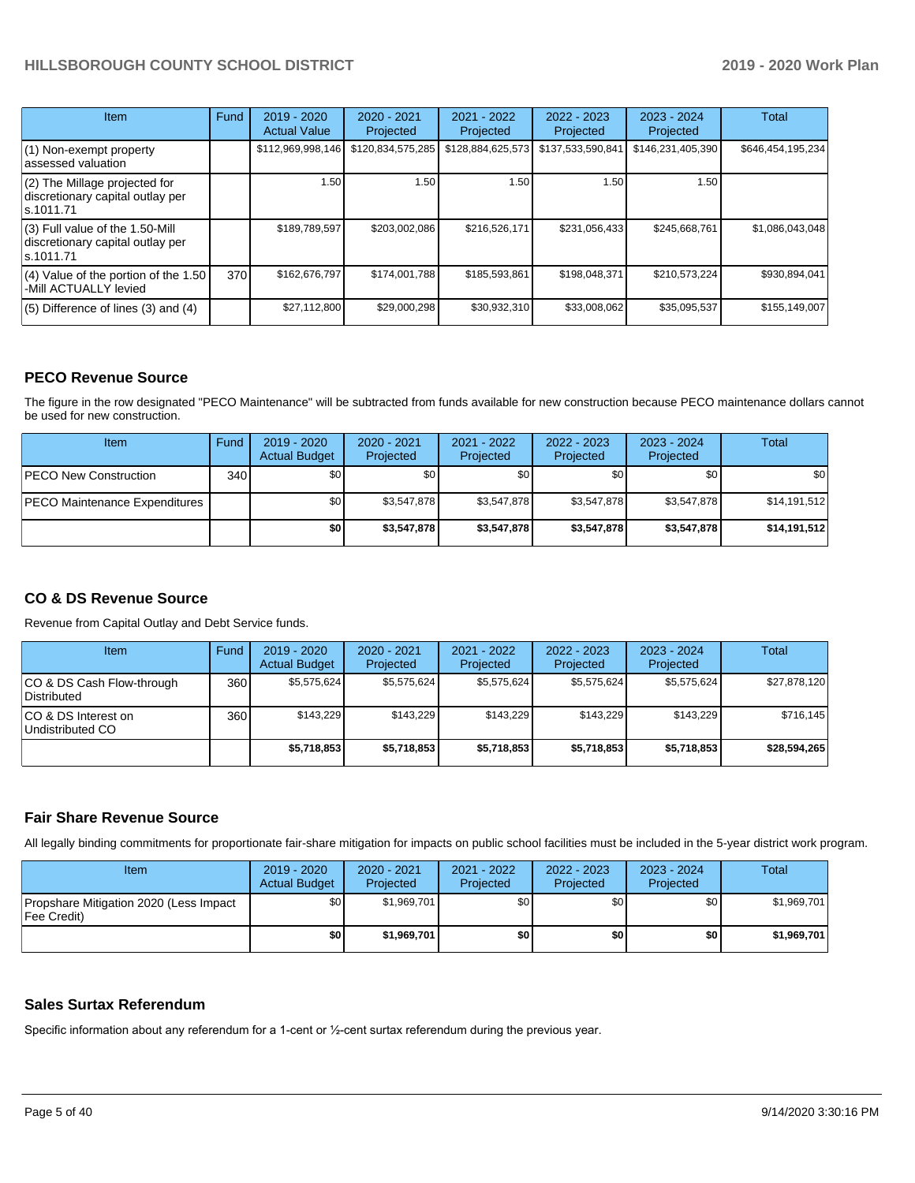| Item | Fund | 2019 - 2020 Actual Value | 2020 - 2021 Projected | 2021 - 2022 Projected | 2022 - 2023 Projected | 2023 - 2024 Projected | Total |
|---|---|---|---|---|---|---|---|
| (1) Non-exempt property assessed valuation | | $112,969,998,146 | $120,834,575,285 | $128,884,625,573 | $137,533,590,841 | $146,231,405,390 | $646,454,195,234 |
| (2) The Millage projected for discretionary capital outlay per s.1011.71 | | 1.50 | 1.50 | 1.50 | 1.50 | 1.50 | |
| (3) Full value of the 1.50-Mill discretionary capital outlay per s.1011.71 | | $189,789,597 | $203,002,086 | $216,526,171 | $231,056,433 | $245,668,761 | $1,086,043,048 |
| (4) Value of the portion of the 1.50 -Mill ACTUALLY levied | 370 | $162,676,797 | $174,001,788 | $185,593,861 | $198,048,371 | $210,573,224 | $930,894,041 |
| (5) Difference of lines (3) and (4) | | $27,112,800 | $29,000,298 | $30,932,310 | $33,008,062 | $35,095,537 | $155,149,007 |

## PECO Revenue Source

The figure in the row designated "PECO Maintenance" will be subtracted from funds available for new construction because PECO maintenance dollars cannot be used for new construction.

| Item | Fund | 2019 - 2020 Actual Budget | 2020 - 2021 Projected | 2021 - 2022 Projected | 2022 - 2023 Projected | 2023 - 2024 Projected | Total |
|---|---|---|---|---|---|---|---|
| PECO New Construction | 340 | $0 | $0 | $0 | $0 | $0 | $0 |
| PECO Maintenance Expenditures | | $0 | $3,547,878 | $3,547,878 | $3,547,878 | $3,547,878 | $14,191,512 |
| | | **$0** | **$3,547,878** | **$3,547,878** | **$3,547,878** | **$3,547,878** | **$14,191,512** |

## CO & DS Revenue Source

Revenue from Capital Outlay and Debt Service funds.

| Item | Fund | 2019 - 2020 Actual Budget | 2020 - 2021 Projected | 2021 - 2022 Projected | 2022 - 2023 Projected | 2023 - 2024 Projected | Total |
|---|---|---|---|---|---|---|---|
| CO & DS Cash Flow-through Distributed | 360 | $5,575,624 | $5,575,624 | $5,575,624 | $5,575,624 | $5,575,624 | $27,878,120 |
| CO & DS Interest on Undistributed CO | 360 | $143,229 | $143,229 | $143,229 | $143,229 | $143,229 | $716,145 |
| | | **$5,718,853** | **$5,718,853** | **$5,718,853** | **$5,718,853** | **$5,718,853** | **$28,594,265** |

## Fair Share Revenue Source

All legally binding commitments for proportionate fair-share mitigation for impacts on public school facilities must be included in the 5-year district work program.

| Item | 2019 - 2020 Actual Budget | 2020 - 2021 Projected | 2021 - 2022 Projected | 2022 - 2023 Projected | 2023 - 2024 Projected | Total |
|---|---|---|---|---|---|---|
| Propshare Mitigation 2020 (Less Impact Fee Credit) | $0 | $1,969,701 | $0 | $0 | $0 | $1,969,701 |
| | **$0** | **$1,969,701** | **$0** | **$0** | **$0** | **$1,969,701** |

## Sales Surtax Referendum

Specific information about any referendum for a 1-cent or ½-cent surtax referendum during the previous year.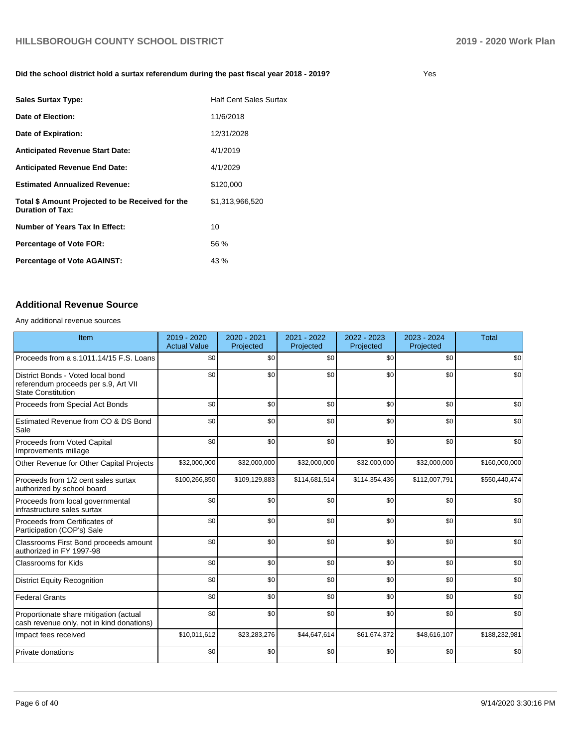**Did the school district hold a surtax referendum during the past fiscal year 2018 - 2019?** Yes

| | |
|---|---|
| **Sales Surtax Type:** | Half Cent Sales Surtax |
| **Date of Election:** | 11/6/2018 |
| **Date of Expiration:** | 12/31/2028 |
| **Anticipated Revenue Start Date:** | 4/1/2019 |
| **Anticipated Revenue End Date:** | 4/1/2029 |
| **Estimated Annualized Revenue:** | $120,000 |
| **Total $ Amount Projected to be Received for the Duration of Tax:** | $1,313,966,520 |
| **Number of Years Tax In Effect:** | 10 |
| **Percentage of Vote FOR:** | 56 % |
| **Percentage of Vote AGAINST:** | 43 % |

## Additional Revenue Source

Any additional revenue sources

| Item | 2019 - 2020 Actual Value | 2020 - 2021 Projected | 2021 - 2022 Projected | 2022 - 2023 Projected | 2023 - 2024 Projected | Total |
|---|---|---|---|---|---|---|
| Proceeds from a s.1011.14/15 F.S. Loans | $0 | $0 | $0 | $0 | $0 | $0 |
| District Bonds - Voted local bond referendum proceeds per s.9, Art VII State Constitution | $0 | $0 | $0 | $0 | $0 | $0 |
| Proceeds from Special Act Bonds | $0 | $0 | $0 | $0 | $0 | $0 |
| Estimated Revenue from CO & DS Bond Sale | $0 | $0 | $0 | $0 | $0 | $0 |
| Proceeds from Voted Capital Improvements millage | $0 | $0 | $0 | $0 | $0 | $0 |
| Other Revenue for Other Capital Projects | $32,000,000 | $32,000,000 | $32,000,000 | $32,000,000 | $32,000,000 | $160,000,000 |
| Proceeds from 1/2 cent sales surtax authorized by school board | $100,266,850 | $109,129,883 | $114,681,514 | $114,354,436 | $112,007,791 | $550,440,474 |
| Proceeds from local governmental infrastructure sales surtax | $0 | $0 | $0 | $0 | $0 | $0 |
| Proceeds from Certificates of Participation (COP's) Sale | $0 | $0 | $0 | $0 | $0 | $0 |
| Classrooms First Bond proceeds amount authorized in FY 1997-98 | $0 | $0 | $0 | $0 | $0 | $0 |
| Classrooms for Kids | $0 | $0 | $0 | $0 | $0 | $0 |
| District Equity Recognition | $0 | $0 | $0 | $0 | $0 | $0 |
| Federal Grants | $0 | $0 | $0 | $0 | $0 | $0 |
| Proportionate share mitigation (actual cash revenue only, not in kind donations) | $0 | $0 | $0 | $0 | $0 | $0 |
| Impact fees received | $10,011,612 | $23,283,276 | $44,647,614 | $61,674,372 | $48,616,107 | $188,232,981 |
| Private donations | $0 | $0 | $0 | $0 | $0 | $0 |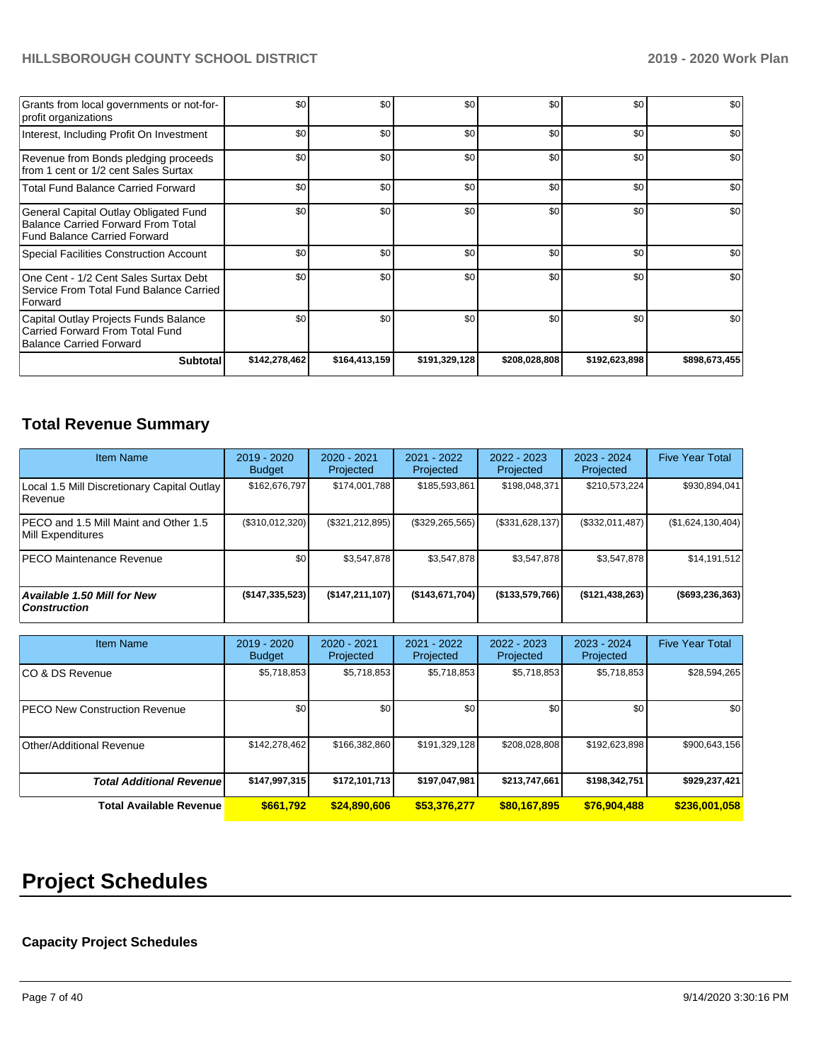| | | | | | | |
|---|---|---|---|---|---|---|
| Grants from local governments or not-for-profit organizations | $0 | $0 | $0 | $0 | $0 | $0 |
| Interest, Including Profit On Investment | $0 | $0 | $0 | $0 | $0 | $0 |
| Revenue from Bonds pledging proceeds from 1 cent or 1/2 cent Sales Surtax | $0 | $0 | $0 | $0 | $0 | $0 |
| Total Fund Balance Carried Forward | $0 | $0 | $0 | $0 | $0 | $0 |
| General Capital Outlay Obligated Fund Balance Carried Forward From Total Fund Balance Carried Forward | $0 | $0 | $0 | $0 | $0 | $0 |
| Special Facilities Construction Account | $0 | $0 | $0 | $0 | $0 | $0 |
| One Cent - 1/2 Cent Sales Surtax Debt Service From Total Fund Balance Carried Forward | $0 | $0 | $0 | $0 | $0 | $0 |
| Capital Outlay Projects Funds Balance Carried Forward From Total Fund Balance Carried Forward | $0 | $0 | $0 | $0 | $0 | $0 |
| **Subtotal** | **$142,278,462** | **$164,413,159** | **$191,329,128** | **$208,028,808** | **$192,623,898** | **$898,673,455** |

## Total Revenue Summary

| Item Name | 2019 - 2020 Budget | 2020 - 2021 Projected | 2021 - 2022 Projected | 2022 - 2023 Projected | 2023 - 2024 Projected | Five Year Total |
|---|---|---|---|---|---|---|
| Local 1.5 Mill Discretionary Capital Outlay Revenue | $162,676,797 | $174,001,788 | $185,593,861 | $198,048,371 | $210,573,224 | $930,894,041 |
| PECO and 1.5 Mill Maint and Other 1.5 Mill Expenditures | ($310,012,320) | ($321,212,895) | ($329,265,565) | ($331,628,137) | ($332,011,487) | ($1,624,130,404) |
| PECO Maintenance Revenue | $0 | $3,547,878 | $3,547,878 | $3,547,878 | $3,547,878 | $14,191,512 |
| ***Available 1.50 Mill for New Construction*** | **($147,335,523)** | **($147,211,107)** | **($143,671,704)** | **($133,579,766)** | **($121,438,263)** | **($693,236,363)** |

| Item Name | 2019 - 2020 Budget | 2020 - 2021 Projected | 2021 - 2022 Projected | 2022 - 2023 Projected | 2023 - 2024 Projected | Five Year Total |
|---|---|---|---|---|---|---|
| CO & DS Revenue | $5,718,853 | $5,718,853 | $5,718,853 | $5,718,853 | $5,718,853 | $28,594,265 |
| PECO New Construction Revenue | $0 | $0 | $0 | $0 | $0 | $0 |
| Other/Additional Revenue | $142,278,462 | $166,382,860 | $191,329,128 | $208,028,808 | $192,623,898 | $900,643,156 |
| ***Total Additional Revenue*** | **$147,997,315** | **$172,101,713** | **$197,047,981** | **$213,747,661** | **$198,342,751** | **$929,237,421** |
| **Total Available Revenue** | **$661,792** | **$24,890,606** | **$53,376,277** | **$80,167,895** | **$76,904,488** | **$236,001,058** |

# Project Schedules

### Capacity Project Schedules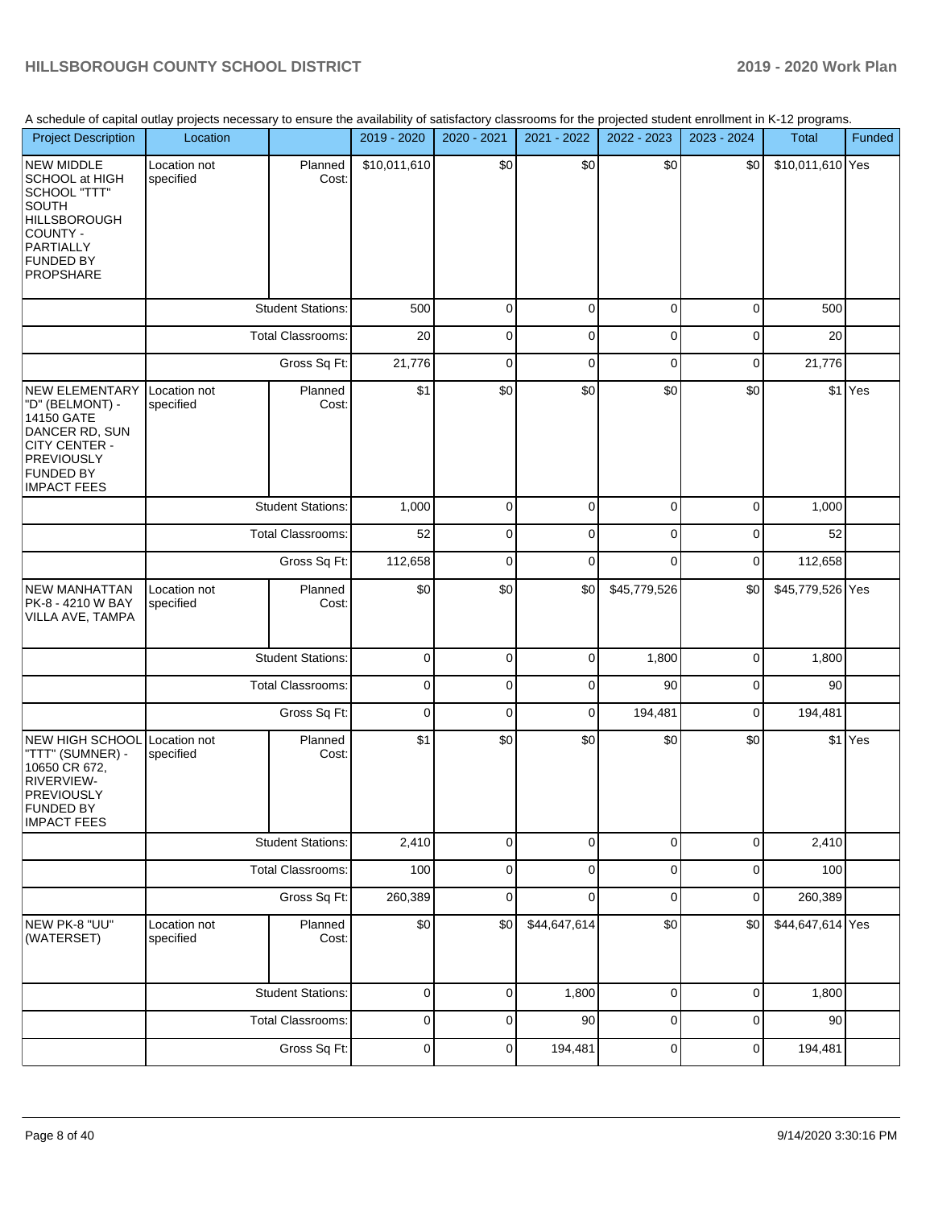A schedule of capital outlay projects necessary to ensure the availability of satisfactory classrooms for the projected student enrollment in K-12 programs.

| Project Description | Location | | 2019 - 2020 | 2020 - 2021 | 2021 - 2022 | 2022 - 2023 | 2023 - 2024 | Total | Funded |
|---|---|---|---|---|---|---|---|---|---|
| NEW MIDDLE SCHOOL at HIGH SCHOOL "TTT" SOUTH HILLSBOROUGH COUNTY - PARTIALLY FUNDED BY PROPSHARE | Location not specified | Planned Cost: | $10,011,610 | $0 | $0 | $0 | $0 | $10,011,610 | Yes |
| | | Student Stations: | 500 | 0 | 0 | 0 | 0 | 500 | |
| | | Total Classrooms: | 20 | 0 | 0 | 0 | 0 | 20 | |
| | | Gross Sq Ft: | 21,776 | 0 | 0 | 0 | 0 | 21,776 | |
| NEW ELEMENTARY "D" (BELMONT) - 14150 GATE DANCER RD, SUN CITY CENTER - PREVIOUSLY FUNDED BY IMPACT FEES | Location not specified | Planned Cost: | $1 | $0 | $0 | $0 | $0 | $1 | Yes |
| | | Student Stations: | 1,000 | 0 | 0 | 0 | 0 | 1,000 | |
| | | Total Classrooms: | 52 | 0 | 0 | 0 | 0 | 52 | |
| | | Gross Sq Ft: | 112,658 | 0 | 0 | 0 | 0 | 112,658 | |
| NEW MANHATTAN PK-8 - 4210 W BAY VILLA AVE, TAMPA | Location not specified | Planned Cost: | $0 | $0 | $0 | $45,779,526 | $0 | $45,779,526 | Yes |
| | | Student Stations: | 0 | 0 | 0 | 1,800 | 0 | 1,800 | |
| | | Total Classrooms: | 0 | 0 | 0 | 90 | 0 | 90 | |
| | | Gross Sq Ft: | 0 | 0 | 0 | 194,481 | 0 | 194,481 | |
| NEW HIGH SCHOOL "TTT" (SUMNER) - 10650 CR 672, RIVERVIEW- PREVIOUSLY FUNDED BY IMPACT FEES | Location not specified | Planned Cost: | $1 | $0 | $0 | $0 | $0 | $1 | Yes |
| | | Student Stations: | 2,410 | 0 | 0 | 0 | 0 | 2,410 | |
| | | Total Classrooms: | 100 | 0 | 0 | 0 | 0 | 100 | |
| | | Gross Sq Ft: | 260,389 | 0 | 0 | 0 | 0 | 260,389 | |
| NEW PK-8 "UU" (WATERSET) | Location not specified | Planned Cost: | $0 | $0 | $44,647,614 | $0 | $0 | $44,647,614 | Yes |
| | | Student Stations: | 0 | 0 | 1,800 | 0 | 0 | 1,800 | |
| | | Total Classrooms: | 0 | 0 | 90 | 0 | 0 | 90 | |
| | | Gross Sq Ft: | 0 | 0 | 194,481 | 0 | 0 | 194,481 | |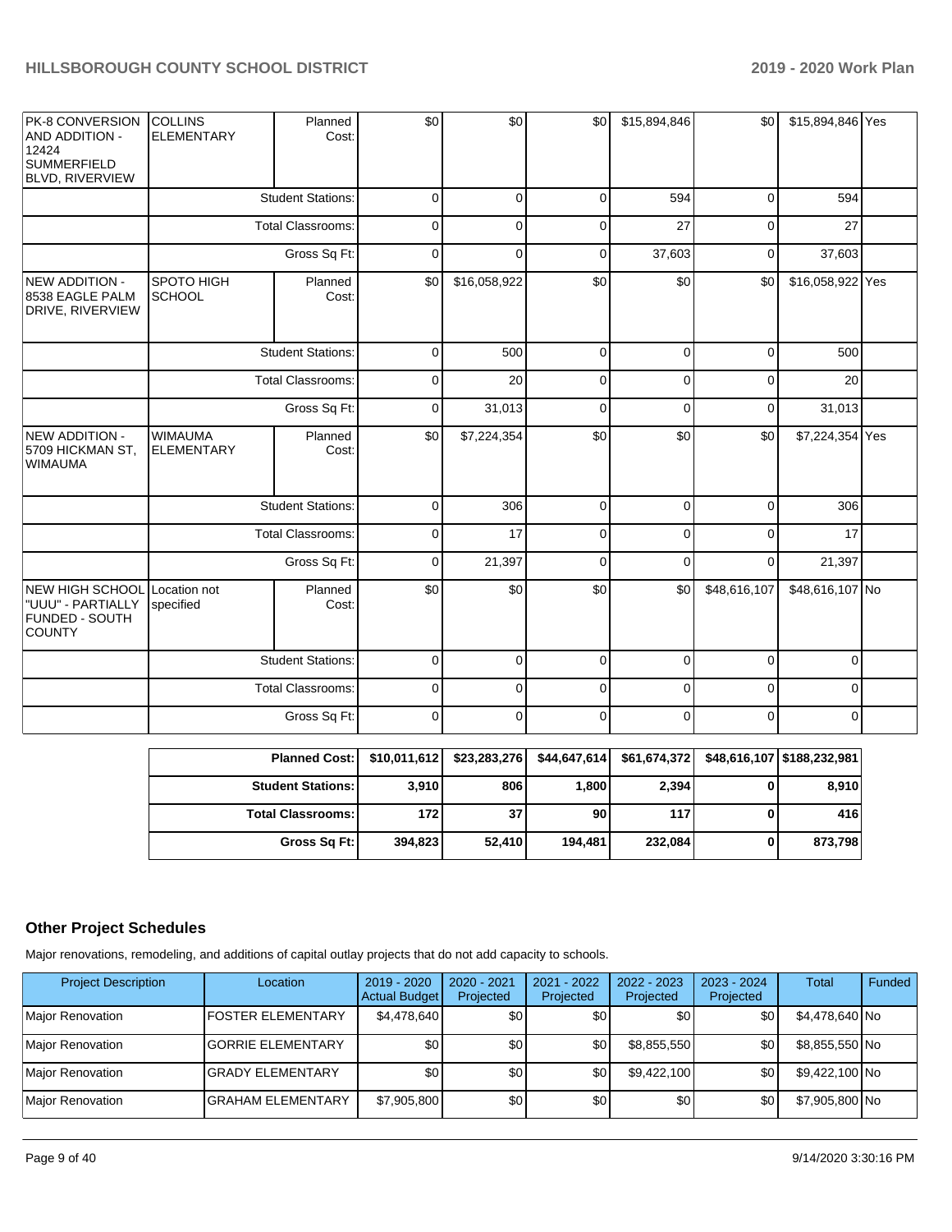| | | | | | | | | | |
|---|---|---|---|---|---|---|---|---|---|
| PK-8 CONVERSION AND ADDITION - 12424 SUMMERFIELD BLVD, RIVERVIEW | COLLINS ELEMENTARY | Planned Cost: | $0 | $0 | $0 | $15,894,846 | $0 | $15,894,846 | Yes |
| | | Student Stations: | 0 | 0 | 0 | 594 | 0 | 594 | |
| | | Total Classrooms: | 0 | 0 | 0 | 27 | 0 | 27 | |
| | | Gross Sq Ft: | 0 | 0 | 0 | 37,603 | 0 | 37,603 | |
| NEW ADDITION - 8538 EAGLE PALM DRIVE, RIVERVIEW | SPOTO HIGH SCHOOL | Planned Cost: | $0 | $16,058,922 | $0 | $0 | $0 | $16,058,922 | Yes |
| | | Student Stations: | 0 | 500 | 0 | 0 | 0 | 500 | |
| | | Total Classrooms: | 0 | 20 | 0 | 0 | 0 | 20 | |
| | | Gross Sq Ft: | 0 | 31,013 | 0 | 0 | 0 | 31,013 | |
| NEW ADDITION - 5709 HICKMAN ST, WIMAUMA | WIMAUMA ELEMENTARY | Planned Cost: | $0 | $7,224,354 | $0 | $0 | $0 | $7,224,354 | Yes |
| | | Student Stations: | 0 | 306 | 0 | 0 | 0 | 306 | |
| | | Total Classrooms: | 0 | 17 | 0 | 0 | 0 | 17 | |
| | | Gross Sq Ft: | 0 | 21,397 | 0 | 0 | 0 | 21,397 | |
| NEW HIGH SCHOOL "UUU" - PARTIALLY FUNDED - SOUTH COUNTY | Location not specified | Planned Cost: | $0 | $0 | $0 | $0 | $48,616,107 | $48,616,107 | No |
| | | Student Stations: | 0 | 0 | 0 | 0 | 0 | 0 | |
| | | Total Classrooms: | 0 | 0 | 0 | 0 | 0 | 0 | |
| | | Gross Sq Ft: | 0 | 0 | 0 | 0 | 0 | 0 | |

| | | | | | | |
|---|---|---|---|---|---|---|
| **Planned Cost:** | $10,011,612 | $23,283,276 | $44,647,614 | $61,674,372 | $48,616,107 | $188,232,981 |
| **Student Stations:** | 3,910 | 806 | 1,800 | 2,394 | 0 | 8,910 |
| **Total Classrooms:** | 172 | 37 | 90 | 117 | 0 | 416 |
| **Gross Sq Ft:** | 394,823 | 52,410 | 194,481 | 232,084 | 0 | 873,798 |

## Other Project Schedules

Major renovations, remodeling, and additions of capital outlay projects that do not add capacity to schools.

| Project Description | Location | 2019 - 2020 Actual Budget | 2020 - 2021 Projected | 2021 - 2022 Projected | 2022 - 2023 Projected | 2023 - 2024 Projected | Total | Funded |
|---|---|---|---|---|---|---|---|---|
| Major Renovation | FOSTER ELEMENTARY | $4,478,640 | $0 | $0 | $0 | $0 | $4,478,640 | No |
| Major Renovation | GORRIE ELEMENTARY | $0 | $0 | $0 | $8,855,550 | $0 | $8,855,550 | No |
| Major Renovation | GRADY ELEMENTARY | $0 | $0 | $0 | $9,422,100 | $0 | $9,422,100 | No |
| Major Renovation | GRAHAM ELEMENTARY | $7,905,800 | $0 | $0 | $0 | $0 | $7,905,800 | No |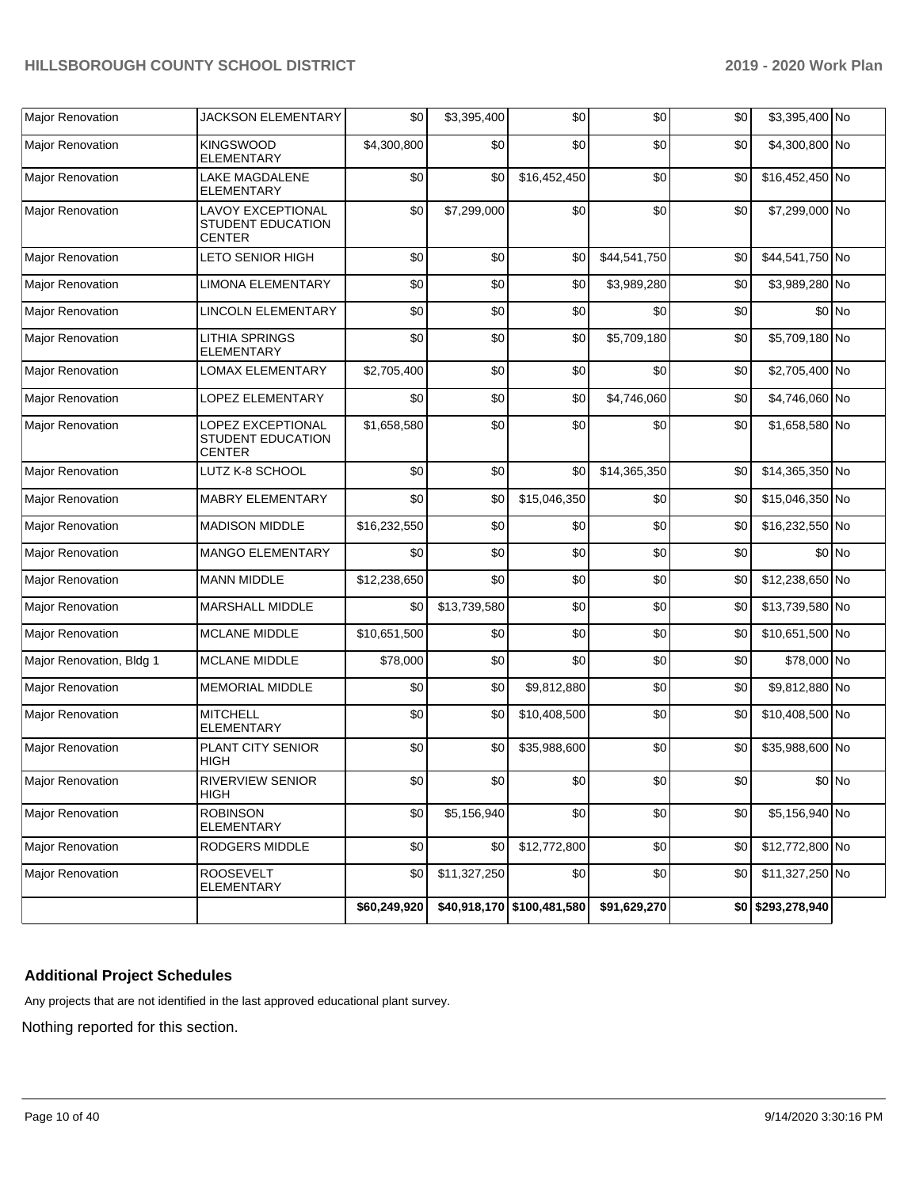| | | | | | | | | |
|---|---|---|---|---|---|---|---|---|
| Major Renovation | JACKSON ELEMENTARY | $0 | $3,395,400 | $0 | $0 | $0 | $3,395,400 | No |
| Major Renovation | KINGSWOOD ELEMENTARY | $4,300,800 | $0 | $0 | $0 | $0 | $4,300,800 | No |
| Major Renovation | LAKE MAGDALENE ELEMENTARY | $0 | $0 | $16,452,450 | $0 | $0 | $16,452,450 | No |
| Major Renovation | LAVOY EXCEPTIONAL STUDENT EDUCATION CENTER | $0 | $7,299,000 | $0 | $0 | $0 | $7,299,000 | No |
| Major Renovation | LETO SENIOR HIGH | $0 | $0 | $0 | $44,541,750 | $0 | $44,541,750 | No |
| Major Renovation | LIMONA ELEMENTARY | $0 | $0 | $0 | $3,989,280 | $0 | $3,989,280 | No |
| Major Renovation | LINCOLN ELEMENTARY | $0 | $0 | $0 | $0 | $0 | $0 | No |
| Major Renovation | LITHIA SPRINGS ELEMENTARY | $0 | $0 | $0 | $5,709,180 | $0 | $5,709,180 | No |
| Major Renovation | LOMAX ELEMENTARY | $2,705,400 | $0 | $0 | $0 | $0 | $2,705,400 | No |
| Major Renovation | LOPEZ ELEMENTARY | $0 | $0 | $0 | $4,746,060 | $0 | $4,746,060 | No |
| Major Renovation | LOPEZ EXCEPTIONAL STUDENT EDUCATION CENTER | $1,658,580 | $0 | $0 | $0 | $0 | $1,658,580 | No |
| Major Renovation | LUTZ K-8 SCHOOL | $0 | $0 | $0 | $14,365,350 | $0 | $14,365,350 | No |
| Major Renovation | MABRY ELEMENTARY | $0 | $0 | $15,046,350 | $0 | $0 | $15,046,350 | No |
| Major Renovation | MADISON MIDDLE | $16,232,550 | $0 | $0 | $0 | $0 | $16,232,550 | No |
| Major Renovation | MANGO ELEMENTARY | $0 | $0 | $0 | $0 | $0 | $0 | No |
| Major Renovation | MANN MIDDLE | $12,238,650 | $0 | $0 | $0 | $0 | $12,238,650 | No |
| Major Renovation | MARSHALL MIDDLE | $0 | $13,739,580 | $0 | $0 | $0 | $13,739,580 | No |
| Major Renovation | MCLANE MIDDLE | $10,651,500 | $0 | $0 | $0 | $0 | $10,651,500 | No |
| Major Renovation, Bldg 1 | MCLANE MIDDLE | $78,000 | $0 | $0 | $0 | $0 | $78,000 | No |
| Major Renovation | MEMORIAL MIDDLE | $0 | $0 | $9,812,880 | $0 | $0 | $9,812,880 | No |
| Major Renovation | MITCHELL ELEMENTARY | $0 | $0 | $10,408,500 | $0 | $0 | $10,408,500 | No |
| Major Renovation | PLANT CITY SENIOR HIGH | $0 | $0 | $35,988,600 | $0 | $0 | $35,988,600 | No |
| Major Renovation | RIVERVIEW SENIOR HIGH | $0 | $0 | $0 | $0 | $0 | $0 | No |
| Major Renovation | ROBINSON ELEMENTARY | $0 | $5,156,940 | $0 | $0 | $0 | $5,156,940 | No |
| Major Renovation | RODGERS MIDDLE | $0 | $0 | $12,772,800 | $0 | $0 | $12,772,800 | No |
| Major Renovation | ROOSEVELT ELEMENTARY | $0 | $11,327,250 | $0 | $0 | $0 | $11,327,250 | No |
| | | $60,249,920 | $40,918,170 | $100,481,580 | $91,629,270 | $0 | $293,278,940 | |

## Additional Project Schedules

Any projects that are not identified in the last approved educational plant survey.

Nothing reported for this section.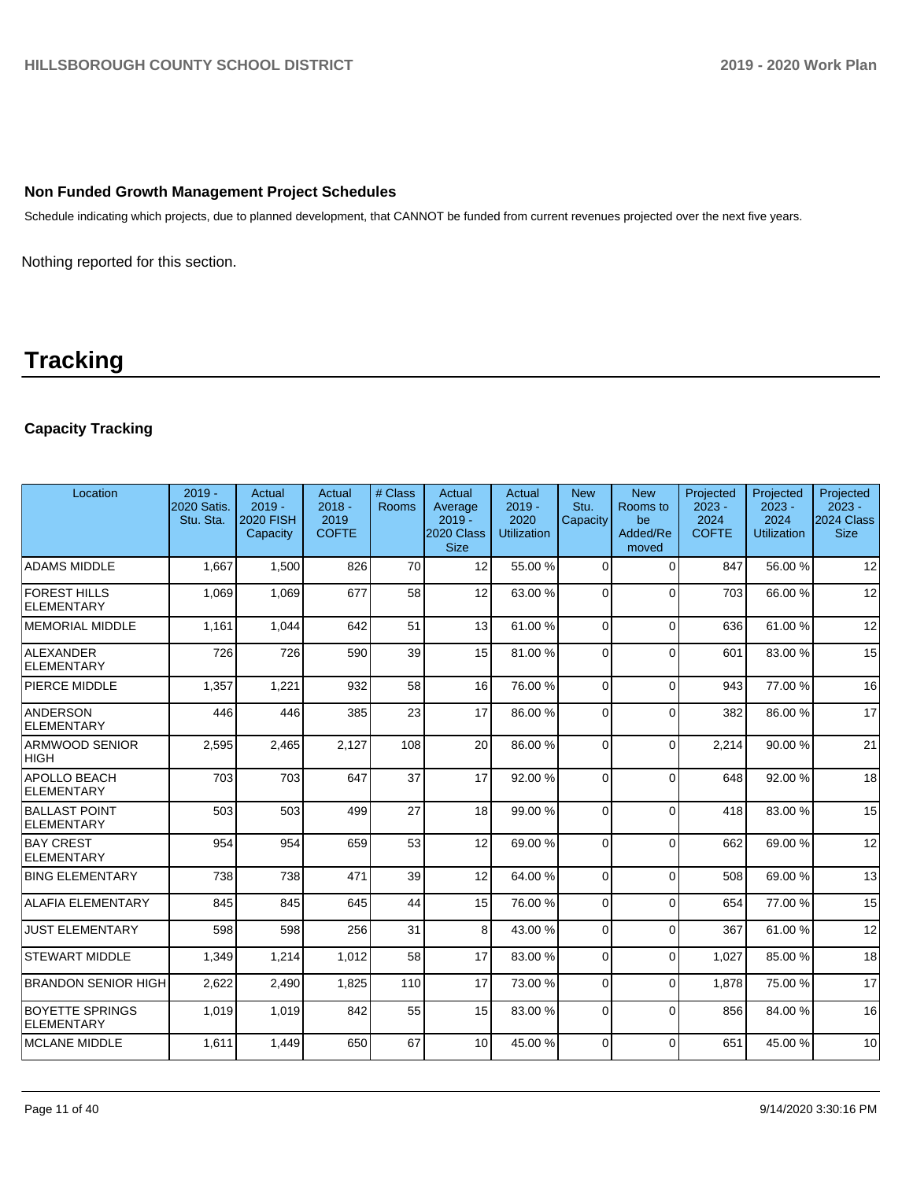### Non Funded Growth Management Project Schedules

Schedule indicating which projects, due to planned development, that CANNOT be funded from current revenues projected over the next five years.

Nothing reported for this section.

# Tracking

### Capacity Tracking

| Location | 2019 - 2020 Satis. Stu. Sta. | Actual 2019 - 2020 FISH Capacity | Actual 2018 - 2019 COFTE | # Class Rooms | Actual Average 2019 - 2020 Class Size | Actual 2019 - 2020 Utilization | New Stu. Capacity | New Rooms to be Added/Removed | Projected 2023 - 2024 COFTE | Projected 2023 - 2024 Utilization | Projected 2023 - 2024 Class Size |
|---|---|---|---|---|---|---|---|---|---|---|---|
| ADAMS MIDDLE | 1,667 | 1,500 | 826 | 70 | 12 | 55.00 % | 0 | 0 | 847 | 56.00 % | 12 |
| FOREST HILLS ELEMENTARY | 1,069 | 1,069 | 677 | 58 | 12 | 63.00 % | 0 | 0 | 703 | 66.00 % | 12 |
| MEMORIAL MIDDLE | 1,161 | 1,044 | 642 | 51 | 13 | 61.00 % | 0 | 0 | 636 | 61.00 % | 12 |
| ALEXANDER ELEMENTARY | 726 | 726 | 590 | 39 | 15 | 81.00 % | 0 | 0 | 601 | 83.00 % | 15 |
| PIERCE MIDDLE | 1,357 | 1,221 | 932 | 58 | 16 | 76.00 % | 0 | 0 | 943 | 77.00 % | 16 |
| ANDERSON ELEMENTARY | 446 | 446 | 385 | 23 | 17 | 86.00 % | 0 | 0 | 382 | 86.00 % | 17 |
| ARMWOOD SENIOR HIGH | 2,595 | 2,465 | 2,127 | 108 | 20 | 86.00 % | 0 | 0 | 2,214 | 90.00 % | 21 |
| APOLLO BEACH ELEMENTARY | 703 | 703 | 647 | 37 | 17 | 92.00 % | 0 | 0 | 648 | 92.00 % | 18 |
| BALLAST POINT ELEMENTARY | 503 | 503 | 499 | 27 | 18 | 99.00 % | 0 | 0 | 418 | 83.00 % | 15 |
| BAY CREST ELEMENTARY | 954 | 954 | 659 | 53 | 12 | 69.00 % | 0 | 0 | 662 | 69.00 % | 12 |
| BING ELEMENTARY | 738 | 738 | 471 | 39 | 12 | 64.00 % | 0 | 0 | 508 | 69.00 % | 13 |
| ALAFIA ELEMENTARY | 845 | 845 | 645 | 44 | 15 | 76.00 % | 0 | 0 | 654 | 77.00 % | 15 |
| JUST ELEMENTARY | 598 | 598 | 256 | 31 | 8 | 43.00 % | 0 | 0 | 367 | 61.00 % | 12 |
| STEWART MIDDLE | 1,349 | 1,214 | 1,012 | 58 | 17 | 83.00 % | 0 | 0 | 1,027 | 85.00 % | 18 |
| BRANDON SENIOR HIGH | 2,622 | 2,490 | 1,825 | 110 | 17 | 73.00 % | 0 | 0 | 1,878 | 75.00 % | 17 |
| BOYETTE SPRINGS ELEMENTARY | 1,019 | 1,019 | 842 | 55 | 15 | 83.00 % | 0 | 0 | 856 | 84.00 % | 16 |
| MCLANE MIDDLE | 1,611 | 1,449 | 650 | 67 | 10 | 45.00 % | 0 | 0 | 651 | 45.00 % | 10 |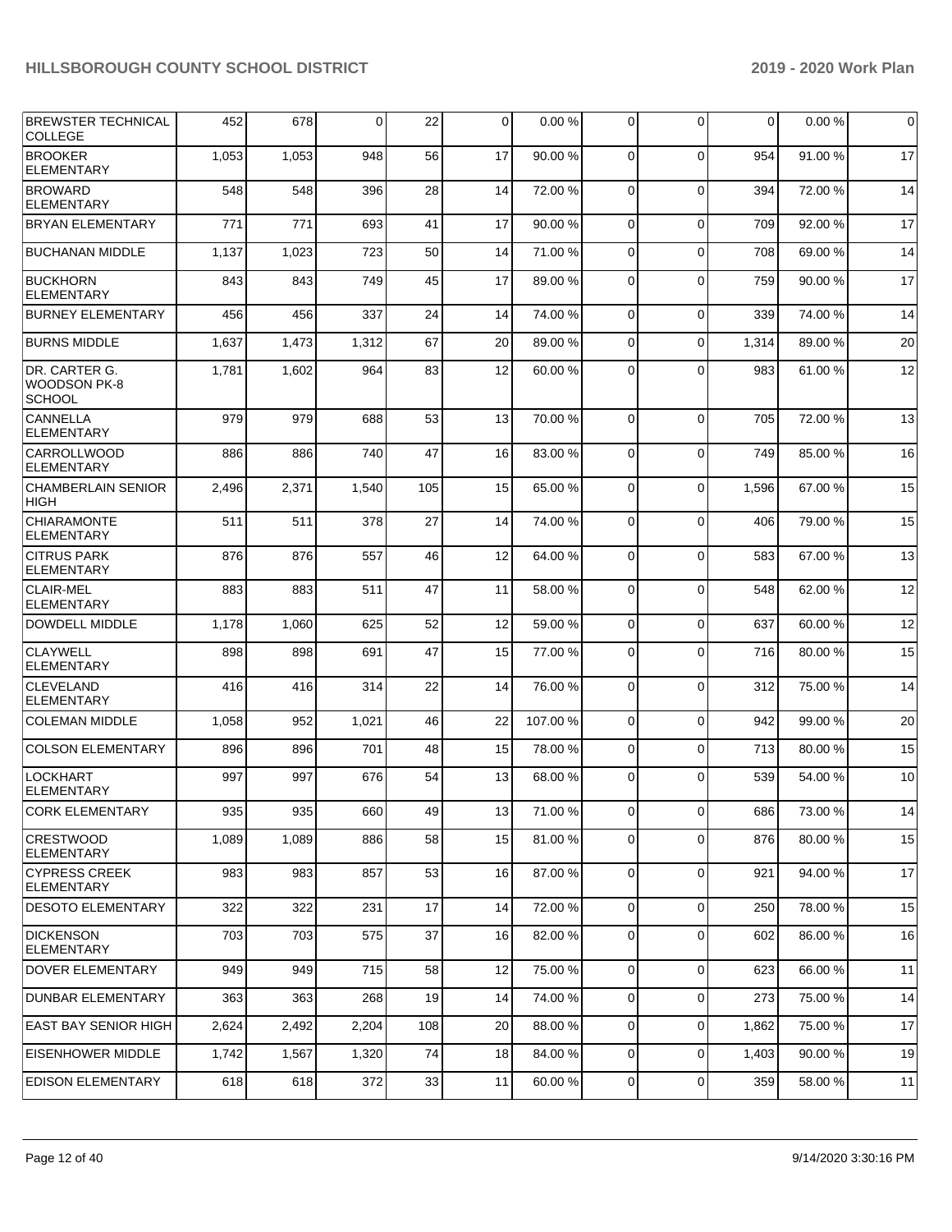| BREWSTER TECHNICAL COLLEGE | 452 | 678 | 0 | 22 | 0 | 0.00 % | 0 | 0 | 0 | 0.00 % | 0 |
|---|---|---|---|---|---|---|---|---|---|---|---|
| BROOKER ELEMENTARY | 1,053 | 1,053 | 948 | 56 | 17 | 90.00 % | 0 | 0 | 954 | 91.00 % | 17 |
| BROWARD ELEMENTARY | 548 | 548 | 396 | 28 | 14 | 72.00 % | 0 | 0 | 394 | 72.00 % | 14 |
| BRYAN ELEMENTARY | 771 | 771 | 693 | 41 | 17 | 90.00 % | 0 | 0 | 709 | 92.00 % | 17 |
| BUCHANAN MIDDLE | 1,137 | 1,023 | 723 | 50 | 14 | 71.00 % | 0 | 0 | 708 | 69.00 % | 14 |
| BUCKHORN ELEMENTARY | 843 | 843 | 749 | 45 | 17 | 89.00 % | 0 | 0 | 759 | 90.00 % | 17 |
| BURNEY ELEMENTARY | 456 | 456 | 337 | 24 | 14 | 74.00 % | 0 | 0 | 339 | 74.00 % | 14 |
| BURNS MIDDLE | 1,637 | 1,473 | 1,312 | 67 | 20 | 89.00 % | 0 | 0 | 1,314 | 89.00 % | 20 |
| DR. CARTER G. WOODSON PK-8 SCHOOL | 1,781 | 1,602 | 964 | 83 | 12 | 60.00 % | 0 | 0 | 983 | 61.00 % | 12 |
| CANNELLA ELEMENTARY | 979 | 979 | 688 | 53 | 13 | 70.00 % | 0 | 0 | 705 | 72.00 % | 13 |
| CARROLLWOOD ELEMENTARY | 886 | 886 | 740 | 47 | 16 | 83.00 % | 0 | 0 | 749 | 85.00 % | 16 |
| CHAMBERLAIN SENIOR HIGH | 2,496 | 2,371 | 1,540 | 105 | 15 | 65.00 % | 0 | 0 | 1,596 | 67.00 % | 15 |
| CHIARAMONTE ELEMENTARY | 511 | 511 | 378 | 27 | 14 | 74.00 % | 0 | 0 | 406 | 79.00 % | 15 |
| CITRUS PARK ELEMENTARY | 876 | 876 | 557 | 46 | 12 | 64.00 % | 0 | 0 | 583 | 67.00 % | 13 |
| CLAIR-MEL ELEMENTARY | 883 | 883 | 511 | 47 | 11 | 58.00 % | 0 | 0 | 548 | 62.00 % | 12 |
| DOWDELL MIDDLE | 1,178 | 1,060 | 625 | 52 | 12 | 59.00 % | 0 | 0 | 637 | 60.00 % | 12 |
| CLAYWELL ELEMENTARY | 898 | 898 | 691 | 47 | 15 | 77.00 % | 0 | 0 | 716 | 80.00 % | 15 |
| CLEVELAND ELEMENTARY | 416 | 416 | 314 | 22 | 14 | 76.00 % | 0 | 0 | 312 | 75.00 % | 14 |
| COLEMAN MIDDLE | 1,058 | 952 | 1,021 | 46 | 22 | 107.00 % | 0 | 0 | 942 | 99.00 % | 20 |
| COLSON ELEMENTARY | 896 | 896 | 701 | 48 | 15 | 78.00 % | 0 | 0 | 713 | 80.00 % | 15 |
| LOCKHART ELEMENTARY | 997 | 997 | 676 | 54 | 13 | 68.00 % | 0 | 0 | 539 | 54.00 % | 10 |
| CORK ELEMENTARY | 935 | 935 | 660 | 49 | 13 | 71.00 % | 0 | 0 | 686 | 73.00 % | 14 |
| CRESTWOOD ELEMENTARY | 1,089 | 1,089 | 886 | 58 | 15 | 81.00 % | 0 | 0 | 876 | 80.00 % | 15 |
| CYPRESS CREEK ELEMENTARY | 983 | 983 | 857 | 53 | 16 | 87.00 % | 0 | 0 | 921 | 94.00 % | 17 |
| DESOTO ELEMENTARY | 322 | 322 | 231 | 17 | 14 | 72.00 % | 0 | 0 | 250 | 78.00 % | 15 |
| DICKENSON ELEMENTARY | 703 | 703 | 575 | 37 | 16 | 82.00 % | 0 | 0 | 602 | 86.00 % | 16 |
| DOVER ELEMENTARY | 949 | 949 | 715 | 58 | 12 | 75.00 % | 0 | 0 | 623 | 66.00 % | 11 |
| DUNBAR ELEMENTARY | 363 | 363 | 268 | 19 | 14 | 74.00 % | 0 | 0 | 273 | 75.00 % | 14 |
| EAST BAY SENIOR HIGH | 2,624 | 2,492 | 2,204 | 108 | 20 | 88.00 % | 0 | 0 | 1,862 | 75.00 % | 17 |
| EISENHOWER MIDDLE | 1,742 | 1,567 | 1,320 | 74 | 18 | 84.00 % | 0 | 0 | 1,403 | 90.00 % | 19 |
| EDISON ELEMENTARY | 618 | 618 | 372 | 33 | 11 | 60.00 % | 0 | 0 | 359 | 58.00 % | 11 |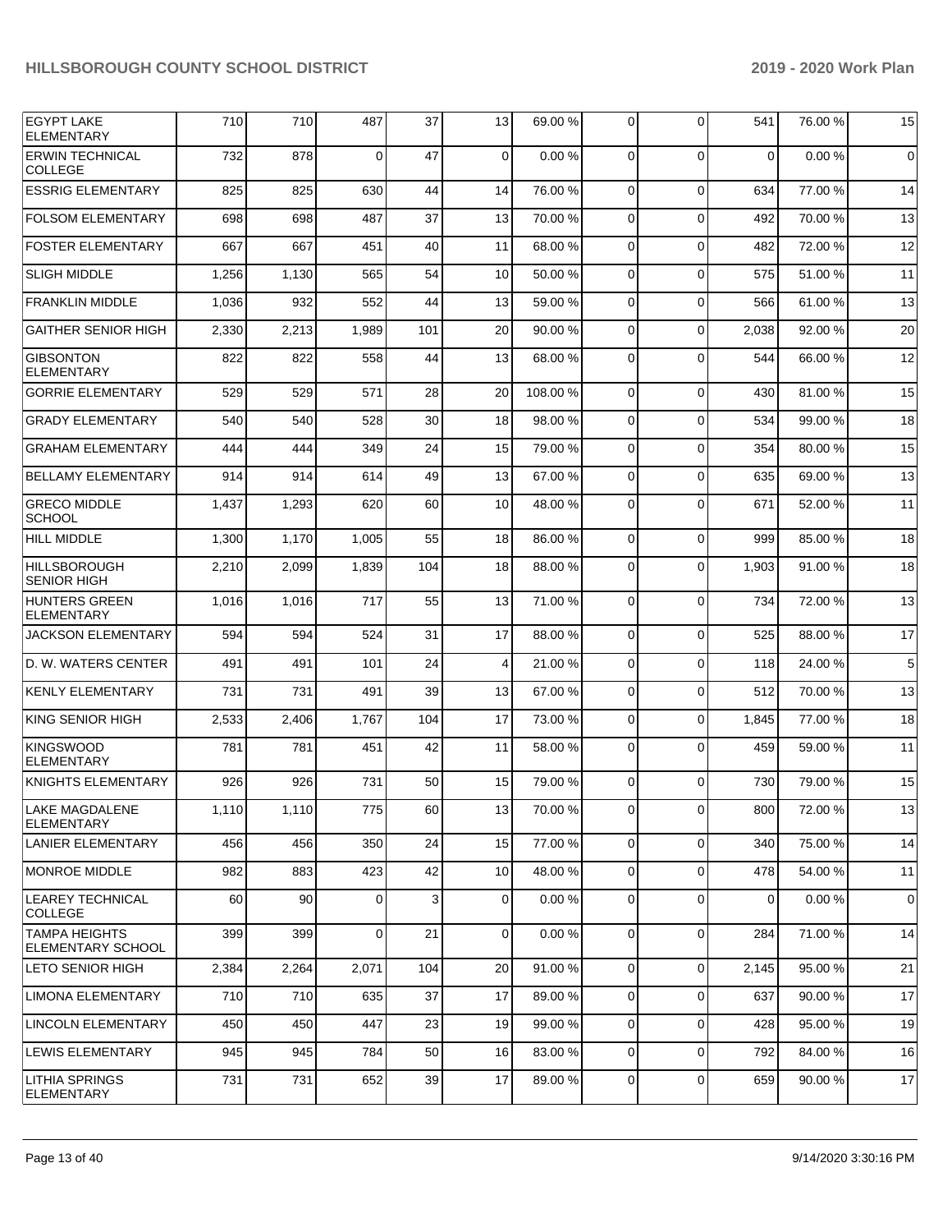| EGYPT LAKE ELEMENTARY | 710 | 710 | 487 | 37 | 13 | 69.00 % | 0 | 0 | 541 | 76.00 % | 15 |
|---|---|---|---|---|---|---|---|---|---|---|---|
| ERWIN TECHNICAL COLLEGE | 732 | 878 | 0 | 47 | 0 | 0.00 % | 0 | 0 | 0 | 0.00 % | 0 |
| ESSRIG ELEMENTARY | 825 | 825 | 630 | 44 | 14 | 76.00 % | 0 | 0 | 634 | 77.00 % | 14 |
| FOLSOM ELEMENTARY | 698 | 698 | 487 | 37 | 13 | 70.00 % | 0 | 0 | 492 | 70.00 % | 13 |
| FOSTER ELEMENTARY | 667 | 667 | 451 | 40 | 11 | 68.00 % | 0 | 0 | 482 | 72.00 % | 12 |
| SLIGH MIDDLE | 1,256 | 1,130 | 565 | 54 | 10 | 50.00 % | 0 | 0 | 575 | 51.00 % | 11 |
| FRANKLIN MIDDLE | 1,036 | 932 | 552 | 44 | 13 | 59.00 % | 0 | 0 | 566 | 61.00 % | 13 |
| GAITHER SENIOR HIGH | 2,330 | 2,213 | 1,989 | 101 | 20 | 90.00 % | 0 | 0 | 2,038 | 92.00 % | 20 |
| GIBSONTON ELEMENTARY | 822 | 822 | 558 | 44 | 13 | 68.00 % | 0 | 0 | 544 | 66.00 % | 12 |
| GORRIE ELEMENTARY | 529 | 529 | 571 | 28 | 20 | 108.00 % | 0 | 0 | 430 | 81.00 % | 15 |
| GRADY ELEMENTARY | 540 | 540 | 528 | 30 | 18 | 98.00 % | 0 | 0 | 534 | 99.00 % | 18 |
| GRAHAM ELEMENTARY | 444 | 444 | 349 | 24 | 15 | 79.00 % | 0 | 0 | 354 | 80.00 % | 15 |
| BELLAMY ELEMENTARY | 914 | 914 | 614 | 49 | 13 | 67.00 % | 0 | 0 | 635 | 69.00 % | 13 |
| GRECO MIDDLE SCHOOL | 1,437 | 1,293 | 620 | 60 | 10 | 48.00 % | 0 | 0 | 671 | 52.00 % | 11 |
| HILL MIDDLE | 1,300 | 1,170 | 1,005 | 55 | 18 | 86.00 % | 0 | 0 | 999 | 85.00 % | 18 |
| HILLSBOROUGH SENIOR HIGH | 2,210 | 2,099 | 1,839 | 104 | 18 | 88.00 % | 0 | 0 | 1,903 | 91.00 % | 18 |
| HUNTERS GREEN ELEMENTARY | 1,016 | 1,016 | 717 | 55 | 13 | 71.00 % | 0 | 0 | 734 | 72.00 % | 13 |
| JACKSON ELEMENTARY | 594 | 594 | 524 | 31 | 17 | 88.00 % | 0 | 0 | 525 | 88.00 % | 17 |
| D. W. WATERS CENTER | 491 | 491 | 101 | 24 | 4 | 21.00 % | 0 | 0 | 118 | 24.00 % | 5 |
| KENLY ELEMENTARY | 731 | 731 | 491 | 39 | 13 | 67.00 % | 0 | 0 | 512 | 70.00 % | 13 |
| KING SENIOR HIGH | 2,533 | 2,406 | 1,767 | 104 | 17 | 73.00 % | 0 | 0 | 1,845 | 77.00 % | 18 |
| KINGSWOOD ELEMENTARY | 781 | 781 | 451 | 42 | 11 | 58.00 % | 0 | 0 | 459 | 59.00 % | 11 |
| KNIGHTS ELEMENTARY | 926 | 926 | 731 | 50 | 15 | 79.00 % | 0 | 0 | 730 | 79.00 % | 15 |
| LAKE MAGDALENE ELEMENTARY | 1,110 | 1,110 | 775 | 60 | 13 | 70.00 % | 0 | 0 | 800 | 72.00 % | 13 |
| LANIER ELEMENTARY | 456 | 456 | 350 | 24 | 15 | 77.00 % | 0 | 0 | 340 | 75.00 % | 14 |
| MONROE MIDDLE | 982 | 883 | 423 | 42 | 10 | 48.00 % | 0 | 0 | 478 | 54.00 % | 11 |
| LEAREY TECHNICAL COLLEGE | 60 | 90 | 0 | 3 | 0 | 0.00 % | 0 | 0 | 0 | 0.00 % | 0 |
| TAMPA HEIGHTS ELEMENTARY SCHOOL | 399 | 399 | 0 | 21 | 0 | 0.00 % | 0 | 0 | 284 | 71.00 % | 14 |
| LETO SENIOR HIGH | 2,384 | 2,264 | 2,071 | 104 | 20 | 91.00 % | 0 | 0 | 2,145 | 95.00 % | 21 |
| LIMONA ELEMENTARY | 710 | 710 | 635 | 37 | 17 | 89.00 % | 0 | 0 | 637 | 90.00 % | 17 |
| LINCOLN ELEMENTARY | 450 | 450 | 447 | 23 | 19 | 99.00 % | 0 | 0 | 428 | 95.00 % | 19 |
| LEWIS ELEMENTARY | 945 | 945 | 784 | 50 | 16 | 83.00 % | 0 | 0 | 792 | 84.00 % | 16 |
| LITHIA SPRINGS ELEMENTARY | 731 | 731 | 652 | 39 | 17 | 89.00 % | 0 | 0 | 659 | 90.00 % | 17 |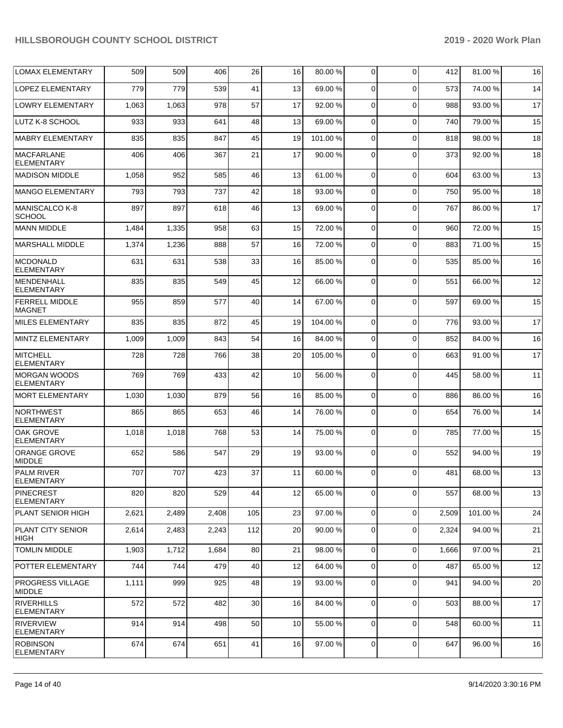| | | | | | | | | | | |
|---|---|---|---|---|---|---|---|---|---|---|
| LOMAX ELEMENTARY | 509 | 509 | 406 | 26 | 16 | 80.00 % | 0 | 0 | 412 | 81.00 % | 16 |
| LOPEZ ELEMENTARY | 779 | 779 | 539 | 41 | 13 | 69.00 % | 0 | 0 | 573 | 74.00 % | 14 |
| LOWRY ELEMENTARY | 1,063 | 1,063 | 978 | 57 | 17 | 92.00 % | 0 | 0 | 988 | 93.00 % | 17 |
| LUTZ K-8 SCHOOL | 933 | 933 | 641 | 48 | 13 | 69.00 % | 0 | 0 | 740 | 79.00 % | 15 |
| MABRY ELEMENTARY | 835 | 835 | 847 | 45 | 19 | 101.00 % | 0 | 0 | 818 | 98.00 % | 18 |
| MACFARLANE ELEMENTARY | 406 | 406 | 367 | 21 | 17 | 90.00 % | 0 | 0 | 373 | 92.00 % | 18 |
| MADISON MIDDLE | 1,058 | 952 | 585 | 46 | 13 | 61.00 % | 0 | 0 | 604 | 63.00 % | 13 |
| MANGO ELEMENTARY | 793 | 793 | 737 | 42 | 18 | 93.00 % | 0 | 0 | 750 | 95.00 % | 18 |
| MANISCALCO K-8 SCHOOL | 897 | 897 | 618 | 46 | 13 | 69.00 % | 0 | 0 | 767 | 86.00 % | 17 |
| MANN MIDDLE | 1,484 | 1,335 | 958 | 63 | 15 | 72.00 % | 0 | 0 | 960 | 72.00 % | 15 |
| MARSHALL MIDDLE | 1,374 | 1,236 | 888 | 57 | 16 | 72.00 % | 0 | 0 | 883 | 71.00 % | 15 |
| MCDONALD ELEMENTARY | 631 | 631 | 538 | 33 | 16 | 85.00 % | 0 | 0 | 535 | 85.00 % | 16 |
| MENDENHALL ELEMENTARY | 835 | 835 | 549 | 45 | 12 | 66.00 % | 0 | 0 | 551 | 66.00 % | 12 |
| FERRELL MIDDLE MAGNET | 955 | 859 | 577 | 40 | 14 | 67.00 % | 0 | 0 | 597 | 69.00 % | 15 |
| MILES ELEMENTARY | 835 | 835 | 872 | 45 | 19 | 104.00 % | 0 | 0 | 776 | 93.00 % | 17 |
| MINTZ ELEMENTARY | 1,009 | 1,009 | 843 | 54 | 16 | 84.00 % | 0 | 0 | 852 | 84.00 % | 16 |
| MITCHELL ELEMENTARY | 728 | 728 | 766 | 38 | 20 | 105.00 % | 0 | 0 | 663 | 91.00 % | 17 |
| MORGAN WOODS ELEMENTARY | 769 | 769 | 433 | 42 | 10 | 56.00 % | 0 | 0 | 445 | 58.00 % | 11 |
| MORT ELEMENTARY | 1,030 | 1,030 | 879 | 56 | 16 | 85.00 % | 0 | 0 | 886 | 86.00 % | 16 |
| NORTHWEST ELEMENTARY | 865 | 865 | 653 | 46 | 14 | 76.00 % | 0 | 0 | 654 | 76.00 % | 14 |
| OAK GROVE ELEMENTARY | 1,018 | 1,018 | 768 | 53 | 14 | 75.00 % | 0 | 0 | 785 | 77.00 % | 15 |
| ORANGE GROVE MIDDLE | 652 | 586 | 547 | 29 | 19 | 93.00 % | 0 | 0 | 552 | 94.00 % | 19 |
| PALM RIVER ELEMENTARY | 707 | 707 | 423 | 37 | 11 | 60.00 % | 0 | 0 | 481 | 68.00 % | 13 |
| PINECREST ELEMENTARY | 820 | 820 | 529 | 44 | 12 | 65.00 % | 0 | 0 | 557 | 68.00 % | 13 |
| PLANT SENIOR HIGH | 2,621 | 2,489 | 2,408 | 105 | 23 | 97.00 % | 0 | 0 | 2,509 | 101.00 % | 24 |
| PLANT CITY SENIOR HIGH | 2,614 | 2,483 | 2,243 | 112 | 20 | 90.00 % | 0 | 0 | 2,324 | 94.00 % | 21 |
| TOMLIN MIDDLE | 1,903 | 1,712 | 1,684 | 80 | 21 | 98.00 % | 0 | 0 | 1,666 | 97.00 % | 21 |
| POTTER ELEMENTARY | 744 | 744 | 479 | 40 | 12 | 64.00 % | 0 | 0 | 487 | 65.00 % | 12 |
| PROGRESS VILLAGE MIDDLE | 1,111 | 999 | 925 | 48 | 19 | 93.00 % | 0 | 0 | 941 | 94.00 % | 20 |
| RIVERHILLS ELEMENTARY | 572 | 572 | 482 | 30 | 16 | 84.00 % | 0 | 0 | 503 | 88.00 % | 17 |
| RIVERVIEW ELEMENTARY | 914 | 914 | 498 | 50 | 10 | 55.00 % | 0 | 0 | 548 | 60.00 % | 11 |
| ROBINSON ELEMENTARY | 674 | 674 | 651 | 41 | 16 | 97.00 % | 0 | 0 | 647 | 96.00 % | 16 |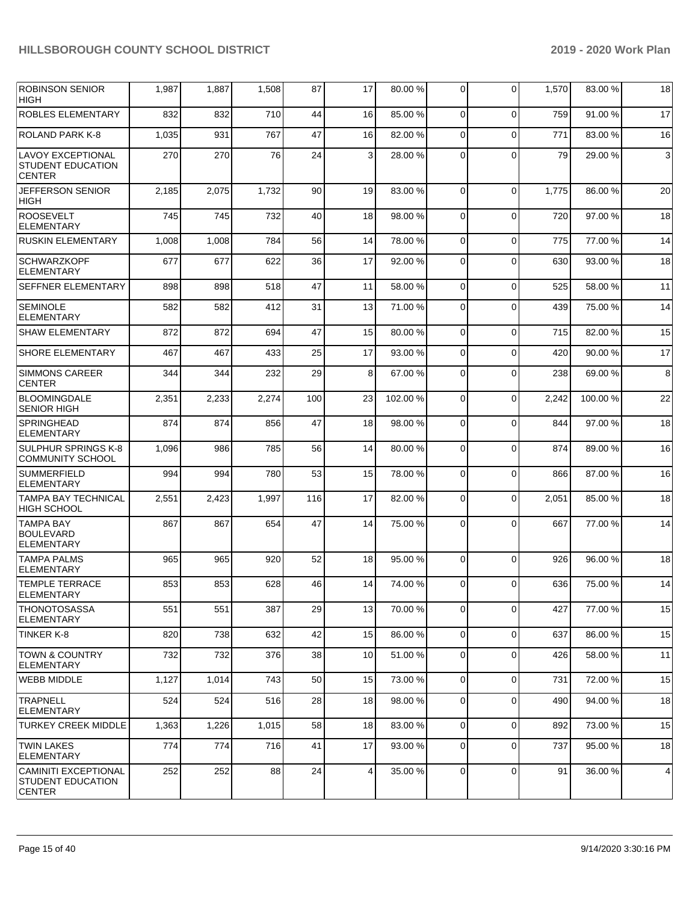| ROBINSON SENIOR HIGH | 1,987 | 1,887 | 1,508 | 87 | 17 | 80.00 % | 0 | 0 | 1,570 | 83.00 % | 18 |
|---|---|---|---|---|---|---|---|---|---|---|---|
| ROBLES ELEMENTARY | 832 | 832 | 710 | 44 | 16 | 85.00 % | 0 | 0 | 759 | 91.00 % | 17 |
| ROLAND PARK K-8 | 1,035 | 931 | 767 | 47 | 16 | 82.00 % | 0 | 0 | 771 | 83.00 % | 16 |
| LAVOY EXCEPTIONAL STUDENT EDUCATION CENTER | 270 | 270 | 76 | 24 | 3 | 28.00 % | 0 | 0 | 79 | 29.00 % | 3 |
| JEFFERSON SENIOR HIGH | 2,185 | 2,075 | 1,732 | 90 | 19 | 83.00 % | 0 | 0 | 1,775 | 86.00 % | 20 |
| ROOSEVELT ELEMENTARY | 745 | 745 | 732 | 40 | 18 | 98.00 % | 0 | 0 | 720 | 97.00 % | 18 |
| RUSKIN ELEMENTARY | 1,008 | 1,008 | 784 | 56 | 14 | 78.00 % | 0 | 0 | 775 | 77.00 % | 14 |
| SCHWARZKOPF ELEMENTARY | 677 | 677 | 622 | 36 | 17 | 92.00 % | 0 | 0 | 630 | 93.00 % | 18 |
| SEFFNER ELEMENTARY | 898 | 898 | 518 | 47 | 11 | 58.00 % | 0 | 0 | 525 | 58.00 % | 11 |
| SEMINOLE ELEMENTARY | 582 | 582 | 412 | 31 | 13 | 71.00 % | 0 | 0 | 439 | 75.00 % | 14 |
| SHAW ELEMENTARY | 872 | 872 | 694 | 47 | 15 | 80.00 % | 0 | 0 | 715 | 82.00 % | 15 |
| SHORE ELEMENTARY | 467 | 467 | 433 | 25 | 17 | 93.00 % | 0 | 0 | 420 | 90.00 % | 17 |
| SIMMONS CAREER CENTER | 344 | 344 | 232 | 29 | 8 | 67.00 % | 0 | 0 | 238 | 69.00 % | 8 |
| BLOOMINGDALE SENIOR HIGH | 2,351 | 2,233 | 2,274 | 100 | 23 | 102.00 % | 0 | 0 | 2,242 | 100.00 % | 22 |
| SPRINGHEAD ELEMENTARY | 874 | 874 | 856 | 47 | 18 | 98.00 % | 0 | 0 | 844 | 97.00 % | 18 |
| SULPHUR SPRINGS K-8 COMMUNITY SCHOOL | 1,096 | 986 | 785 | 56 | 14 | 80.00 % | 0 | 0 | 874 | 89.00 % | 16 |
| SUMMERFIELD ELEMENTARY | 994 | 994 | 780 | 53 | 15 | 78.00 % | 0 | 0 | 866 | 87.00 % | 16 |
| TAMPA BAY TECHNICAL HIGH SCHOOL | 2,551 | 2,423 | 1,997 | 116 | 17 | 82.00 % | 0 | 0 | 2,051 | 85.00 % | 18 |
| TAMPA BAY BOULEVARD ELEMENTARY | 867 | 867 | 654 | 47 | 14 | 75.00 % | 0 | 0 | 667 | 77.00 % | 14 |
| TAMPA PALMS ELEMENTARY | 965 | 965 | 920 | 52 | 18 | 95.00 % | 0 | 0 | 926 | 96.00 % | 18 |
| TEMPLE TERRACE ELEMENTARY | 853 | 853 | 628 | 46 | 14 | 74.00 % | 0 | 0 | 636 | 75.00 % | 14 |
| THONOTOSASSA ELEMENTARY | 551 | 551 | 387 | 29 | 13 | 70.00 % | 0 | 0 | 427 | 77.00 % | 15 |
| TINKER K-8 | 820 | 738 | 632 | 42 | 15 | 86.00 % | 0 | 0 | 637 | 86.00 % | 15 |
| TOWN & COUNTRY ELEMENTARY | 732 | 732 | 376 | 38 | 10 | 51.00 % | 0 | 0 | 426 | 58.00 % | 11 |
| WEBB MIDDLE | 1,127 | 1,014 | 743 | 50 | 15 | 73.00 % | 0 | 0 | 731 | 72.00 % | 15 |
| TRAPNELL ELEMENTARY | 524 | 524 | 516 | 28 | 18 | 98.00 % | 0 | 0 | 490 | 94.00 % | 18 |
| TURKEY CREEK MIDDLE | 1,363 | 1,226 | 1,015 | 58 | 18 | 83.00 % | 0 | 0 | 892 | 73.00 % | 15 |
| TWIN LAKES ELEMENTARY | 774 | 774 | 716 | 41 | 17 | 93.00 % | 0 | 0 | 737 | 95.00 % | 18 |
| CAMINITI EXCEPTIONAL STUDENT EDUCATION CENTER | 252 | 252 | 88 | 24 | 4 | 35.00 % | 0 | 0 | 91 | 36.00 % | 4 |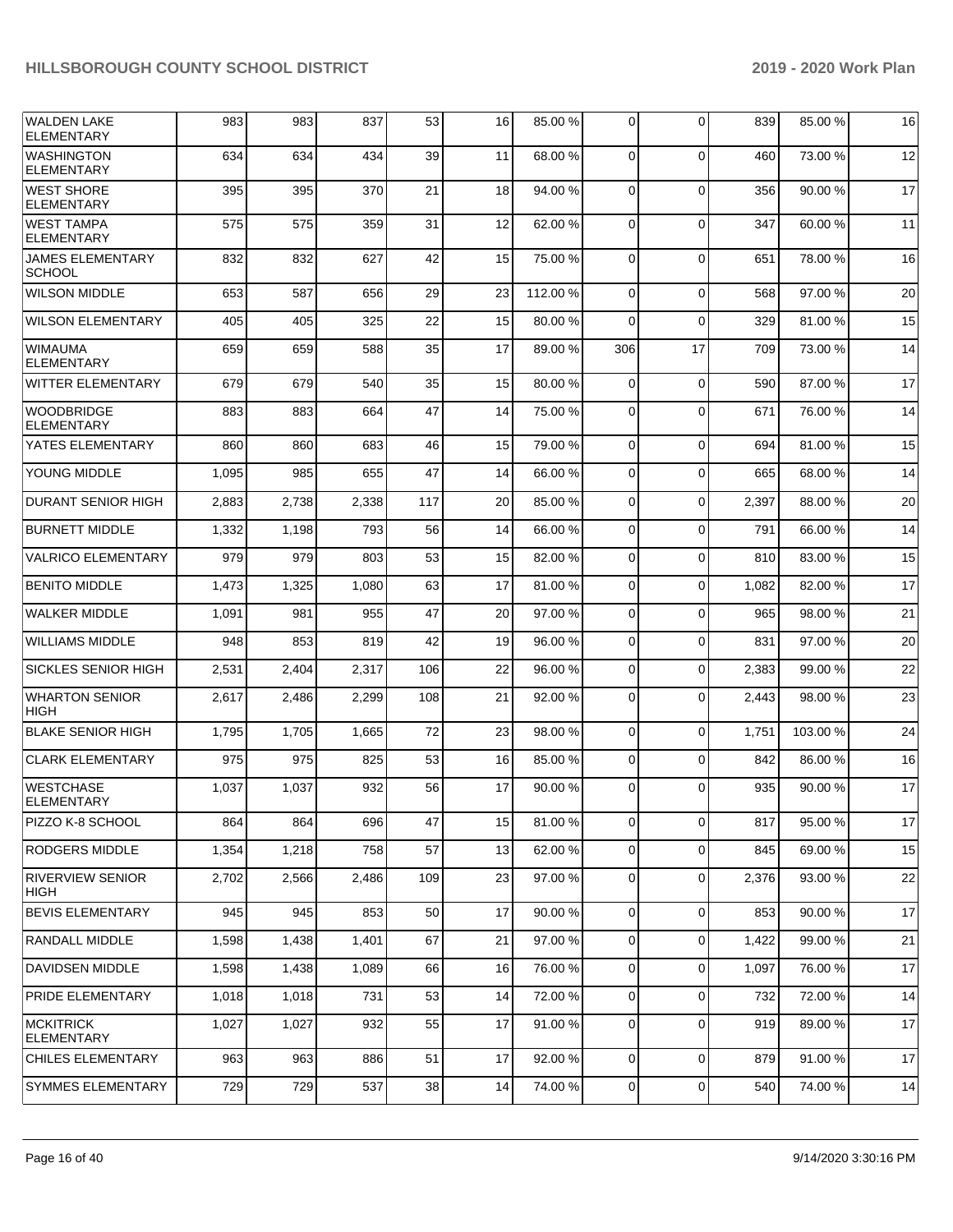| | | | | | | | | | | | |
|---|---|---|---|---|---|---|---|---|---|---|---|
| WALDEN LAKE ELEMENTARY | 983 | 983 | 837 | 53 | 16 | 85.00 % | 0 | 0 | 839 | 85.00 % | 16 |
| WASHINGTON ELEMENTARY | 634 | 634 | 434 | 39 | 11 | 68.00 % | 0 | 0 | 460 | 73.00 % | 12 |
| WEST SHORE ELEMENTARY | 395 | 395 | 370 | 21 | 18 | 94.00 % | 0 | 0 | 356 | 90.00 % | 17 |
| WEST TAMPA ELEMENTARY | 575 | 575 | 359 | 31 | 12 | 62.00 % | 0 | 0 | 347 | 60.00 % | 11 |
| JAMES ELEMENTARY SCHOOL | 832 | 832 | 627 | 42 | 15 | 75.00 % | 0 | 0 | 651 | 78.00 % | 16 |
| WILSON MIDDLE | 653 | 587 | 656 | 29 | 23 | 112.00 % | 0 | 0 | 568 | 97.00 % | 20 |
| WILSON ELEMENTARY | 405 | 405 | 325 | 22 | 15 | 80.00 % | 0 | 0 | 329 | 81.00 % | 15 |
| WIMAUMA ELEMENTARY | 659 | 659 | 588 | 35 | 17 | 89.00 % | 306 | 17 | 709 | 73.00 % | 14 |
| WITTER ELEMENTARY | 679 | 679 | 540 | 35 | 15 | 80.00 % | 0 | 0 | 590 | 87.00 % | 17 |
| WOODBRIDGE ELEMENTARY | 883 | 883 | 664 | 47 | 14 | 75.00 % | 0 | 0 | 671 | 76.00 % | 14 |
| YATES ELEMENTARY | 860 | 860 | 683 | 46 | 15 | 79.00 % | 0 | 0 | 694 | 81.00 % | 15 |
| YOUNG MIDDLE | 1,095 | 985 | 655 | 47 | 14 | 66.00 % | 0 | 0 | 665 | 68.00 % | 14 |
| DURANT SENIOR HIGH | 2,883 | 2,738 | 2,338 | 117 | 20 | 85.00 % | 0 | 0 | 2,397 | 88.00 % | 20 |
| BURNETT MIDDLE | 1,332 | 1,198 | 793 | 56 | 14 | 66.00 % | 0 | 0 | 791 | 66.00 % | 14 |
| VALRICO ELEMENTARY | 979 | 979 | 803 | 53 | 15 | 82.00 % | 0 | 0 | 810 | 83.00 % | 15 |
| BENITO MIDDLE | 1,473 | 1,325 | 1,080 | 63 | 17 | 81.00 % | 0 | 0 | 1,082 | 82.00 % | 17 |
| WALKER MIDDLE | 1,091 | 981 | 955 | 47 | 20 | 97.00 % | 0 | 0 | 965 | 98.00 % | 21 |
| WILLIAMS MIDDLE | 948 | 853 | 819 | 42 | 19 | 96.00 % | 0 | 0 | 831 | 97.00 % | 20 |
| SICKLES SENIOR HIGH | 2,531 | 2,404 | 2,317 | 106 | 22 | 96.00 % | 0 | 0 | 2,383 | 99.00 % | 22 |
| WHARTON SENIOR HIGH | 2,617 | 2,486 | 2,299 | 108 | 21 | 92.00 % | 0 | 0 | 2,443 | 98.00 % | 23 |
| BLAKE SENIOR HIGH | 1,795 | 1,705 | 1,665 | 72 | 23 | 98.00 % | 0 | 0 | 1,751 | 103.00 % | 24 |
| CLARK ELEMENTARY | 975 | 975 | 825 | 53 | 16 | 85.00 % | 0 | 0 | 842 | 86.00 % | 16 |
| WESTCHASE ELEMENTARY | 1,037 | 1,037 | 932 | 56 | 17 | 90.00 % | 0 | 0 | 935 | 90.00 % | 17 |
| PIZZO K-8 SCHOOL | 864 | 864 | 696 | 47 | 15 | 81.00 % | 0 | 0 | 817 | 95.00 % | 17 |
| RODGERS MIDDLE | 1,354 | 1,218 | 758 | 57 | 13 | 62.00 % | 0 | 0 | 845 | 69.00 % | 15 |
| RIVERVIEW SENIOR HIGH | 2,702 | 2,566 | 2,486 | 109 | 23 | 97.00 % | 0 | 0 | 2,376 | 93.00 % | 22 |
| BEVIS ELEMENTARY | 945 | 945 | 853 | 50 | 17 | 90.00 % | 0 | 0 | 853 | 90.00 % | 17 |
| RANDALL MIDDLE | 1,598 | 1,438 | 1,401 | 67 | 21 | 97.00 % | 0 | 0 | 1,422 | 99.00 % | 21 |
| DAVIDSEN MIDDLE | 1,598 | 1,438 | 1,089 | 66 | 16 | 76.00 % | 0 | 0 | 1,097 | 76.00 % | 17 |
| PRIDE ELEMENTARY | 1,018 | 1,018 | 731 | 53 | 14 | 72.00 % | 0 | 0 | 732 | 72.00 % | 14 |
| MCKITRICK ELEMENTARY | 1,027 | 1,027 | 932 | 55 | 17 | 91.00 % | 0 | 0 | 919 | 89.00 % | 17 |
| CHILES ELEMENTARY | 963 | 963 | 886 | 51 | 17 | 92.00 % | 0 | 0 | 879 | 91.00 % | 17 |
| SYMMES ELEMENTARY | 729 | 729 | 537 | 38 | 14 | 74.00 % | 0 | 0 | 540 | 74.00 % | 14 |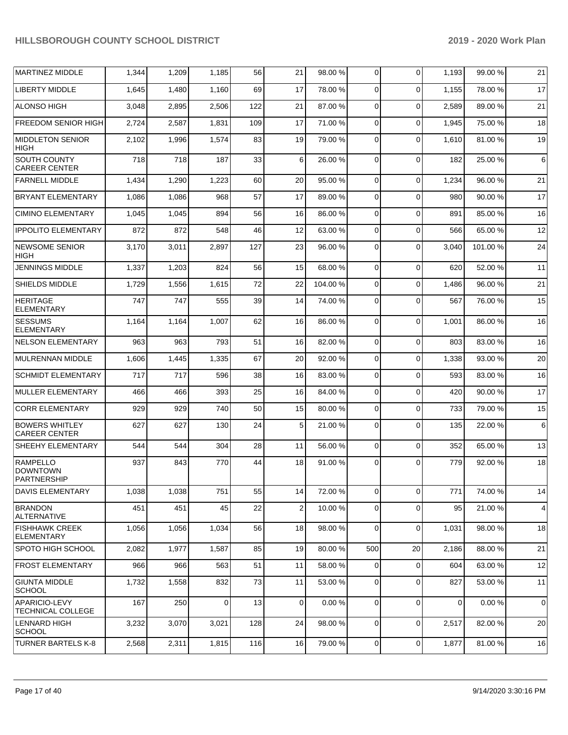| | | | | | | | | | | | |
|---|---|---|---|---|---|---|---|---|---|---|---|
| MARTINEZ MIDDLE | 1,344 | 1,209 | 1,185 | 56 | 21 | 98.00 % | 0 | 0 | 1,193 | 99.00 % | 21 |
| LIBERTY MIDDLE | 1,645 | 1,480 | 1,160 | 69 | 17 | 78.00 % | 0 | 0 | 1,155 | 78.00 % | 17 |
| ALONSO HIGH | 3,048 | 2,895 | 2,506 | 122 | 21 | 87.00 % | 0 | 0 | 2,589 | 89.00 % | 21 |
| FREEDOM SENIOR HIGH | 2,724 | 2,587 | 1,831 | 109 | 17 | 71.00 % | 0 | 0 | 1,945 | 75.00 % | 18 |
| MIDDLETON SENIOR HIGH | 2,102 | 1,996 | 1,574 | 83 | 19 | 79.00 % | 0 | 0 | 1,610 | 81.00 % | 19 |
| SOUTH COUNTY CAREER CENTER | 718 | 718 | 187 | 33 | 6 | 26.00 % | 0 | 0 | 182 | 25.00 % | 6 |
| FARNELL MIDDLE | 1,434 | 1,290 | 1,223 | 60 | 20 | 95.00 % | 0 | 0 | 1,234 | 96.00 % | 21 |
| BRYANT ELEMENTARY | 1,086 | 1,086 | 968 | 57 | 17 | 89.00 % | 0 | 0 | 980 | 90.00 % | 17 |
| CIMINO ELEMENTARY | 1,045 | 1,045 | 894 | 56 | 16 | 86.00 % | 0 | 0 | 891 | 85.00 % | 16 |
| IPPOLITO ELEMENTARY | 872 | 872 | 548 | 46 | 12 | 63.00 % | 0 | 0 | 566 | 65.00 % | 12 |
| NEWSOME SENIOR HIGH | 3,170 | 3,011 | 2,897 | 127 | 23 | 96.00 % | 0 | 0 | 3,040 | 101.00 % | 24 |
| JENNINGS MIDDLE | 1,337 | 1,203 | 824 | 56 | 15 | 68.00 % | 0 | 0 | 620 | 52.00 % | 11 |
| SHIELDS MIDDLE | 1,729 | 1,556 | 1,615 | 72 | 22 | 104.00 % | 0 | 0 | 1,486 | 96.00 % | 21 |
| HERITAGE ELEMENTARY | 747 | 747 | 555 | 39 | 14 | 74.00 % | 0 | 0 | 567 | 76.00 % | 15 |
| SESSUMS ELEMENTARY | 1,164 | 1,164 | 1,007 | 62 | 16 | 86.00 % | 0 | 0 | 1,001 | 86.00 % | 16 |
| NELSON ELEMENTARY | 963 | 963 | 793 | 51 | 16 | 82.00 % | 0 | 0 | 803 | 83.00 % | 16 |
| MULRENNAN MIDDLE | 1,606 | 1,445 | 1,335 | 67 | 20 | 92.00 % | 0 | 0 | 1,338 | 93.00 % | 20 |
| SCHMIDT ELEMENTARY | 717 | 717 | 596 | 38 | 16 | 83.00 % | 0 | 0 | 593 | 83.00 % | 16 |
| MULLER ELEMENTARY | 466 | 466 | 393 | 25 | 16 | 84.00 % | 0 | 0 | 420 | 90.00 % | 17 |
| CORR ELEMENTARY | 929 | 929 | 740 | 50 | 15 | 80.00 % | 0 | 0 | 733 | 79.00 % | 15 |
| BOWERS WHITLEY CAREER CENTER | 627 | 627 | 130 | 24 | 5 | 21.00 % | 0 | 0 | 135 | 22.00 % | 6 |
| SHEEHY ELEMENTARY | 544 | 544 | 304 | 28 | 11 | 56.00 % | 0 | 0 | 352 | 65.00 % | 13 |
| RAMPELLO DOWNTOWN PARTNERSHIP | 937 | 843 | 770 | 44 | 18 | 91.00 % | 0 | 0 | 779 | 92.00 % | 18 |
| DAVIS ELEMENTARY | 1,038 | 1,038 | 751 | 55 | 14 | 72.00 % | 0 | 0 | 771 | 74.00 % | 14 |
| BRANDON ALTERNATIVE | 451 | 451 | 45 | 22 | 2 | 10.00 % | 0 | 0 | 95 | 21.00 % | 4 |
| FISHHAWK CREEK ELEMENTARY | 1,056 | 1,056 | 1,034 | 56 | 18 | 98.00 % | 0 | 0 | 1,031 | 98.00 % | 18 |
| SPOTO HIGH SCHOOL | 2,082 | 1,977 | 1,587 | 85 | 19 | 80.00 % | 500 | 20 | 2,186 | 88.00 % | 21 |
| FROST ELEMENTARY | 966 | 966 | 563 | 51 | 11 | 58.00 % | 0 | 0 | 604 | 63.00 % | 12 |
| GIUNTA MIDDLE SCHOOL | 1,732 | 1,558 | 832 | 73 | 11 | 53.00 % | 0 | 0 | 827 | 53.00 % | 11 |
| APARICIO-LEVY TECHNICAL COLLEGE | 167 | 250 | 0 | 13 | 0 | 0.00 % | 0 | 0 | 0 | 0.00 % | 0 |
| LENNARD HIGH SCHOOL | 3,232 | 3,070 | 3,021 | 128 | 24 | 98.00 % | 0 | 0 | 2,517 | 82.00 % | 20 |
| TURNER BARTELS K-8 | 2,568 | 2,311 | 1,815 | 116 | 16 | 79.00 % | 0 | 0 | 1,877 | 81.00 % | 16 |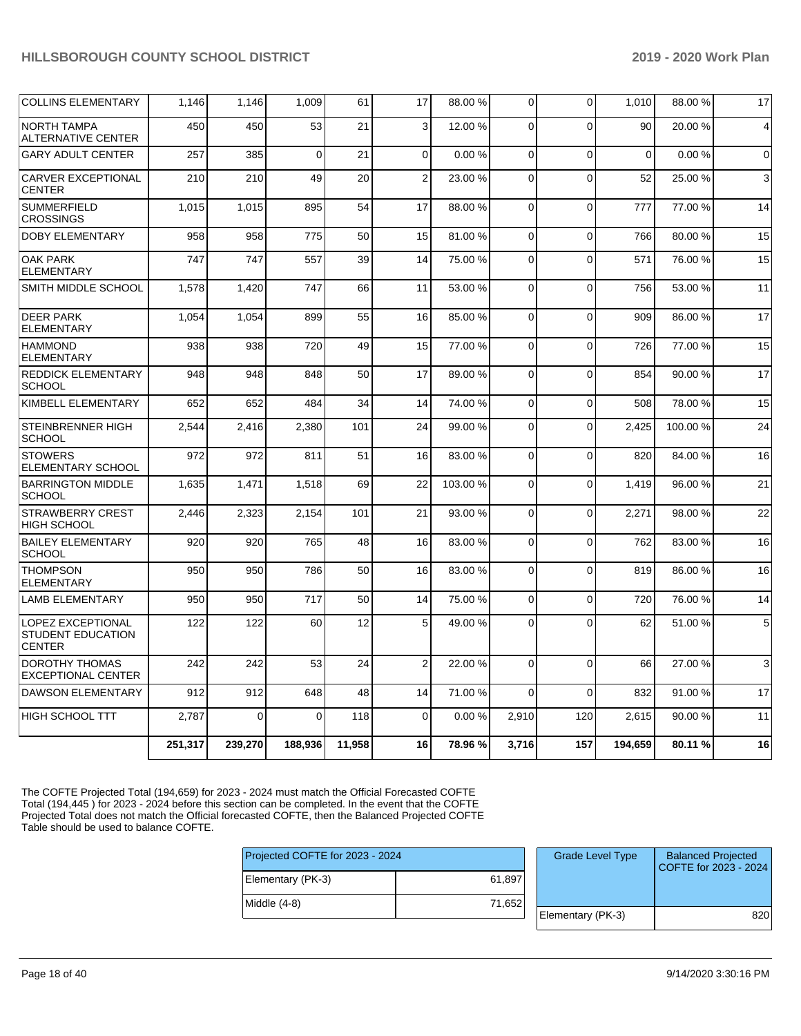| | | | | | | | | | | | |
|---|---|---|---|---|---|---|---|---|---|---|---|
| COLLINS ELEMENTARY | 1,146 | 1,146 | 1,009 | 61 | 17 | 88.00 % | 0 | 0 | 1,010 | 88.00 % | 17 |
| NORTH TAMPA ALTERNATIVE CENTER | 450 | 450 | 53 | 21 | 3 | 12.00 % | 0 | 0 | 90 | 20.00 % | 4 |
| GARY ADULT CENTER | 257 | 385 | 0 | 21 | 0 | 0.00 % | 0 | 0 | 0 | 0.00 % | 0 |
| CARVER EXCEPTIONAL CENTER | 210 | 210 | 49 | 20 | 2 | 23.00 % | 0 | 0 | 52 | 25.00 % | 3 |
| SUMMERFIELD CROSSINGS | 1,015 | 1,015 | 895 | 54 | 17 | 88.00 % | 0 | 0 | 777 | 77.00 % | 14 |
| DOBY ELEMENTARY | 958 | 958 | 775 | 50 | 15 | 81.00 % | 0 | 0 | 766 | 80.00 % | 15 |
| OAK PARK ELEMENTARY | 747 | 747 | 557 | 39 | 14 | 75.00 % | 0 | 0 | 571 | 76.00 % | 15 |
| SMITH MIDDLE SCHOOL | 1,578 | 1,420 | 747 | 66 | 11 | 53.00 % | 0 | 0 | 756 | 53.00 % | 11 |
| DEER PARK ELEMENTARY | 1,054 | 1,054 | 899 | 55 | 16 | 85.00 % | 0 | 0 | 909 | 86.00 % | 17 |
| HAMMOND ELEMENTARY | 938 | 938 | 720 | 49 | 15 | 77.00 % | 0 | 0 | 726 | 77.00 % | 15 |
| REDDICK ELEMENTARY SCHOOL | 948 | 948 | 848 | 50 | 17 | 89.00 % | 0 | 0 | 854 | 90.00 % | 17 |
| KIMBELL ELEMENTARY | 652 | 652 | 484 | 34 | 14 | 74.00 % | 0 | 0 | 508 | 78.00 % | 15 |
| STEINBRENNER HIGH SCHOOL | 2,544 | 2,416 | 2,380 | 101 | 24 | 99.00 % | 0 | 0 | 2,425 | 100.00 % | 24 |
| STOWERS ELEMENTARY SCHOOL | 972 | 972 | 811 | 51 | 16 | 83.00 % | 0 | 0 | 820 | 84.00 % | 16 |
| BARRINGTON MIDDLE SCHOOL | 1,635 | 1,471 | 1,518 | 69 | 22 | 103.00 % | 0 | 0 | 1,419 | 96.00 % | 21 |
| STRAWBERRY CREST HIGH SCHOOL | 2,446 | 2,323 | 2,154 | 101 | 21 | 93.00 % | 0 | 0 | 2,271 | 98.00 % | 22 |
| BAILEY ELEMENTARY SCHOOL | 920 | 920 | 765 | 48 | 16 | 83.00 % | 0 | 0 | 762 | 83.00 % | 16 |
| THOMPSON ELEMENTARY | 950 | 950 | 786 | 50 | 16 | 83.00 % | 0 | 0 | 819 | 86.00 % | 16 |
| LAMB ELEMENTARY | 950 | 950 | 717 | 50 | 14 | 75.00 % | 0 | 0 | 720 | 76.00 % | 14 |
| LOPEZ EXCEPTIONAL STUDENT EDUCATION CENTER | 122 | 122 | 60 | 12 | 5 | 49.00 % | 0 | 0 | 62 | 51.00 % | 5 |
| DOROTHY THOMAS EXCEPTIONAL CENTER | 242 | 242 | 53 | 24 | 2 | 22.00 % | 0 | 0 | 66 | 27.00 % | 3 |
| DAWSON ELEMENTARY | 912 | 912 | 648 | 48 | 14 | 71.00 % | 0 | 0 | 832 | 91.00 % | 17 |
| HIGH SCHOOL TTT | 2,787 | 0 | 0 | 118 | 0 | 0.00 % | 2,910 | 120 | 2,615 | 90.00 % | 11 |
| | **251,317** | **239,270** | **188,936** | **11,958** | **16** | **78.96 %** | **3,716** | **157** | **194,659** | **80.11 %** | **16** |

The COFTE Projected Total (194,659) for 2023 - 2024 must match the Official Forecasted COFTE Total (194,445 ) for 2023 - 2024 before this section can be completed. In the event that the COFTE Projected Total does not match the Official forecasted COFTE, then the Balanced Projected COFTE Table should be used to balance COFTE.

| Projected COFTE for 2023 - 2024 | |
|---|---|
| Elementary (PK-3) | 61,897 |
| Middle (4-8) | 71,652 |

| Grade Level Type | Balanced Projected COFTE for 2023 - 2024 |
|---|---|
| Elementary (PK-3) | 820 |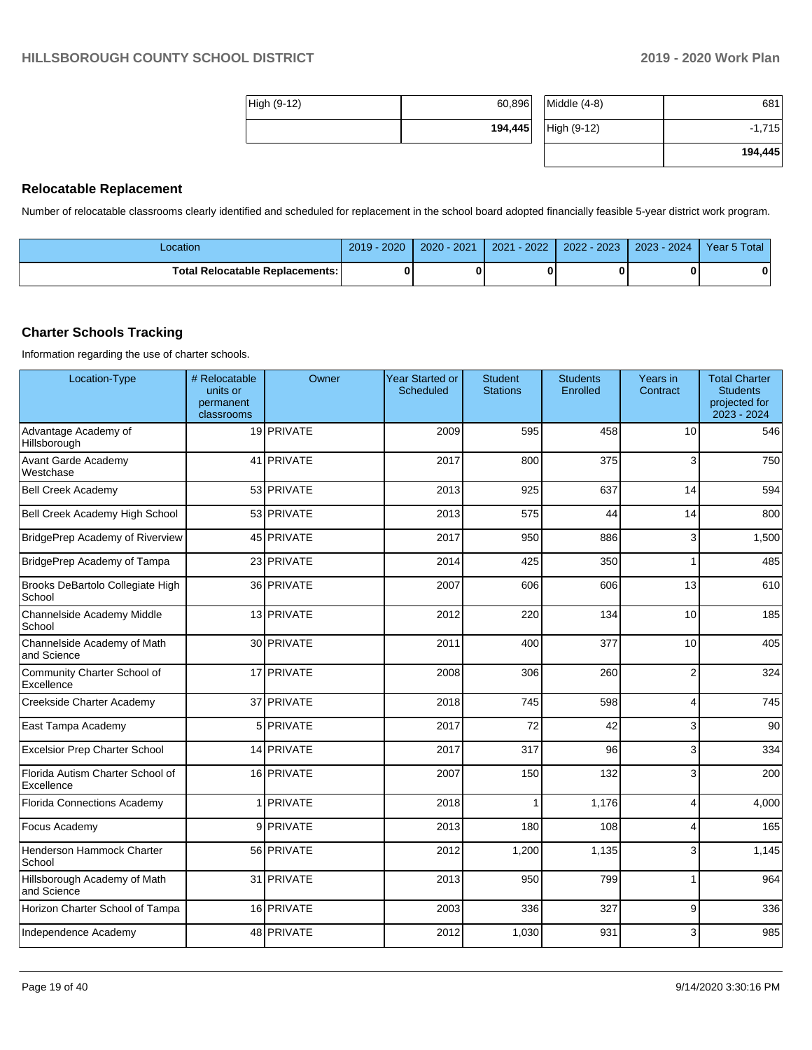| High (9-12) | 60,896 |
| --- | --- |
| | **194,445** |

| Middle (4-8) | 681 |
| --- | --- |
| High (9-12) | -1,715 |
| | **194,445** |

## Relocatable Replacement

Number of relocatable classrooms clearly identified and scheduled for replacement in the school board adopted financially feasible 5-year district work program.

| Location | 2019 - 2020 | 2020 - 2021 | 2021 - 2022 | 2022 - 2023 | 2023 - 2024 | Year 5 Total |
| --- | --- | --- | --- | --- | --- | --- |
| **Total Relocatable Replacements:** | **0** | **0** | **0** | **0** | **0** | **0** |

## Charter Schools Tracking

Information regarding the use of charter schools.

| Location-Type | # Relocatable units or permanent classrooms | Owner | Year Started or Scheduled | Student Stations | Students Enrolled | Years in Contract | Total Charter Students projected for 2023 - 2024 |
| --- | --- | --- | --- | --- | --- | --- | --- |
| Advantage Academy of Hillsborough | 19 | PRIVATE | 2009 | 595 | 458 | 10 | 546 |
| Avant Garde Academy Westchase | 41 | PRIVATE | 2017 | 800 | 375 | 3 | 750 |
| Bell Creek Academy | 53 | PRIVATE | 2013 | 925 | 637 | 14 | 594 |
| Bell Creek Academy High School | 53 | PRIVATE | 2013 | 575 | 44 | 14 | 800 |
| BridgePrep Academy of Riverview | 45 | PRIVATE | 2017 | 950 | 886 | 3 | 1,500 |
| BridgePrep Academy of Tampa | 23 | PRIVATE | 2014 | 425 | 350 | 1 | 485 |
| Brooks DeBartolo Collegiate High School | 36 | PRIVATE | 2007 | 606 | 606 | 13 | 610 |
| Channelside Academy Middle School | 13 | PRIVATE | 2012 | 220 | 134 | 10 | 185 |
| Channelside Academy of Math and Science | 30 | PRIVATE | 2011 | 400 | 377 | 10 | 405 |
| Community Charter School of Excellence | 17 | PRIVATE | 2008 | 306 | 260 | 2 | 324 |
| Creekside Charter Academy | 37 | PRIVATE | 2018 | 745 | 598 | 4 | 745 |
| East Tampa Academy | 5 | PRIVATE | 2017 | 72 | 42 | 3 | 90 |
| Excelsior Prep Charter School | 14 | PRIVATE | 2017 | 317 | 96 | 3 | 334 |
| Florida Autism Charter School of Excellence | 16 | PRIVATE | 2007 | 150 | 132 | 3 | 200 |
| Florida Connections Academy | 1 | PRIVATE | 2018 | 1 | 1,176 | 4 | 4,000 |
| Focus Academy | 9 | PRIVATE | 2013 | 180 | 108 | 4 | 165 |
| Henderson Hammock Charter School | 56 | PRIVATE | 2012 | 1,200 | 1,135 | 3 | 1,145 |
| Hillsborough Academy of Math and Science | 31 | PRIVATE | 2013 | 950 | 799 | 1 | 964 |
| Horizon Charter School of Tampa | 16 | PRIVATE | 2003 | 336 | 327 | 9 | 336 |
| Independence Academy | 48 | PRIVATE | 2012 | 1,030 | 931 | 3 | 985 |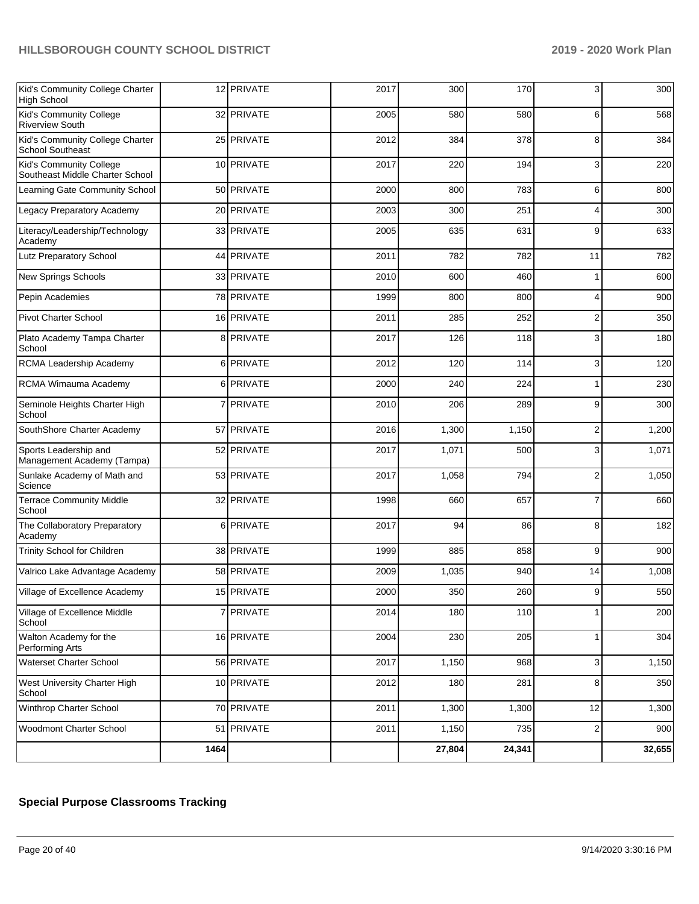| | | | | | | | |
|---|---|---|---|---|---|---|---|
| Kid's Community College Charter High School | 12 | PRIVATE | 2017 | 300 | 170 | 3 | 300 |
| Kid's Community College Riverview South | 32 | PRIVATE | 2005 | 580 | 580 | 6 | 568 |
| Kid's Community College Charter School Southeast | 25 | PRIVATE | 2012 | 384 | 378 | 8 | 384 |
| Kid's Community College Southeast Middle Charter School | 10 | PRIVATE | 2017 | 220 | 194 | 3 | 220 |
| Learning Gate Community School | 50 | PRIVATE | 2000 | 800 | 783 | 6 | 800 |
| Legacy Preparatory Academy | 20 | PRIVATE | 2003 | 300 | 251 | 4 | 300 |
| Literacy/Leadership/Technology Academy | 33 | PRIVATE | 2005 | 635 | 631 | 9 | 633 |
| Lutz Preparatory School | 44 | PRIVATE | 2011 | 782 | 782 | 11 | 782 |
| New Springs Schools | 33 | PRIVATE | 2010 | 600 | 460 | 1 | 600 |
| Pepin Academies | 78 | PRIVATE | 1999 | 800 | 800 | 4 | 900 |
| Pivot Charter School | 16 | PRIVATE | 2011 | 285 | 252 | 2 | 350 |
| Plato Academy Tampa Charter School | 8 | PRIVATE | 2017 | 126 | 118 | 3 | 180 |
| RCMA Leadership Academy | 6 | PRIVATE | 2012 | 120 | 114 | 3 | 120 |
| RCMA Wimauma Academy | 6 | PRIVATE | 2000 | 240 | 224 | 1 | 230 |
| Seminole Heights Charter High School | 7 | PRIVATE | 2010 | 206 | 289 | 9 | 300 |
| SouthShore Charter Academy | 57 | PRIVATE | 2016 | 1,300 | 1,150 | 2 | 1,200 |
| Sports Leadership and Management Academy (Tampa) | 52 | PRIVATE | 2017 | 1,071 | 500 | 3 | 1,071 |
| Sunlake Academy of Math and Science | 53 | PRIVATE | 2017 | 1,058 | 794 | 2 | 1,050 |
| Terrace Community Middle School | 32 | PRIVATE | 1998 | 660 | 657 | 7 | 660 |
| The Collaboratory Preparatory Academy | 6 | PRIVATE | 2017 | 94 | 86 | 8 | 182 |
| Trinity School for Children | 38 | PRIVATE | 1999 | 885 | 858 | 9 | 900 |
| Valrico Lake Advantage Academy | 58 | PRIVATE | 2009 | 1,035 | 940 | 14 | 1,008 |
| Village of Excellence Academy | 15 | PRIVATE | 2000 | 350 | 260 | 9 | 550 |
| Village of Excellence Middle School | 7 | PRIVATE | 2014 | 180 | 110 | 1 | 200 |
| Walton Academy for the Performing Arts | 16 | PRIVATE | 2004 | 230 | 205 | 1 | 304 |
| Waterset Charter School | 56 | PRIVATE | 2017 | 1,150 | 968 | 3 | 1,150 |
| West University Charter High School | 10 | PRIVATE | 2012 | 180 | 281 | 8 | 350 |
| Winthrop Charter School | 70 | PRIVATE | 2011 | 1,300 | 1,300 | 12 | 1,300 |
| Woodmont Charter School | 51 | PRIVATE | 2011 | 1,150 | 735 | 2 | 900 |
| | **1464** | | | **27,804** | **24,341** | | **32,655** |

## Special Purpose Classrooms Tracking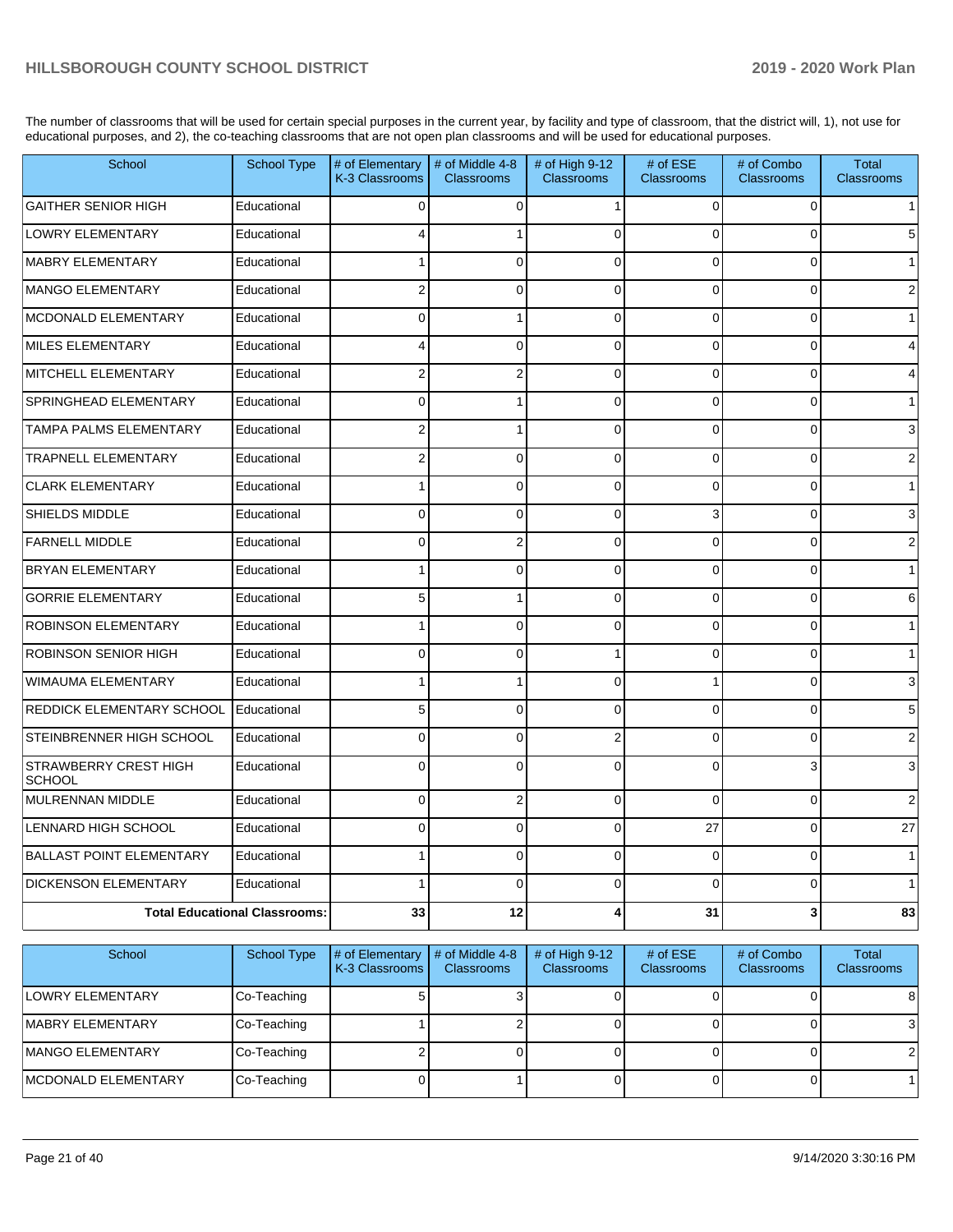The number of classrooms that will be used for certain special purposes in the current year, by facility and type of classroom, that the district will, 1), not use for educational purposes, and 2), the co-teaching classrooms that are not open plan classrooms and will be used for educational purposes.

| School | School Type | # of Elementary K-3 Classrooms | # of Middle 4-8 Classrooms | # of High 9-12 Classrooms | # of ESE Classrooms | # of Combo Classrooms | Total Classrooms |
|---|---|---|---|---|---|---|---|
| GAITHER SENIOR HIGH | Educational | 0 | 0 | 1 | 0 | 0 | 1 |
| LOWRY ELEMENTARY | Educational | 4 | 1 | 0 | 0 | 0 | 5 |
| MABRY ELEMENTARY | Educational | 1 | 0 | 0 | 0 | 0 | 1 |
| MANGO ELEMENTARY | Educational | 2 | 0 | 0 | 0 | 0 | 2 |
| MCDONALD ELEMENTARY | Educational | 0 | 1 | 0 | 0 | 0 | 1 |
| MILES ELEMENTARY | Educational | 4 | 0 | 0 | 0 | 0 | 4 |
| MITCHELL ELEMENTARY | Educational | 2 | 2 | 0 | 0 | 0 | 4 |
| SPRINGHEAD ELEMENTARY | Educational | 0 | 1 | 0 | 0 | 0 | 1 |
| TAMPA PALMS ELEMENTARY | Educational | 2 | 1 | 0 | 0 | 0 | 3 |
| TRAPNELL ELEMENTARY | Educational | 2 | 0 | 0 | 0 | 0 | 2 |
| CLARK ELEMENTARY | Educational | 1 | 0 | 0 | 0 | 0 | 1 |
| SHIELDS MIDDLE | Educational | 0 | 0 | 0 | 3 | 0 | 3 |
| FARNELL MIDDLE | Educational | 0 | 2 | 0 | 0 | 0 | 2 |
| BRYAN ELEMENTARY | Educational | 1 | 0 | 0 | 0 | 0 | 1 |
| GORRIE ELEMENTARY | Educational | 5 | 1 | 0 | 0 | 0 | 6 |
| ROBINSON ELEMENTARY | Educational | 1 | 0 | 0 | 0 | 0 | 1 |
| ROBINSON SENIOR HIGH | Educational | 0 | 0 | 1 | 0 | 0 | 1 |
| WIMAUMA ELEMENTARY | Educational | 1 | 1 | 0 | 1 | 0 | 3 |
| REDDICK ELEMENTARY SCHOOL | Educational | 5 | 0 | 0 | 0 | 0 | 5 |
| STEINBRENNER HIGH SCHOOL | Educational | 0 | 0 | 2 | 0 | 0 | 2 |
| STRAWBERRY CREST HIGH SCHOOL | Educational | 0 | 0 | 0 | 0 | 3 | 3 |
| MULRENNAN MIDDLE | Educational | 0 | 2 | 0 | 0 | 0 | 2 |
| LENNARD HIGH SCHOOL | Educational | 0 | 0 | 0 | 27 | 0 | 27 |
| BALLAST POINT ELEMENTARY | Educational | 1 | 0 | 0 | 0 | 0 | 1 |
| DICKENSON ELEMENTARY | Educational | 1 | 0 | 0 | 0 | 0 | 1 |
| **Total Educational Classrooms:** | | **33** | **12** | **4** | **31** | **3** | **83** |

| School | School Type | # of Elementary K-3 Classrooms | # of Middle 4-8 Classrooms | # of High 9-12 Classrooms | # of ESE Classrooms | # of Combo Classrooms | Total Classrooms |
|---|---|---|---|---|---|---|---|
| LOWRY ELEMENTARY | Co-Teaching | 5 | 3 | 0 | 0 | 0 | 8 |
| MABRY ELEMENTARY | Co-Teaching | 1 | 2 | 0 | 0 | 0 | 3 |
| MANGO ELEMENTARY | Co-Teaching | 2 | 0 | 0 | 0 | 0 | 2 |
| MCDONALD ELEMENTARY | Co-Teaching | 0 | 1 | 0 | 0 | 0 | 1 |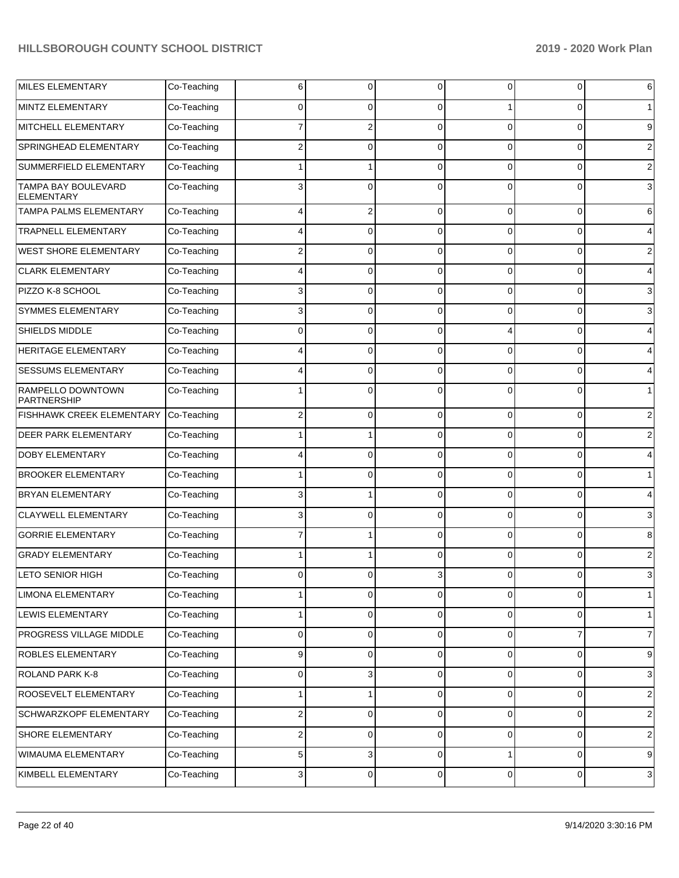| | | | | | | | |
|---|---|---|---|---|---|---|---|
| MILES ELEMENTARY | Co-Teaching | 6 | 0 | 0 | 0 | 0 | 6 |
| MINTZ ELEMENTARY | Co-Teaching | 0 | 0 | 0 | 1 | 0 | 1 |
| MITCHELL ELEMENTARY | Co-Teaching | 7 | 2 | 0 | 0 | 0 | 9 |
| SPRINGHEAD ELEMENTARY | Co-Teaching | 2 | 0 | 0 | 0 | 0 | 2 |
| SUMMERFIELD ELEMENTARY | Co-Teaching | 1 | 1 | 0 | 0 | 0 | 2 |
| TAMPA BAY BOULEVARD ELEMENTARY | Co-Teaching | 3 | 0 | 0 | 0 | 0 | 3 |
| TAMPA PALMS ELEMENTARY | Co-Teaching | 4 | 2 | 0 | 0 | 0 | 6 |
| TRAPNELL ELEMENTARY | Co-Teaching | 4 | 0 | 0 | 0 | 0 | 4 |
| WEST SHORE ELEMENTARY | Co-Teaching | 2 | 0 | 0 | 0 | 0 | 2 |
| CLARK ELEMENTARY | Co-Teaching | 4 | 0 | 0 | 0 | 0 | 4 |
| PIZZO K-8 SCHOOL | Co-Teaching | 3 | 0 | 0 | 0 | 0 | 3 |
| SYMMES ELEMENTARY | Co-Teaching | 3 | 0 | 0 | 0 | 0 | 3 |
| SHIELDS MIDDLE | Co-Teaching | 0 | 0 | 0 | 4 | 0 | 4 |
| HERITAGE ELEMENTARY | Co-Teaching | 4 | 0 | 0 | 0 | 0 | 4 |
| SESSUMS ELEMENTARY | Co-Teaching | 4 | 0 | 0 | 0 | 0 | 4 |
| RAMPELLO DOWNTOWN PARTNERSHIP | Co-Teaching | 1 | 0 | 0 | 0 | 0 | 1 |
| FISHHAWK CREEK ELEMENTARY | Co-Teaching | 2 | 0 | 0 | 0 | 0 | 2 |
| DEER PARK ELEMENTARY | Co-Teaching | 1 | 1 | 0 | 0 | 0 | 2 |
| DOBY ELEMENTARY | Co-Teaching | 4 | 0 | 0 | 0 | 0 | 4 |
| BROOKER ELEMENTARY | Co-Teaching | 1 | 0 | 0 | 0 | 0 | 1 |
| BRYAN ELEMENTARY | Co-Teaching | 3 | 1 | 0 | 0 | 0 | 4 |
| CLAYWELL ELEMENTARY | Co-Teaching | 3 | 0 | 0 | 0 | 0 | 3 |
| GORRIE ELEMENTARY | Co-Teaching | 7 | 1 | 0 | 0 | 0 | 8 |
| GRADY ELEMENTARY | Co-Teaching | 1 | 1 | 0 | 0 | 0 | 2 |
| LETO SENIOR HIGH | Co-Teaching | 0 | 0 | 3 | 0 | 0 | 3 |
| LIMONA ELEMENTARY | Co-Teaching | 1 | 0 | 0 | 0 | 0 | 1 |
| LEWIS ELEMENTARY | Co-Teaching | 1 | 0 | 0 | 0 | 0 | 1 |
| PROGRESS VILLAGE MIDDLE | Co-Teaching | 0 | 0 | 0 | 0 | 7 | 7 |
| ROBLES ELEMENTARY | Co-Teaching | 9 | 0 | 0 | 0 | 0 | 9 |
| ROLAND PARK K-8 | Co-Teaching | 0 | 3 | 0 | 0 | 0 | 3 |
| ROOSEVELT ELEMENTARY | Co-Teaching | 1 | 1 | 0 | 0 | 0 | 2 |
| SCHWARZKOPF ELEMENTARY | Co-Teaching | 2 | 0 | 0 | 0 | 0 | 2 |
| SHORE ELEMENTARY | Co-Teaching | 2 | 0 | 0 | 0 | 0 | 2 |
| WIMAUMA ELEMENTARY | Co-Teaching | 5 | 3 | 0 | 1 | 0 | 9 |
| KIMBELL ELEMENTARY | Co-Teaching | 3 | 0 | 0 | 0 | 0 | 3 |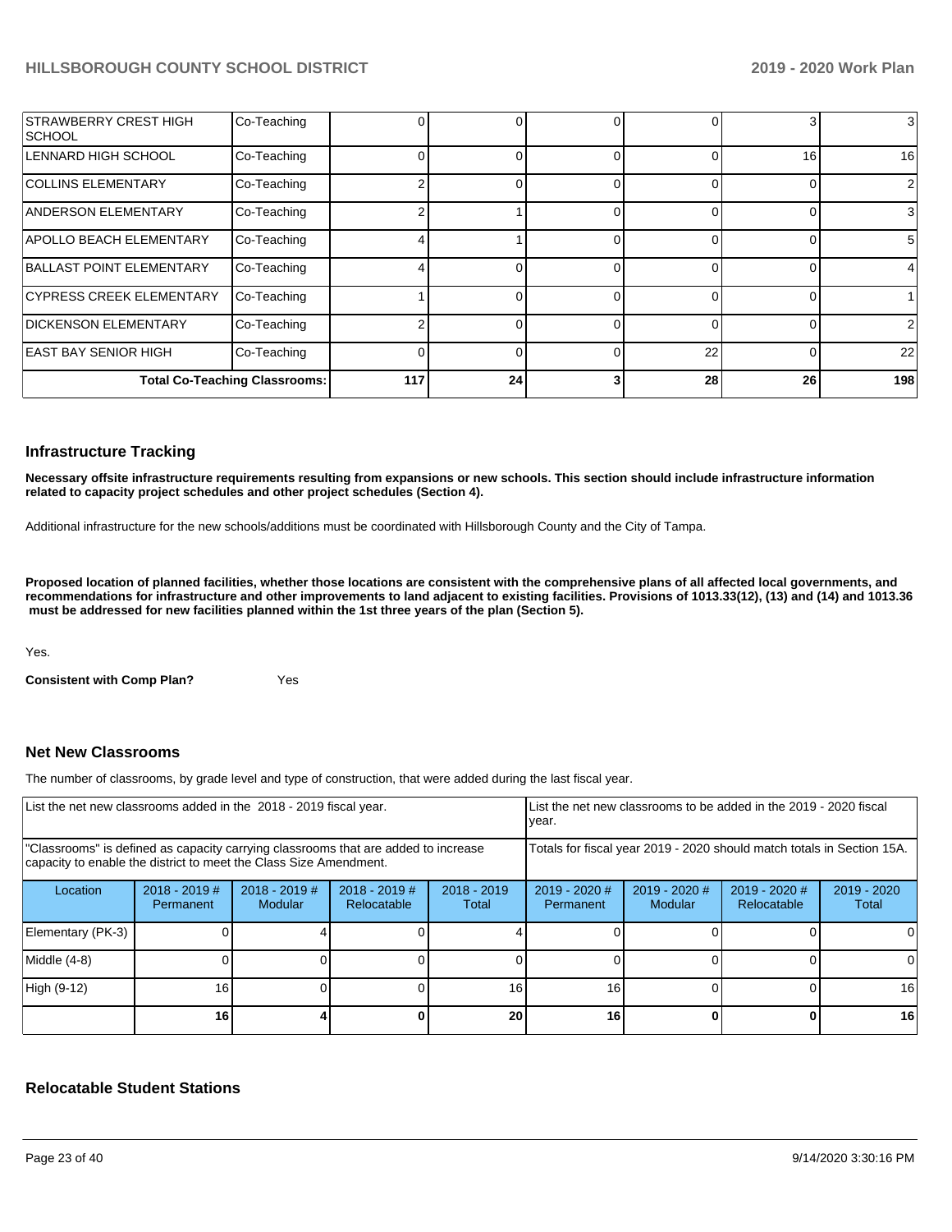| | | | | | | | |
|---|---|---|---|---|---|---|---|
| STRAWBERRY CREST HIGH SCHOOL | Co-Teaching | 0 | 0 | 0 | 0 | 3 | 3 |
| LENNARD HIGH SCHOOL | Co-Teaching | 0 | 0 | 0 | 0 | 16 | 16 |
| COLLINS ELEMENTARY | Co-Teaching | 2 | 0 | 0 | 0 | 0 | 2 |
| ANDERSON ELEMENTARY | Co-Teaching | 2 | 1 | 0 | 0 | 0 | 3 |
| APOLLO BEACH ELEMENTARY | Co-Teaching | 4 | 1 | 0 | 0 | 0 | 5 |
| BALLAST POINT ELEMENTARY | Co-Teaching | 4 | 0 | 0 | 0 | 0 | 4 |
| CYPRESS CREEK ELEMENTARY | Co-Teaching | 1 | 0 | 0 | 0 | 0 | 1 |
| DICKENSON ELEMENTARY | Co-Teaching | 2 | 0 | 0 | 0 | 0 | 2 |
| EAST BAY SENIOR HIGH | Co-Teaching | 0 | 0 | 0 | 22 | 0 | 22 |
| **Total Co-Teaching Classrooms:** | | **117** | **24** | **3** | **28** | **26** | **198** |

## Infrastructure Tracking

**Necessary offsite infrastructure requirements resulting from expansions or new schools. This section should include infrastructure information related to capacity project schedules and other project schedules (Section 4).**

Additional infrastructure for the new schools/additions must be coordinated with Hillsborough County and the City of Tampa.

**Proposed location of planned facilities, whether those locations are consistent with the comprehensive plans of all affected local governments, and recommendations for infrastructure and other improvements to land adjacent to existing facilities. Provisions of 1013.33(12), (13) and (14) and 1013.36 must be addressed for new facilities planned within the 1st three years of the plan (Section 5).**

Yes.

**Consistent with Comp Plan?** Yes

## Net New Classrooms

The number of classrooms, by grade level and type of construction, that were added during the last fiscal year.

| List the net new classrooms added in the 2018 - 2019 fiscal year. | | | | | List the net new classrooms to be added in the 2019 - 2020 fiscal year. | | | |
|---|---|---|---|---|---|---|---|---|
| "Classrooms" is defined as capacity carrying classrooms that are added to increase capacity to enable the district to meet the Class Size Amendment. | | | | | Totals for fiscal year 2019 - 2020 should match totals in Section 15A. | | | |
| Location | 2018 - 2019 # Permanent | 2018 - 2019 # Modular | 2018 - 2019 # Relocatable | 2018 - 2019 Total | 2019 - 2020 # Permanent | 2019 - 2020 # Modular | 2019 - 2020 # Relocatable | 2019 - 2020 Total |
| Elementary (PK-3) | 0 | 4 | 0 | 4 | 0 | 0 | 0 | 0 |
| Middle (4-8) | 0 | 0 | 0 | 0 | 0 | 0 | 0 | 0 |
| High (9-12) | 16 | 0 | 0 | 16 | 16 | 0 | 0 | 16 |
| | **16** | **4** | **0** | **20** | **16** | **0** | **0** | **16** |

## Relocatable Student Stations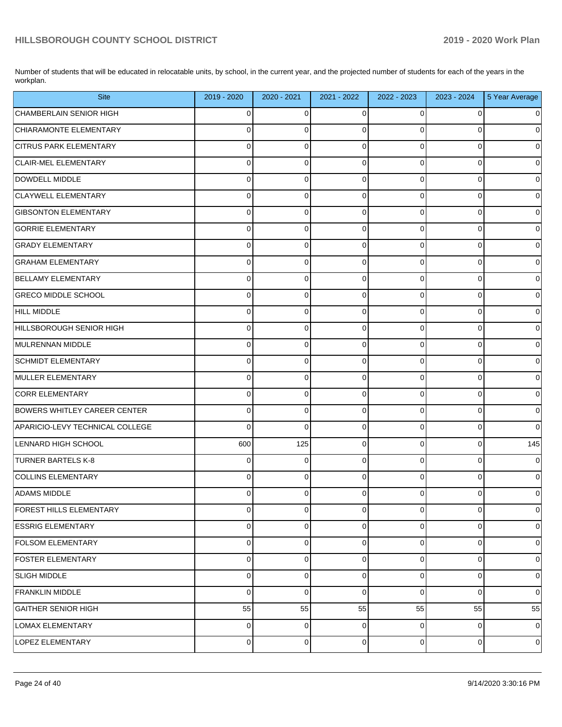Number of students that will be educated in relocatable units, by school, in the current year, and the projected number of students for each of the years in the workplan.

| Site | 2019 - 2020 | 2020 - 2021 | 2021 - 2022 | 2022 - 2023 | 2023 - 2024 | 5 Year Average |
|---|---|---|---|---|---|---|
| CHAMBERLAIN SENIOR HIGH | 0 | 0 | 0 | 0 | 0 | 0 |
| CHIARAMONTE ELEMENTARY | 0 | 0 | 0 | 0 | 0 | 0 |
| CITRUS PARK ELEMENTARY | 0 | 0 | 0 | 0 | 0 | 0 |
| CLAIR-MEL ELEMENTARY | 0 | 0 | 0 | 0 | 0 | 0 |
| DOWDELL MIDDLE | 0 | 0 | 0 | 0 | 0 | 0 |
| CLAYWELL ELEMENTARY | 0 | 0 | 0 | 0 | 0 | 0 |
| GIBSONTON ELEMENTARY | 0 | 0 | 0 | 0 | 0 | 0 |
| GORRIE ELEMENTARY | 0 | 0 | 0 | 0 | 0 | 0 |
| GRADY ELEMENTARY | 0 | 0 | 0 | 0 | 0 | 0 |
| GRAHAM ELEMENTARY | 0 | 0 | 0 | 0 | 0 | 0 |
| BELLAMY ELEMENTARY | 0 | 0 | 0 | 0 | 0 | 0 |
| GRECO MIDDLE SCHOOL | 0 | 0 | 0 | 0 | 0 | 0 |
| HILL MIDDLE | 0 | 0 | 0 | 0 | 0 | 0 |
| HILLSBOROUGH SENIOR HIGH | 0 | 0 | 0 | 0 | 0 | 0 |
| MULRENNAN MIDDLE | 0 | 0 | 0 | 0 | 0 | 0 |
| SCHMIDT ELEMENTARY | 0 | 0 | 0 | 0 | 0 | 0 |
| MULLER ELEMENTARY | 0 | 0 | 0 | 0 | 0 | 0 |
| CORR ELEMENTARY | 0 | 0 | 0 | 0 | 0 | 0 |
| BOWERS WHITLEY CAREER CENTER | 0 | 0 | 0 | 0 | 0 | 0 |
| APARICIO-LEVY TECHNICAL COLLEGE | 0 | 0 | 0 | 0 | 0 | 0 |
| LENNARD HIGH SCHOOL | 600 | 125 | 0 | 0 | 0 | 145 |
| TURNER BARTELS K-8 | 0 | 0 | 0 | 0 | 0 | 0 |
| COLLINS ELEMENTARY | 0 | 0 | 0 | 0 | 0 | 0 |
| ADAMS MIDDLE | 0 | 0 | 0 | 0 | 0 | 0 |
| FOREST HILLS ELEMENTARY | 0 | 0 | 0 | 0 | 0 | 0 |
| ESSRIG ELEMENTARY | 0 | 0 | 0 | 0 | 0 | 0 |
| FOLSOM ELEMENTARY | 0 | 0 | 0 | 0 | 0 | 0 |
| FOSTER ELEMENTARY | 0 | 0 | 0 | 0 | 0 | 0 |
| SLIGH MIDDLE | 0 | 0 | 0 | 0 | 0 | 0 |
| FRANKLIN MIDDLE | 0 | 0 | 0 | 0 | 0 | 0 |
| GAITHER SENIOR HIGH | 55 | 55 | 55 | 55 | 55 | 55 |
| LOMAX ELEMENTARY | 0 | 0 | 0 | 0 | 0 | 0 |
| LOPEZ ELEMENTARY | 0 | 0 | 0 | 0 | 0 | 0 |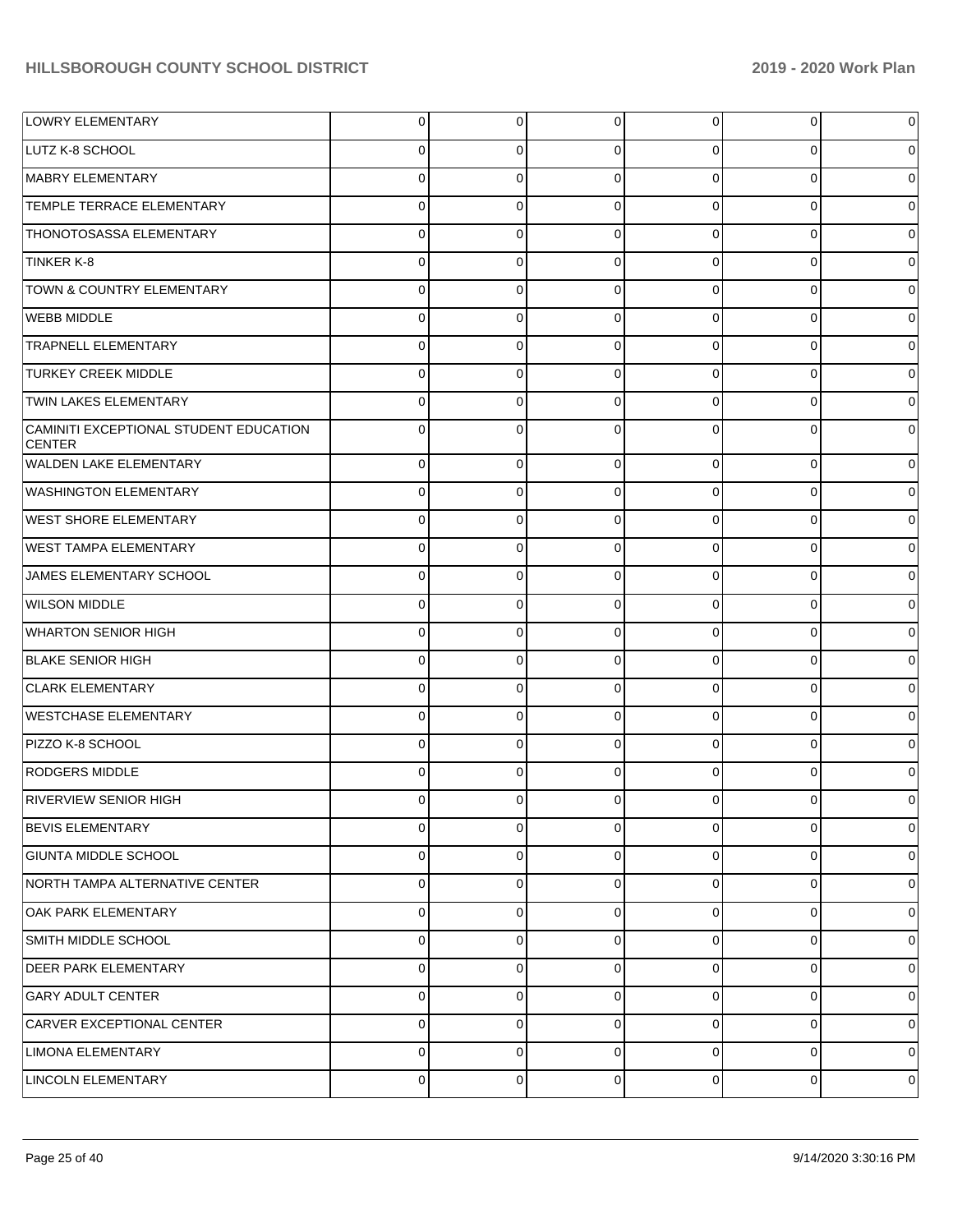| | | | | | | |
|---|---|---|---|---|---|---|
| LOWRY ELEMENTARY | 0 | 0 | 0 | 0 | 0 | 0 |
| LUTZ K-8 SCHOOL | 0 | 0 | 0 | 0 | 0 | 0 |
| MABRY ELEMENTARY | 0 | 0 | 0 | 0 | 0 | 0 |
| TEMPLE TERRACE ELEMENTARY | 0 | 0 | 0 | 0 | 0 | 0 |
| THONOTOSASSA ELEMENTARY | 0 | 0 | 0 | 0 | 0 | 0 |
| TINKER K-8 | 0 | 0 | 0 | 0 | 0 | 0 |
| TOWN & COUNTRY ELEMENTARY | 0 | 0 | 0 | 0 | 0 | 0 |
| WEBB MIDDLE | 0 | 0 | 0 | 0 | 0 | 0 |
| TRAPNELL ELEMENTARY | 0 | 0 | 0 | 0 | 0 | 0 |
| TURKEY CREEK MIDDLE | 0 | 0 | 0 | 0 | 0 | 0 |
| TWIN LAKES ELEMENTARY | 0 | 0 | 0 | 0 | 0 | 0 |
| CAMINITI EXCEPTIONAL STUDENT EDUCATION CENTER | 0 | 0 | 0 | 0 | 0 | 0 |
| WALDEN LAKE ELEMENTARY | 0 | 0 | 0 | 0 | 0 | 0 |
| WASHINGTON ELEMENTARY | 0 | 0 | 0 | 0 | 0 | 0 |
| WEST SHORE ELEMENTARY | 0 | 0 | 0 | 0 | 0 | 0 |
| WEST TAMPA ELEMENTARY | 0 | 0 | 0 | 0 | 0 | 0 |
| JAMES ELEMENTARY SCHOOL | 0 | 0 | 0 | 0 | 0 | 0 |
| WILSON MIDDLE | 0 | 0 | 0 | 0 | 0 | 0 |
| WHARTON SENIOR HIGH | 0 | 0 | 0 | 0 | 0 | 0 |
| BLAKE SENIOR HIGH | 0 | 0 | 0 | 0 | 0 | 0 |
| CLARK ELEMENTARY | 0 | 0 | 0 | 0 | 0 | 0 |
| WESTCHASE ELEMENTARY | 0 | 0 | 0 | 0 | 0 | 0 |
| PIZZO K-8 SCHOOL | 0 | 0 | 0 | 0 | 0 | 0 |
| RODGERS MIDDLE | 0 | 0 | 0 | 0 | 0 | 0 |
| RIVERVIEW SENIOR HIGH | 0 | 0 | 0 | 0 | 0 | 0 |
| BEVIS ELEMENTARY | 0 | 0 | 0 | 0 | 0 | 0 |
| GIUNTA MIDDLE SCHOOL | 0 | 0 | 0 | 0 | 0 | 0 |
| NORTH TAMPA ALTERNATIVE CENTER | 0 | 0 | 0 | 0 | 0 | 0 |
| OAK PARK ELEMENTARY | 0 | 0 | 0 | 0 | 0 | 0 |
| SMITH MIDDLE SCHOOL | 0 | 0 | 0 | 0 | 0 | 0 |
| DEER PARK ELEMENTARY | 0 | 0 | 0 | 0 | 0 | 0 |
| GARY ADULT CENTER | 0 | 0 | 0 | 0 | 0 | 0 |
| CARVER EXCEPTIONAL CENTER | 0 | 0 | 0 | 0 | 0 | 0 |
| LIMONA ELEMENTARY | 0 | 0 | 0 | 0 | 0 | 0 |
| LINCOLN ELEMENTARY | 0 | 0 | 0 | 0 | 0 | 0 |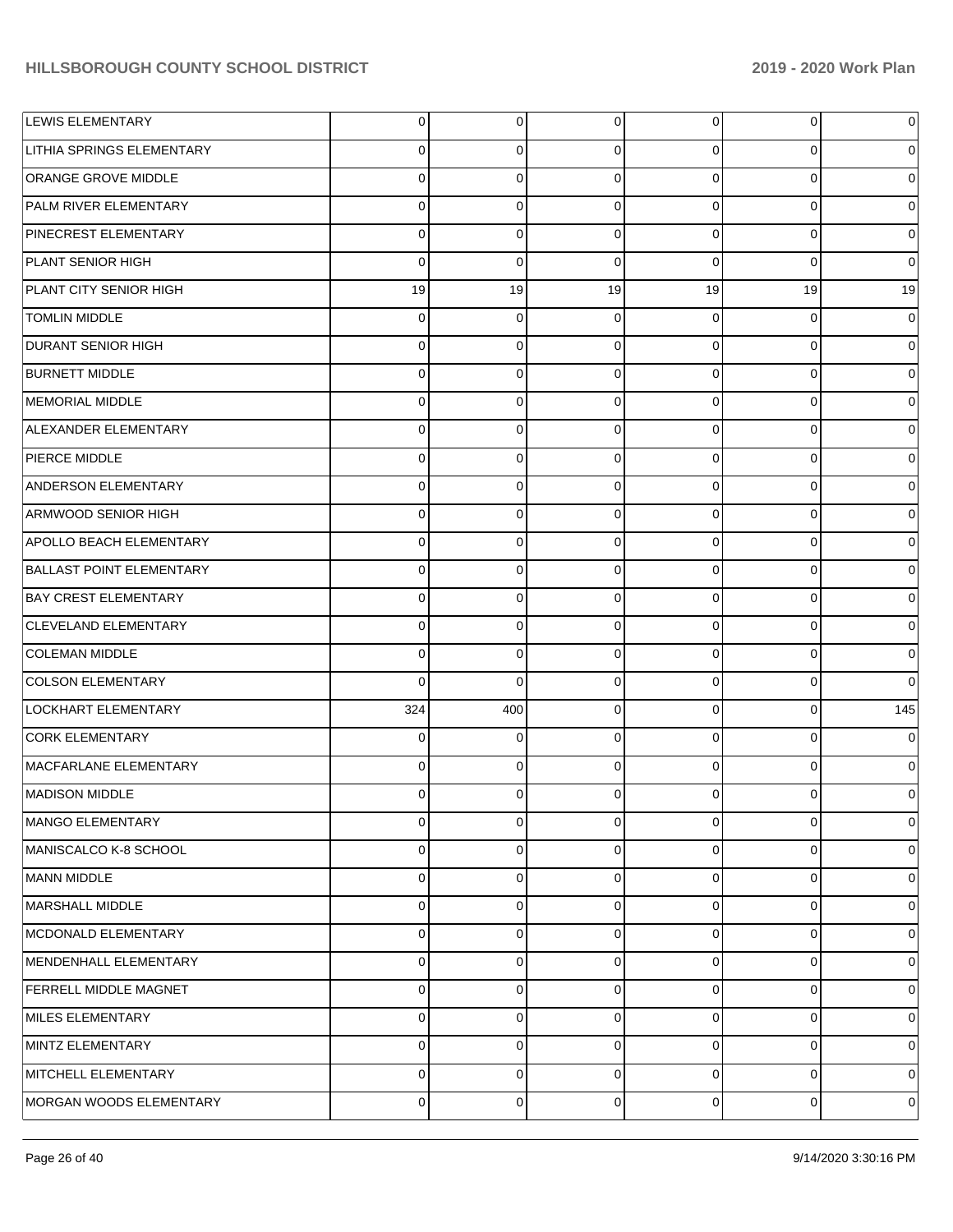| | | | | | | |
|---|---|---|---|---|---|---|
| LEWIS ELEMENTARY | 0 | 0 | 0 | 0 | 0 | 0 |
| LITHIA SPRINGS ELEMENTARY | 0 | 0 | 0 | 0 | 0 | 0 |
| ORANGE GROVE MIDDLE | 0 | 0 | 0 | 0 | 0 | 0 |
| PALM RIVER ELEMENTARY | 0 | 0 | 0 | 0 | 0 | 0 |
| PINECREST ELEMENTARY | 0 | 0 | 0 | 0 | 0 | 0 |
| PLANT SENIOR HIGH | 0 | 0 | 0 | 0 | 0 | 0 |
| PLANT CITY SENIOR HIGH | 19 | 19 | 19 | 19 | 19 | 19 |
| TOMLIN MIDDLE | 0 | 0 | 0 | 0 | 0 | 0 |
| DURANT SENIOR HIGH | 0 | 0 | 0 | 0 | 0 | 0 |
| BURNETT MIDDLE | 0 | 0 | 0 | 0 | 0 | 0 |
| MEMORIAL MIDDLE | 0 | 0 | 0 | 0 | 0 | 0 |
| ALEXANDER ELEMENTARY | 0 | 0 | 0 | 0 | 0 | 0 |
| PIERCE MIDDLE | 0 | 0 | 0 | 0 | 0 | 0 |
| ANDERSON ELEMENTARY | 0 | 0 | 0 | 0 | 0 | 0 |
| ARMWOOD SENIOR HIGH | 0 | 0 | 0 | 0 | 0 | 0 |
| APOLLO BEACH ELEMENTARY | 0 | 0 | 0 | 0 | 0 | 0 |
| BALLAST POINT ELEMENTARY | 0 | 0 | 0 | 0 | 0 | 0 |
| BAY CREST ELEMENTARY | 0 | 0 | 0 | 0 | 0 | 0 |
| CLEVELAND ELEMENTARY | 0 | 0 | 0 | 0 | 0 | 0 |
| COLEMAN MIDDLE | 0 | 0 | 0 | 0 | 0 | 0 |
| COLSON ELEMENTARY | 0 | 0 | 0 | 0 | 0 | 0 |
| LOCKHART ELEMENTARY | 324 | 400 | 0 | 0 | 0 | 145 |
| CORK ELEMENTARY | 0 | 0 | 0 | 0 | 0 | 0 |
| MACFARLANE ELEMENTARY | 0 | 0 | 0 | 0 | 0 | 0 |
| MADISON MIDDLE | 0 | 0 | 0 | 0 | 0 | 0 |
| MANGO ELEMENTARY | 0 | 0 | 0 | 0 | 0 | 0 |
| MANISCALCO K-8 SCHOOL | 0 | 0 | 0 | 0 | 0 | 0 |
| MANN MIDDLE | 0 | 0 | 0 | 0 | 0 | 0 |
| MARSHALL MIDDLE | 0 | 0 | 0 | 0 | 0 | 0 |
| MCDONALD ELEMENTARY | 0 | 0 | 0 | 0 | 0 | 0 |
| MENDENHALL ELEMENTARY | 0 | 0 | 0 | 0 | 0 | 0 |
| FERRELL MIDDLE MAGNET | 0 | 0 | 0 | 0 | 0 | 0 |
| MILES ELEMENTARY | 0 | 0 | 0 | 0 | 0 | 0 |
| MINTZ ELEMENTARY | 0 | 0 | 0 | 0 | 0 | 0 |
| MITCHELL ELEMENTARY | 0 | 0 | 0 | 0 | 0 | 0 |
| MORGAN WOODS ELEMENTARY | 0 | 0 | 0 | 0 | 0 | 0 |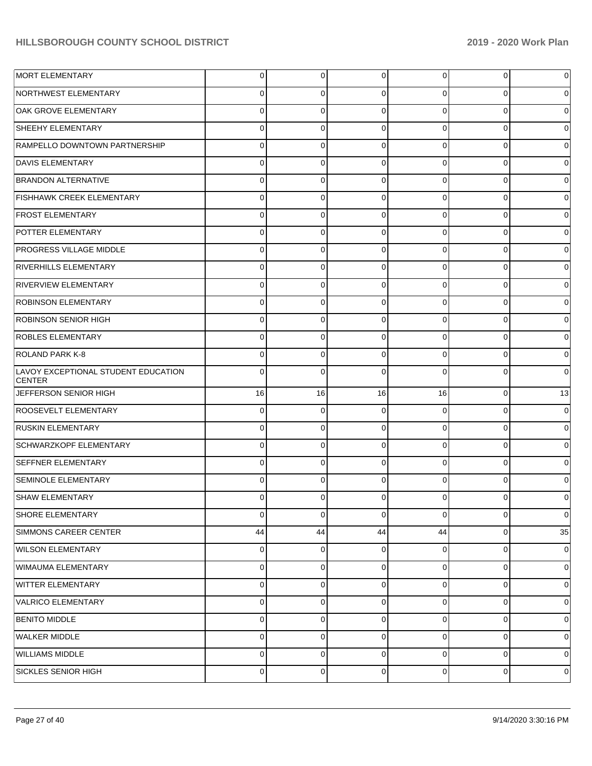| | | | | | | |
|---|---|---|---|---|---|---|
| MORT ELEMENTARY | 0 | 0 | 0 | 0 | 0 | 0 |
| NORTHWEST ELEMENTARY | 0 | 0 | 0 | 0 | 0 | 0 |
| OAK GROVE ELEMENTARY | 0 | 0 | 0 | 0 | 0 | 0 |
| SHEEHY ELEMENTARY | 0 | 0 | 0 | 0 | 0 | 0 |
| RAMPELLO DOWNTOWN PARTNERSHIP | 0 | 0 | 0 | 0 | 0 | 0 |
| DAVIS ELEMENTARY | 0 | 0 | 0 | 0 | 0 | 0 |
| BRANDON ALTERNATIVE | 0 | 0 | 0 | 0 | 0 | 0 |
| FISHHAWK CREEK ELEMENTARY | 0 | 0 | 0 | 0 | 0 | 0 |
| FROST ELEMENTARY | 0 | 0 | 0 | 0 | 0 | 0 |
| POTTER ELEMENTARY | 0 | 0 | 0 | 0 | 0 | 0 |
| PROGRESS VILLAGE MIDDLE | 0 | 0 | 0 | 0 | 0 | 0 |
| RIVERHILLS ELEMENTARY | 0 | 0 | 0 | 0 | 0 | 0 |
| RIVERVIEW ELEMENTARY | 0 | 0 | 0 | 0 | 0 | 0 |
| ROBINSON ELEMENTARY | 0 | 0 | 0 | 0 | 0 | 0 |
| ROBINSON SENIOR HIGH | 0 | 0 | 0 | 0 | 0 | 0 |
| ROBLES ELEMENTARY | 0 | 0 | 0 | 0 | 0 | 0 |
| ROLAND PARK K-8 | 0 | 0 | 0 | 0 | 0 | 0 |
| LAVOY EXCEPTIONAL STUDENT EDUCATION CENTER | 0 | 0 | 0 | 0 | 0 | 0 |
| JEFFERSON SENIOR HIGH | 16 | 16 | 16 | 16 | 0 | 13 |
| ROOSEVELT ELEMENTARY | 0 | 0 | 0 | 0 | 0 | 0 |
| RUSKIN ELEMENTARY | 0 | 0 | 0 | 0 | 0 | 0 |
| SCHWARZKOPF ELEMENTARY | 0 | 0 | 0 | 0 | 0 | 0 |
| SEFFNER ELEMENTARY | 0 | 0 | 0 | 0 | 0 | 0 |
| SEMINOLE ELEMENTARY | 0 | 0 | 0 | 0 | 0 | 0 |
| SHAW ELEMENTARY | 0 | 0 | 0 | 0 | 0 | 0 |
| SHORE ELEMENTARY | 0 | 0 | 0 | 0 | 0 | 0 |
| SIMMONS CAREER CENTER | 44 | 44 | 44 | 44 | 0 | 35 |
| WILSON ELEMENTARY | 0 | 0 | 0 | 0 | 0 | 0 |
| WIMAUMA ELEMENTARY | 0 | 0 | 0 | 0 | 0 | 0 |
| WITTER ELEMENTARY | 0 | 0 | 0 | 0 | 0 | 0 |
| VALRICO ELEMENTARY | 0 | 0 | 0 | 0 | 0 | 0 |
| BENITO MIDDLE | 0 | 0 | 0 | 0 | 0 | 0 |
| WALKER MIDDLE | 0 | 0 | 0 | 0 | 0 | 0 |
| WILLIAMS MIDDLE | 0 | 0 | 0 | 0 | 0 | 0 |
| SICKLES SENIOR HIGH | 0 | 0 | 0 | 0 | 0 | 0 |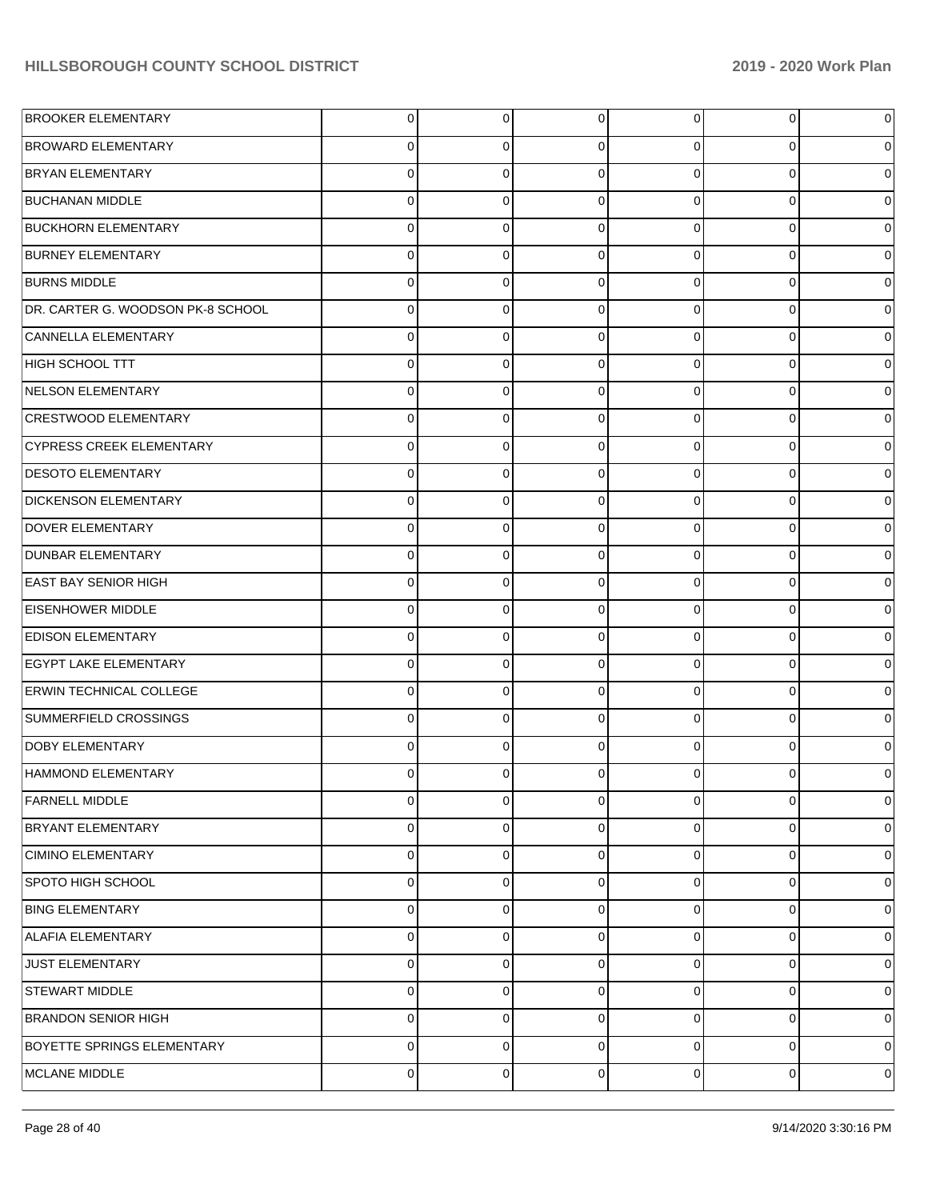| | | | | | | |
|---|---|---|---|---|---|---|
| BROOKER ELEMENTARY | 0 | 0 | 0 | 0 | 0 | 0 |
| BROWARD ELEMENTARY | 0 | 0 | 0 | 0 | 0 | 0 |
| BRYAN ELEMENTARY | 0 | 0 | 0 | 0 | 0 | 0 |
| BUCHANAN MIDDLE | 0 | 0 | 0 | 0 | 0 | 0 |
| BUCKHORN ELEMENTARY | 0 | 0 | 0 | 0 | 0 | 0 |
| BURNEY ELEMENTARY | 0 | 0 | 0 | 0 | 0 | 0 |
| BURNS MIDDLE | 0 | 0 | 0 | 0 | 0 | 0 |
| DR. CARTER G. WOODSON PK-8 SCHOOL | 0 | 0 | 0 | 0 | 0 | 0 |
| CANNELLA ELEMENTARY | 0 | 0 | 0 | 0 | 0 | 0 |
| HIGH SCHOOL TTT | 0 | 0 | 0 | 0 | 0 | 0 |
| NELSON ELEMENTARY | 0 | 0 | 0 | 0 | 0 | 0 |
| CRESTWOOD ELEMENTARY | 0 | 0 | 0 | 0 | 0 | 0 |
| CYPRESS CREEK ELEMENTARY | 0 | 0 | 0 | 0 | 0 | 0 |
| DESOTO ELEMENTARY | 0 | 0 | 0 | 0 | 0 | 0 |
| DICKENSON ELEMENTARY | 0 | 0 | 0 | 0 | 0 | 0 |
| DOVER ELEMENTARY | 0 | 0 | 0 | 0 | 0 | 0 |
| DUNBAR ELEMENTARY | 0 | 0 | 0 | 0 | 0 | 0 |
| EAST BAY SENIOR HIGH | 0 | 0 | 0 | 0 | 0 | 0 |
| EISENHOWER MIDDLE | 0 | 0 | 0 | 0 | 0 | 0 |
| EDISON ELEMENTARY | 0 | 0 | 0 | 0 | 0 | 0 |
| EGYPT LAKE ELEMENTARY | 0 | 0 | 0 | 0 | 0 | 0 |
| ERWIN TECHNICAL COLLEGE | 0 | 0 | 0 | 0 | 0 | 0 |
| SUMMERFIELD CROSSINGS | 0 | 0 | 0 | 0 | 0 | 0 |
| DOBY ELEMENTARY | 0 | 0 | 0 | 0 | 0 | 0 |
| HAMMOND ELEMENTARY | 0 | 0 | 0 | 0 | 0 | 0 |
| FARNELL MIDDLE | 0 | 0 | 0 | 0 | 0 | 0 |
| BRYANT ELEMENTARY | 0 | 0 | 0 | 0 | 0 | 0 |
| CIMINO ELEMENTARY | 0 | 0 | 0 | 0 | 0 | 0 |
| SPOTO HIGH SCHOOL | 0 | 0 | 0 | 0 | 0 | 0 |
| BING ELEMENTARY | 0 | 0 | 0 | 0 | 0 | 0 |
| ALAFIA ELEMENTARY | 0 | 0 | 0 | 0 | 0 | 0 |
| JUST ELEMENTARY | 0 | 0 | 0 | 0 | 0 | 0 |
| STEWART MIDDLE | 0 | 0 | 0 | 0 | 0 | 0 |
| BRANDON SENIOR HIGH | 0 | 0 | 0 | 0 | 0 | 0 |
| BOYETTE SPRINGS ELEMENTARY | 0 | 0 | 0 | 0 | 0 | 0 |
| MCLANE MIDDLE | 0 | 0 | 0 | 0 | 0 | 0 |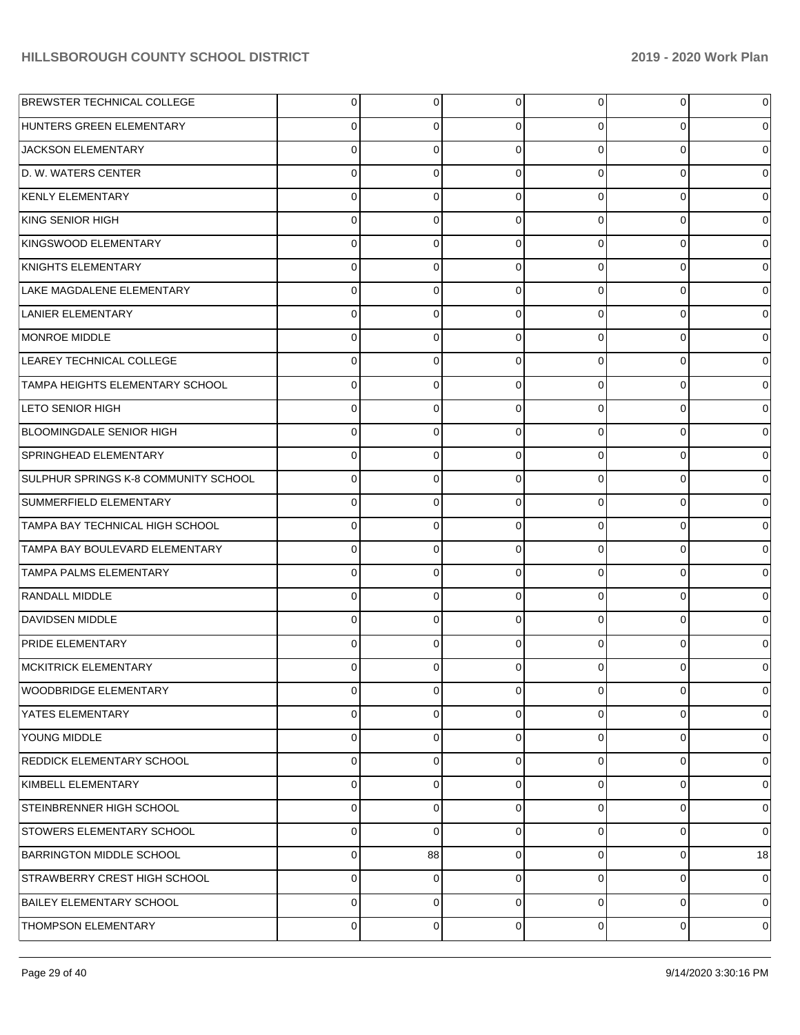| | | | | | | |
|---|---|---|---|---|---|---|
| BREWSTER TECHNICAL COLLEGE | 0 | 0 | 0 | 0 | 0 | 0 |
| HUNTERS GREEN ELEMENTARY | 0 | 0 | 0 | 0 | 0 | 0 |
| JACKSON ELEMENTARY | 0 | 0 | 0 | 0 | 0 | 0 |
| D. W. WATERS CENTER | 0 | 0 | 0 | 0 | 0 | 0 |
| KENLY ELEMENTARY | 0 | 0 | 0 | 0 | 0 | 0 |
| KING SENIOR HIGH | 0 | 0 | 0 | 0 | 0 | 0 |
| KINGSWOOD ELEMENTARY | 0 | 0 | 0 | 0 | 0 | 0 |
| KNIGHTS ELEMENTARY | 0 | 0 | 0 | 0 | 0 | 0 |
| LAKE MAGDALENE ELEMENTARY | 0 | 0 | 0 | 0 | 0 | 0 |
| LANIER ELEMENTARY | 0 | 0 | 0 | 0 | 0 | 0 |
| MONROE MIDDLE | 0 | 0 | 0 | 0 | 0 | 0 |
| LEAREY TECHNICAL COLLEGE | 0 | 0 | 0 | 0 | 0 | 0 |
| TAMPA HEIGHTS ELEMENTARY SCHOOL | 0 | 0 | 0 | 0 | 0 | 0 |
| LETO SENIOR HIGH | 0 | 0 | 0 | 0 | 0 | 0 |
| BLOOMINGDALE SENIOR HIGH | 0 | 0 | 0 | 0 | 0 | 0 |
| SPRINGHEAD ELEMENTARY | 0 | 0 | 0 | 0 | 0 | 0 |
| SULPHUR SPRINGS K-8 COMMUNITY SCHOOL | 0 | 0 | 0 | 0 | 0 | 0 |
| SUMMERFIELD ELEMENTARY | 0 | 0 | 0 | 0 | 0 | 0 |
| TAMPA BAY TECHNICAL HIGH SCHOOL | 0 | 0 | 0 | 0 | 0 | 0 |
| TAMPA BAY BOULEVARD ELEMENTARY | 0 | 0 | 0 | 0 | 0 | 0 |
| TAMPA PALMS ELEMENTARY | 0 | 0 | 0 | 0 | 0 | 0 |
| RANDALL MIDDLE | 0 | 0 | 0 | 0 | 0 | 0 |
| DAVIDSEN MIDDLE | 0 | 0 | 0 | 0 | 0 | 0 |
| PRIDE ELEMENTARY | 0 | 0 | 0 | 0 | 0 | 0 |
| MCKITRICK ELEMENTARY | 0 | 0 | 0 | 0 | 0 | 0 |
| WOODBRIDGE ELEMENTARY | 0 | 0 | 0 | 0 | 0 | 0 |
| YATES ELEMENTARY | 0 | 0 | 0 | 0 | 0 | 0 |
| YOUNG MIDDLE | 0 | 0 | 0 | 0 | 0 | 0 |
| REDDICK ELEMENTARY SCHOOL | 0 | 0 | 0 | 0 | 0 | 0 |
| KIMBELL ELEMENTARY | 0 | 0 | 0 | 0 | 0 | 0 |
| STEINBRENNER HIGH SCHOOL | 0 | 0 | 0 | 0 | 0 | 0 |
| STOWERS ELEMENTARY SCHOOL | 0 | 0 | 0 | 0 | 0 | 0 |
| BARRINGTON MIDDLE SCHOOL | 0 | 88 | 0 | 0 | 0 | 18 |
| STRAWBERRY CREST HIGH SCHOOL | 0 | 0 | 0 | 0 | 0 | 0 |
| BAILEY ELEMENTARY SCHOOL | 0 | 0 | 0 | 0 | 0 | 0 |
| THOMPSON ELEMENTARY | 0 | 0 | 0 | 0 | 0 | 0 |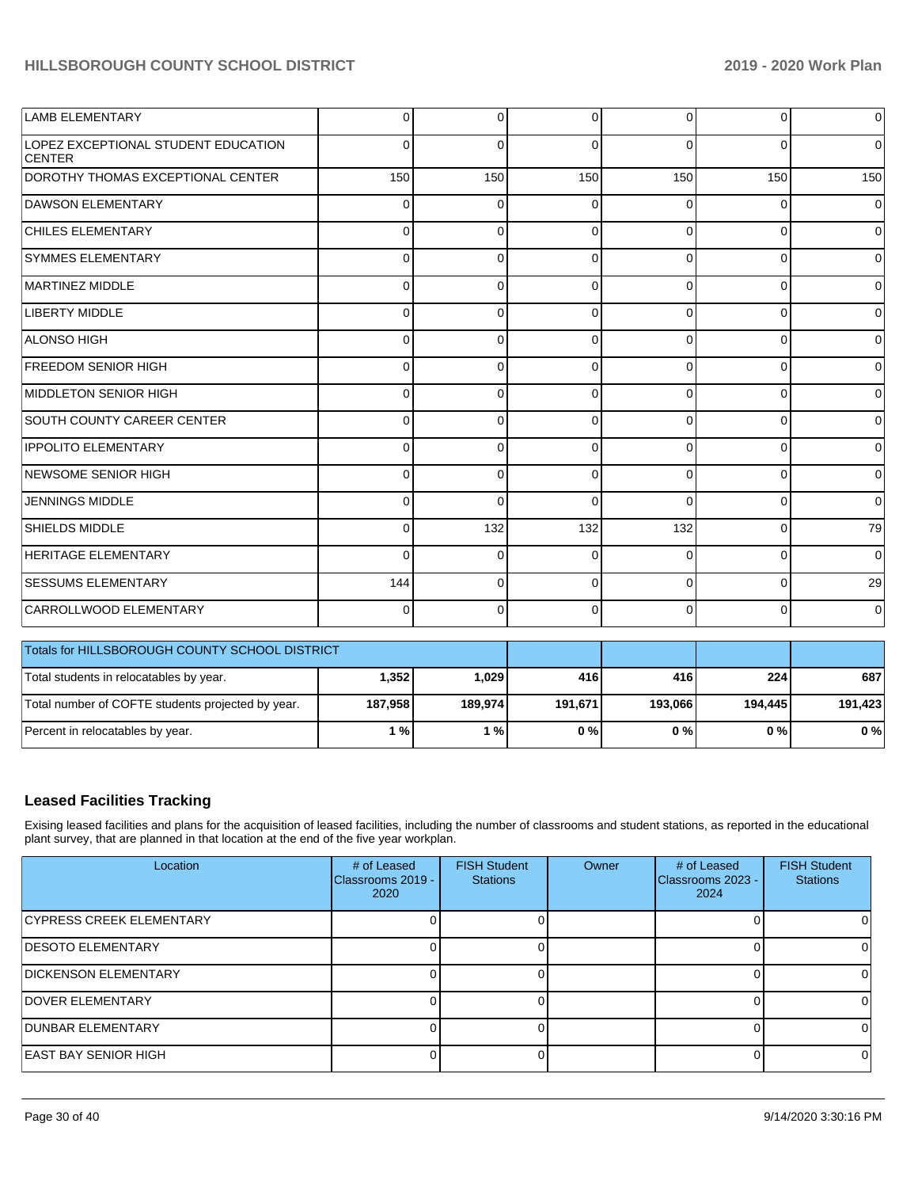| | | | | | | |
|---|---|---|---|---|---|---|
| LAMB ELEMENTARY | 0 | 0 | 0 | 0 | 0 | 0 |
| LOPEZ EXCEPTIONAL STUDENT EDUCATION CENTER | 0 | 0 | 0 | 0 | 0 | 0 |
| DOROTHY THOMAS EXCEPTIONAL CENTER | 150 | 150 | 150 | 150 | 150 | 150 |
| DAWSON ELEMENTARY | 0 | 0 | 0 | 0 | 0 | 0 |
| CHILES ELEMENTARY | 0 | 0 | 0 | 0 | 0 | 0 |
| SYMMES ELEMENTARY | 0 | 0 | 0 | 0 | 0 | 0 |
| MARTINEZ MIDDLE | 0 | 0 | 0 | 0 | 0 | 0 |
| LIBERTY MIDDLE | 0 | 0 | 0 | 0 | 0 | 0 |
| ALONSO HIGH | 0 | 0 | 0 | 0 | 0 | 0 |
| FREEDOM SENIOR HIGH | 0 | 0 | 0 | 0 | 0 | 0 |
| MIDDLETON SENIOR HIGH | 0 | 0 | 0 | 0 | 0 | 0 |
| SOUTH COUNTY CAREER CENTER | 0 | 0 | 0 | 0 | 0 | 0 |
| IPPOLITO ELEMENTARY | 0 | 0 | 0 | 0 | 0 | 0 |
| NEWSOME SENIOR HIGH | 0 | 0 | 0 | 0 | 0 | 0 |
| JENNINGS MIDDLE | 0 | 0 | 0 | 0 | 0 | 0 |
| SHIELDS MIDDLE | 0 | 132 | 132 | 132 | 0 | 79 |
| HERITAGE ELEMENTARY | 0 | 0 | 0 | 0 | 0 | 0 |
| SESSUMS ELEMENTARY | 144 | 0 | 0 | 0 | 0 | 29 |
| CARROLLWOOD ELEMENTARY | 0 | 0 | 0 | 0 | 0 | 0 |

| Totals for HILLSBOROUGH COUNTY SCHOOL DISTRICT | | | | | | |
|---|---|---|---|---|---|---|
| Total students in relocatables by year. | **1,352** | **1,029** | **416** | **416** | **224** | **687** |
| Total number of COFTE students projected by year. | **187,958** | **189,974** | **191,671** | **193,066** | **194,445** | **191,423** |
| Percent in relocatables by year. | **1 %** | **1 %** | **0 %** | **0 %** | **0 %** | **0 %** |

## Leased Facilities Tracking

Exising leased facilities and plans for the acquisition of leased facilities, including the number of classrooms and student stations, as reported in the educational plant survey, that are planned in that location at the end of the five year workplan.

| Location | # of Leased Classrooms 2019 - 2020 | FISH Student Stations | Owner | # of Leased Classrooms 2023 - 2024 | FISH Student Stations |
|---|---|---|---|---|---|
| CYPRESS CREEK ELEMENTARY | 0 | 0 | | 0 | 0 |
| DESOTO ELEMENTARY | 0 | 0 | | 0 | 0 |
| DICKENSON ELEMENTARY | 0 | 0 | | 0 | 0 |
| DOVER ELEMENTARY | 0 | 0 | | 0 | 0 |
| DUNBAR ELEMENTARY | 0 | 0 | | 0 | 0 |
| EAST BAY SENIOR HIGH | 0 | 0 | | 0 | 0 |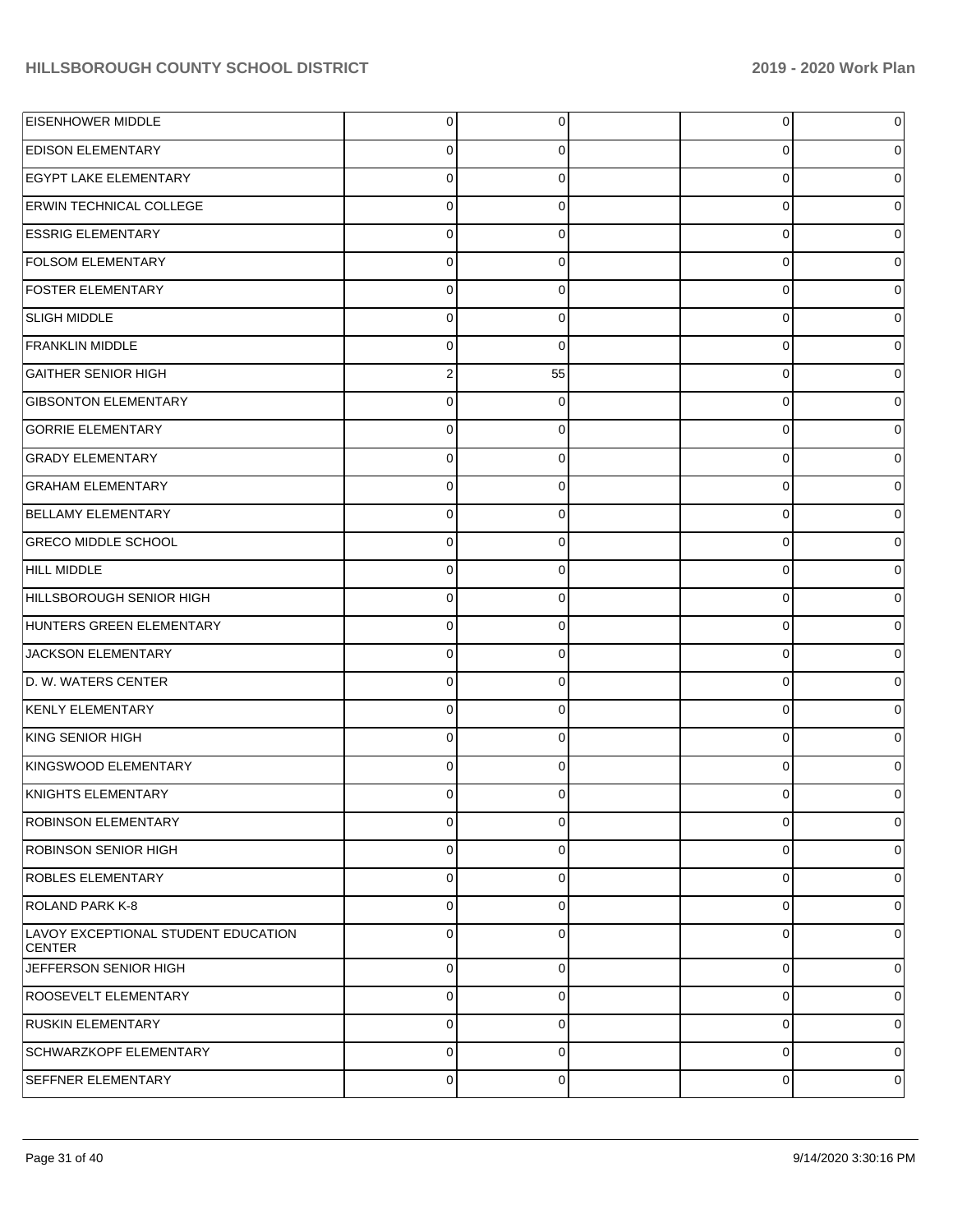| | | | | | |
|---|---|---|---|---|---|
| EISENHOWER MIDDLE | 0 | 0 | | 0 | 0 |
| EDISON ELEMENTARY | 0 | 0 | | 0 | 0 |
| EGYPT LAKE ELEMENTARY | 0 | 0 | | 0 | 0 |
| ERWIN TECHNICAL COLLEGE | 0 | 0 | | 0 | 0 |
| ESSRIG ELEMENTARY | 0 | 0 | | 0 | 0 |
| FOLSOM ELEMENTARY | 0 | 0 | | 0 | 0 |
| FOSTER ELEMENTARY | 0 | 0 | | 0 | 0 |
| SLIGH MIDDLE | 0 | 0 | | 0 | 0 |
| FRANKLIN MIDDLE | 0 | 0 | | 0 | 0 |
| GAITHER SENIOR HIGH | 2 | 55 | | 0 | 0 |
| GIBSONTON ELEMENTARY | 0 | 0 | | 0 | 0 |
| GORRIE ELEMENTARY | 0 | 0 | | 0 | 0 |
| GRADY ELEMENTARY | 0 | 0 | | 0 | 0 |
| GRAHAM ELEMENTARY | 0 | 0 | | 0 | 0 |
| BELLAMY ELEMENTARY | 0 | 0 | | 0 | 0 |
| GRECO MIDDLE SCHOOL | 0 | 0 | | 0 | 0 |
| HILL MIDDLE | 0 | 0 | | 0 | 0 |
| HILLSBOROUGH SENIOR HIGH | 0 | 0 | | 0 | 0 |
| HUNTERS GREEN ELEMENTARY | 0 | 0 | | 0 | 0 |
| JACKSON ELEMENTARY | 0 | 0 | | 0 | 0 |
| D. W. WATERS CENTER | 0 | 0 | | 0 | 0 |
| KENLY ELEMENTARY | 0 | 0 | | 0 | 0 |
| KING SENIOR HIGH | 0 | 0 | | 0 | 0 |
| KINGSWOOD ELEMENTARY | 0 | 0 | | 0 | 0 |
| KNIGHTS ELEMENTARY | 0 | 0 | | 0 | 0 |
| ROBINSON ELEMENTARY | 0 | 0 | | 0 | 0 |
| ROBINSON SENIOR HIGH | 0 | 0 | | 0 | 0 |
| ROBLES ELEMENTARY | 0 | 0 | | 0 | 0 |
| ROLAND PARK K-8 | 0 | 0 | | 0 | 0 |
| LAVOY EXCEPTIONAL STUDENT EDUCATION CENTER | 0 | 0 | | 0 | 0 |
| JEFFERSON SENIOR HIGH | 0 | 0 | | 0 | 0 |
| ROOSEVELT ELEMENTARY | 0 | 0 | | 0 | 0 |
| RUSKIN ELEMENTARY | 0 | 0 | | 0 | 0 |
| SCHWARZKOPF ELEMENTARY | 0 | 0 | | 0 | 0 |
| SEFFNER ELEMENTARY | 0 | 0 | | 0 | 0 |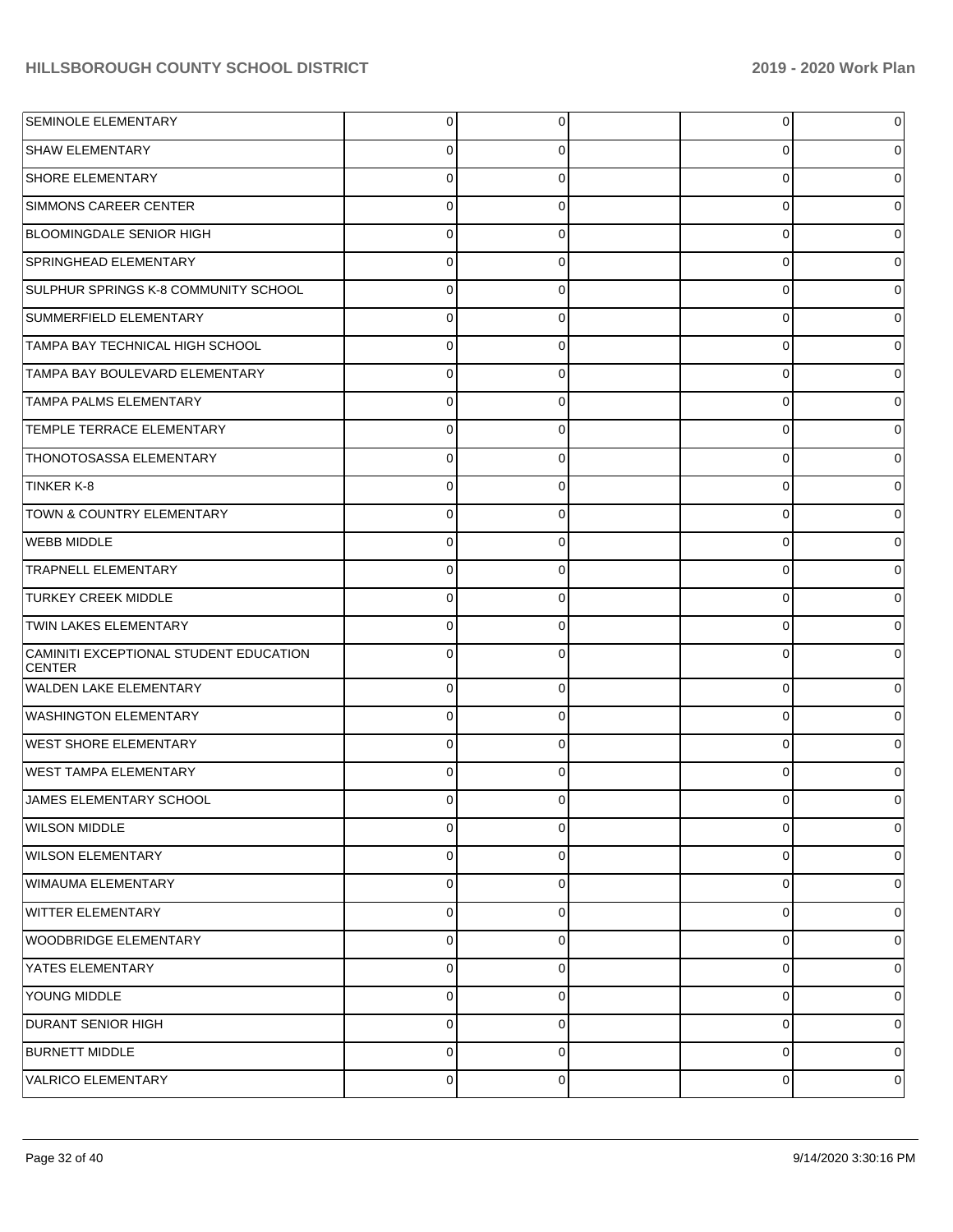| | | | | | |
|---|---|---|---|---|---|
| SEMINOLE ELEMENTARY | 0 | 0 | | 0 | 0 |
| SHAW ELEMENTARY | 0 | 0 | | 0 | 0 |
| SHORE ELEMENTARY | 0 | 0 | | 0 | 0 |
| SIMMONS CAREER CENTER | 0 | 0 | | 0 | 0 |
| BLOOMINGDALE SENIOR HIGH | 0 | 0 | | 0 | 0 |
| SPRINGHEAD ELEMENTARY | 0 | 0 | | 0 | 0 |
| SULPHUR SPRINGS K-8 COMMUNITY SCHOOL | 0 | 0 | | 0 | 0 |
| SUMMERFIELD ELEMENTARY | 0 | 0 | | 0 | 0 |
| TAMPA BAY TECHNICAL HIGH SCHOOL | 0 | 0 | | 0 | 0 |
| TAMPA BAY BOULEVARD ELEMENTARY | 0 | 0 | | 0 | 0 |
| TAMPA PALMS ELEMENTARY | 0 | 0 | | 0 | 0 |
| TEMPLE TERRACE ELEMENTARY | 0 | 0 | | 0 | 0 |
| THONOTOSASSA ELEMENTARY | 0 | 0 | | 0 | 0 |
| TINKER K-8 | 0 | 0 | | 0 | 0 |
| TOWN & COUNTRY ELEMENTARY | 0 | 0 | | 0 | 0 |
| WEBB MIDDLE | 0 | 0 | | 0 | 0 |
| TRAPNELL ELEMENTARY | 0 | 0 | | 0 | 0 |
| TURKEY CREEK MIDDLE | 0 | 0 | | 0 | 0 |
| TWIN LAKES ELEMENTARY | 0 | 0 | | 0 | 0 |
| CAMINITI EXCEPTIONAL STUDENT EDUCATION CENTER | 0 | 0 | | 0 | 0 |
| WALDEN LAKE ELEMENTARY | 0 | 0 | | 0 | 0 |
| WASHINGTON ELEMENTARY | 0 | 0 | | 0 | 0 |
| WEST SHORE ELEMENTARY | 0 | 0 | | 0 | 0 |
| WEST TAMPA ELEMENTARY | 0 | 0 | | 0 | 0 |
| JAMES ELEMENTARY SCHOOL | 0 | 0 | | 0 | 0 |
| WILSON MIDDLE | 0 | 0 | | 0 | 0 |
| WILSON ELEMENTARY | 0 | 0 | | 0 | 0 |
| WIMAUMA ELEMENTARY | 0 | 0 | | 0 | 0 |
| WITTER ELEMENTARY | 0 | 0 | | 0 | 0 |
| WOODBRIDGE ELEMENTARY | 0 | 0 | | 0 | 0 |
| YATES ELEMENTARY | 0 | 0 | | 0 | 0 |
| YOUNG MIDDLE | 0 | 0 | | 0 | 0 |
| DURANT SENIOR HIGH | 0 | 0 | | 0 | 0 |
| BURNETT MIDDLE | 0 | 0 | | 0 | 0 |
| VALRICO ELEMENTARY | 0 | 0 | | 0 | 0 |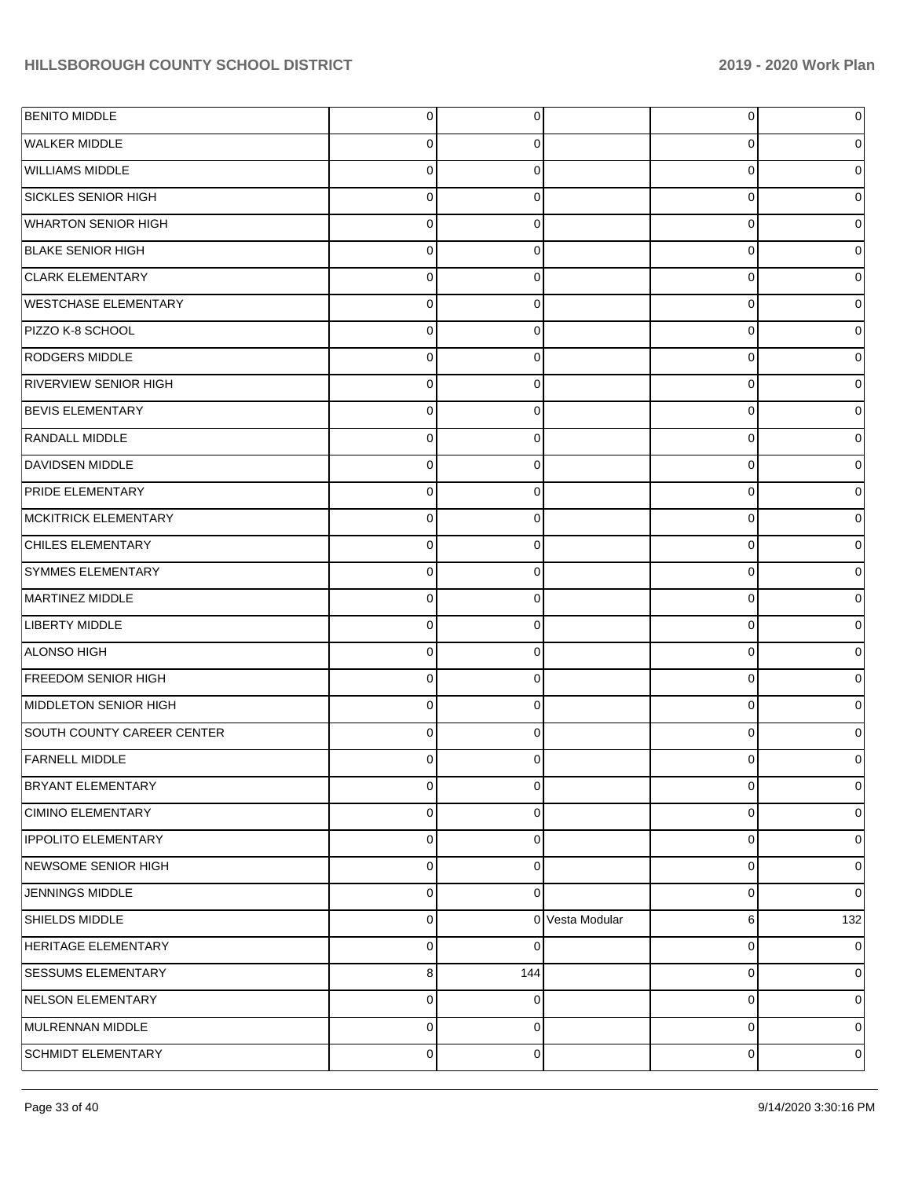| | | | | | |
|---|---|---|---|---|---|
| BENITO MIDDLE | 0 | 0 | | 0 | 0 |
| WALKER MIDDLE | 0 | 0 | | 0 | 0 |
| WILLIAMS MIDDLE | 0 | 0 | | 0 | 0 |
| SICKLES SENIOR HIGH | 0 | 0 | | 0 | 0 |
| WHARTON SENIOR HIGH | 0 | 0 | | 0 | 0 |
| BLAKE SENIOR HIGH | 0 | 0 | | 0 | 0 |
| CLARK ELEMENTARY | 0 | 0 | | 0 | 0 |
| WESTCHASE ELEMENTARY | 0 | 0 | | 0 | 0 |
| PIZZO K-8 SCHOOL | 0 | 0 | | 0 | 0 |
| RODGERS MIDDLE | 0 | 0 | | 0 | 0 |
| RIVERVIEW SENIOR HIGH | 0 | 0 | | 0 | 0 |
| BEVIS ELEMENTARY | 0 | 0 | | 0 | 0 |
| RANDALL MIDDLE | 0 | 0 | | 0 | 0 |
| DAVIDSEN MIDDLE | 0 | 0 | | 0 | 0 |
| PRIDE ELEMENTARY | 0 | 0 | | 0 | 0 |
| MCKITRICK ELEMENTARY | 0 | 0 | | 0 | 0 |
| CHILES ELEMENTARY | 0 | 0 | | 0 | 0 |
| SYMMES ELEMENTARY | 0 | 0 | | 0 | 0 |
| MARTINEZ MIDDLE | 0 | 0 | | 0 | 0 |
| LIBERTY MIDDLE | 0 | 0 | | 0 | 0 |
| ALONSO HIGH | 0 | 0 | | 0 | 0 |
| FREEDOM SENIOR HIGH | 0 | 0 | | 0 | 0 |
| MIDDLETON SENIOR HIGH | 0 | 0 | | 0 | 0 |
| SOUTH COUNTY CAREER CENTER | 0 | 0 | | 0 | 0 |
| FARNELL MIDDLE | 0 | 0 | | 0 | 0 |
| BRYANT ELEMENTARY | 0 | 0 | | 0 | 0 |
| CIMINO ELEMENTARY | 0 | 0 | | 0 | 0 |
| IPPOLITO ELEMENTARY | 0 | 0 | | 0 | 0 |
| NEWSOME SENIOR HIGH | 0 | 0 | | 0 | 0 |
| JENNINGS MIDDLE | 0 | 0 | | 0 | 0 |
| SHIELDS MIDDLE | 0 | 0 | Vesta Modular | 6 | 132 |
| HERITAGE ELEMENTARY | 0 | 0 | | 0 | 0 |
| SESSUMS ELEMENTARY | 8 | 144 | | 0 | 0 |
| NELSON ELEMENTARY | 0 | 0 | | 0 | 0 |
| MULRENNAN MIDDLE | 0 | 0 | | 0 | 0 |
| SCHMIDT ELEMENTARY | 0 | 0 | | 0 | 0 |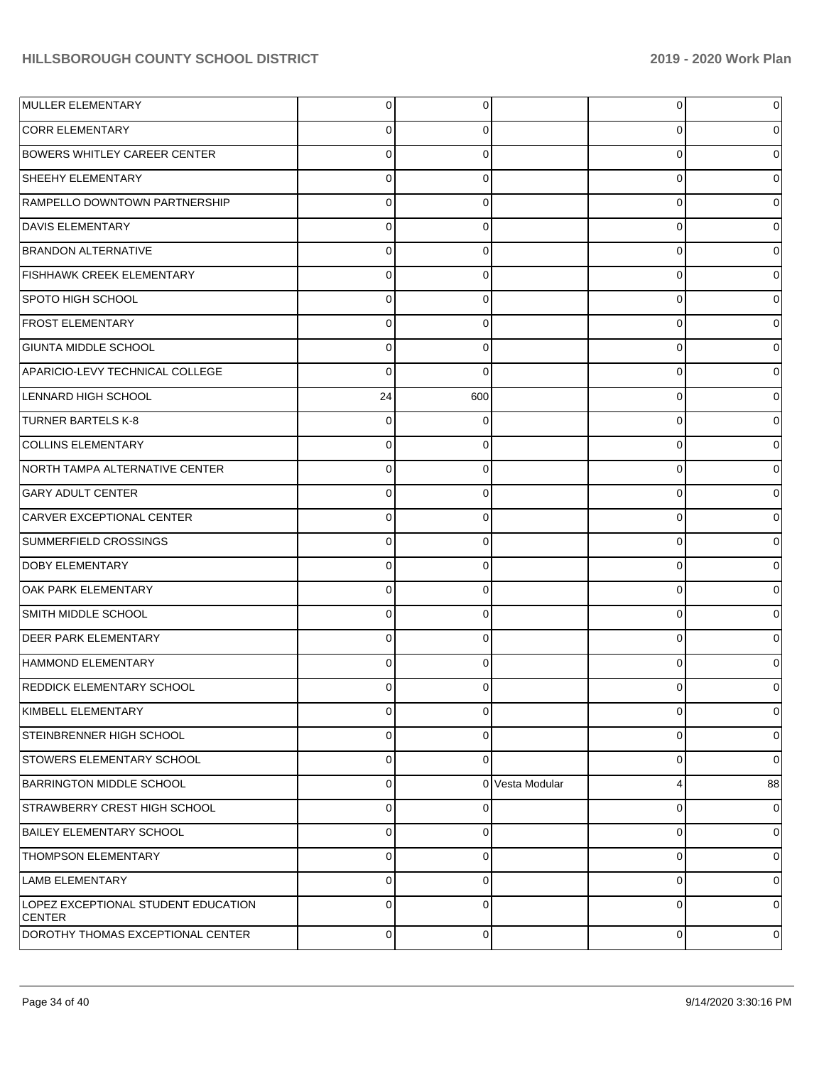| | | | | | |
|---|---|---|---|---|---|
| MULLER ELEMENTARY | 0 | 0 | | 0 | 0 |
| CORR ELEMENTARY | 0 | 0 | | 0 | 0 |
| BOWERS WHITLEY CAREER CENTER | 0 | 0 | | 0 | 0 |
| SHEEHY ELEMENTARY | 0 | 0 | | 0 | 0 |
| RAMPELLO DOWNTOWN PARTNERSHIP | 0 | 0 | | 0 | 0 |
| DAVIS ELEMENTARY | 0 | 0 | | 0 | 0 |
| BRANDON ALTERNATIVE | 0 | 0 | | 0 | 0 |
| FISHHAWK CREEK ELEMENTARY | 0 | 0 | | 0 | 0 |
| SPOTO HIGH SCHOOL | 0 | 0 | | 0 | 0 |
| FROST ELEMENTARY | 0 | 0 | | 0 | 0 |
| GIUNTA MIDDLE SCHOOL | 0 | 0 | | 0 | 0 |
| APARICIO-LEVY TECHNICAL COLLEGE | 0 | 0 | | 0 | 0 |
| LENNARD HIGH SCHOOL | 24 | 600 | | 0 | 0 |
| TURNER BARTELS K-8 | 0 | 0 | | 0 | 0 |
| COLLINS ELEMENTARY | 0 | 0 | | 0 | 0 |
| NORTH TAMPA ALTERNATIVE CENTER | 0 | 0 | | 0 | 0 |
| GARY ADULT CENTER | 0 | 0 | | 0 | 0 |
| CARVER EXCEPTIONAL CENTER | 0 | 0 | | 0 | 0 |
| SUMMERFIELD CROSSINGS | 0 | 0 | | 0 | 0 |
| DOBY ELEMENTARY | 0 | 0 | | 0 | 0 |
| OAK PARK ELEMENTARY | 0 | 0 | | 0 | 0 |
| SMITH MIDDLE SCHOOL | 0 | 0 | | 0 | 0 |
| DEER PARK ELEMENTARY | 0 | 0 | | 0 | 0 |
| HAMMOND ELEMENTARY | 0 | 0 | | 0 | 0 |
| REDDICK ELEMENTARY SCHOOL | 0 | 0 | | 0 | 0 |
| KIMBELL ELEMENTARY | 0 | 0 | | 0 | 0 |
| STEINBRENNER HIGH SCHOOL | 0 | 0 | | 0 | 0 |
| STOWERS ELEMENTARY SCHOOL | 0 | 0 | | 0 | 0 |
| BARRINGTON MIDDLE SCHOOL | 0 | 0 | Vesta Modular | 4 | 88 |
| STRAWBERRY CREST HIGH SCHOOL | 0 | 0 | | 0 | 0 |
| BAILEY ELEMENTARY SCHOOL | 0 | 0 | | 0 | 0 |
| THOMPSON ELEMENTARY | 0 | 0 | | 0 | 0 |
| LAMB ELEMENTARY | 0 | 0 | | 0 | 0 |
| LOPEZ EXCEPTIONAL STUDENT EDUCATION CENTER | 0 | 0 | | 0 | 0 |
| DOROTHY THOMAS EXCEPTIONAL CENTER | 0 | 0 | | 0 | 0 |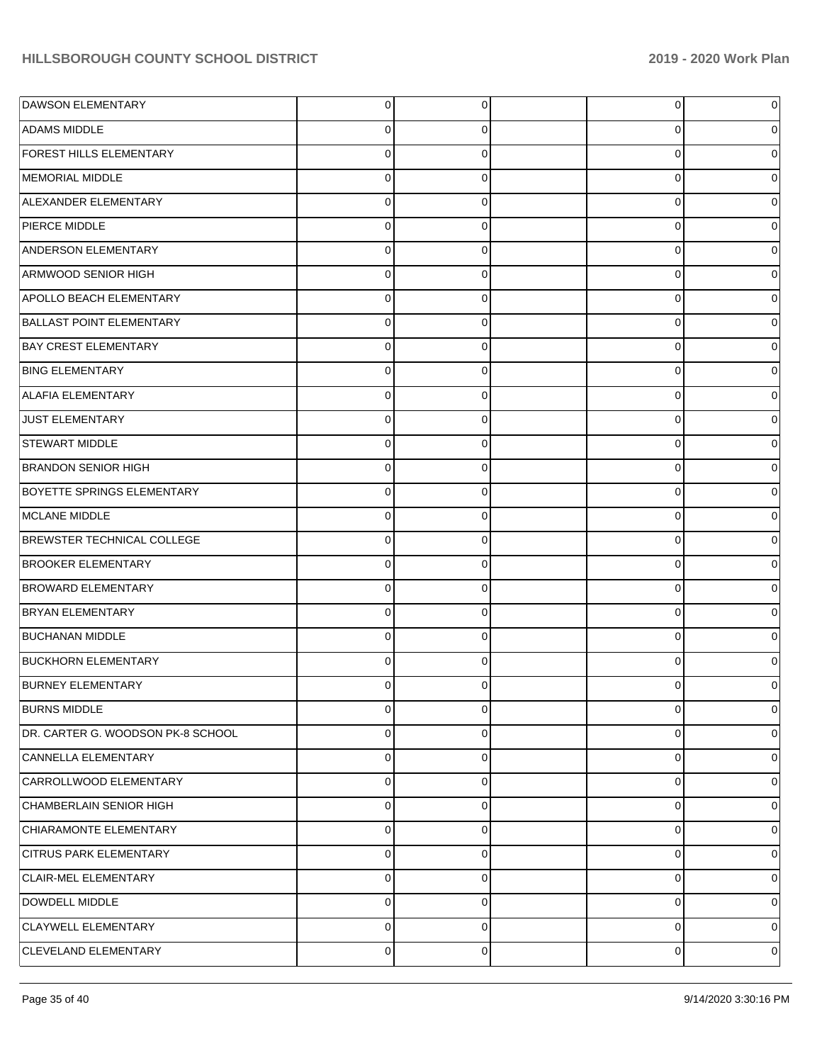| | | | | | |
|---|---|---|---|---|---|
| DAWSON ELEMENTARY | 0 | 0 | | 0 | 0 |
| ADAMS MIDDLE | 0 | 0 | | 0 | 0 |
| FOREST HILLS ELEMENTARY | 0 | 0 | | 0 | 0 |
| MEMORIAL MIDDLE | 0 | 0 | | 0 | 0 |
| ALEXANDER ELEMENTARY | 0 | 0 | | 0 | 0 |
| PIERCE MIDDLE | 0 | 0 | | 0 | 0 |
| ANDERSON ELEMENTARY | 0 | 0 | | 0 | 0 |
| ARMWOOD SENIOR HIGH | 0 | 0 | | 0 | 0 |
| APOLLO BEACH ELEMENTARY | 0 | 0 | | 0 | 0 |
| BALLAST POINT ELEMENTARY | 0 | 0 | | 0 | 0 |
| BAY CREST ELEMENTARY | 0 | 0 | | 0 | 0 |
| BING ELEMENTARY | 0 | 0 | | 0 | 0 |
| ALAFIA ELEMENTARY | 0 | 0 | | 0 | 0 |
| JUST ELEMENTARY | 0 | 0 | | 0 | 0 |
| STEWART MIDDLE | 0 | 0 | | 0 | 0 |
| BRANDON SENIOR HIGH | 0 | 0 | | 0 | 0 |
| BOYETTE SPRINGS ELEMENTARY | 0 | 0 | | 0 | 0 |
| MCLANE MIDDLE | 0 | 0 | | 0 | 0 |
| BREWSTER TECHNICAL COLLEGE | 0 | 0 | | 0 | 0 |
| BROOKER ELEMENTARY | 0 | 0 | | 0 | 0 |
| BROWARD ELEMENTARY | 0 | 0 | | 0 | 0 |
| BRYAN ELEMENTARY | 0 | 0 | | 0 | 0 |
| BUCHANAN MIDDLE | 0 | 0 | | 0 | 0 |
| BUCKHORN ELEMENTARY | 0 | 0 | | 0 | 0 |
| BURNEY ELEMENTARY | 0 | 0 | | 0 | 0 |
| BURNS MIDDLE | 0 | 0 | | 0 | 0 |
| DR. CARTER G. WOODSON PK-8 SCHOOL | 0 | 0 | | 0 | 0 |
| CANNELLA ELEMENTARY | 0 | 0 | | 0 | 0 |
| CARROLLWOOD ELEMENTARY | 0 | 0 | | 0 | 0 |
| CHAMBERLAIN SENIOR HIGH | 0 | 0 | | 0 | 0 |
| CHIARAMONTE ELEMENTARY | 0 | 0 | | 0 | 0 |
| CITRUS PARK ELEMENTARY | 0 | 0 | | 0 | 0 |
| CLAIR-MEL ELEMENTARY | 0 | 0 | | 0 | 0 |
| DOWDELL MIDDLE | 0 | 0 | | 0 | 0 |
| CLAYWELL ELEMENTARY | 0 | 0 | | 0 | 0 |
| CLEVELAND ELEMENTARY | 0 | 0 | | 0 | 0 |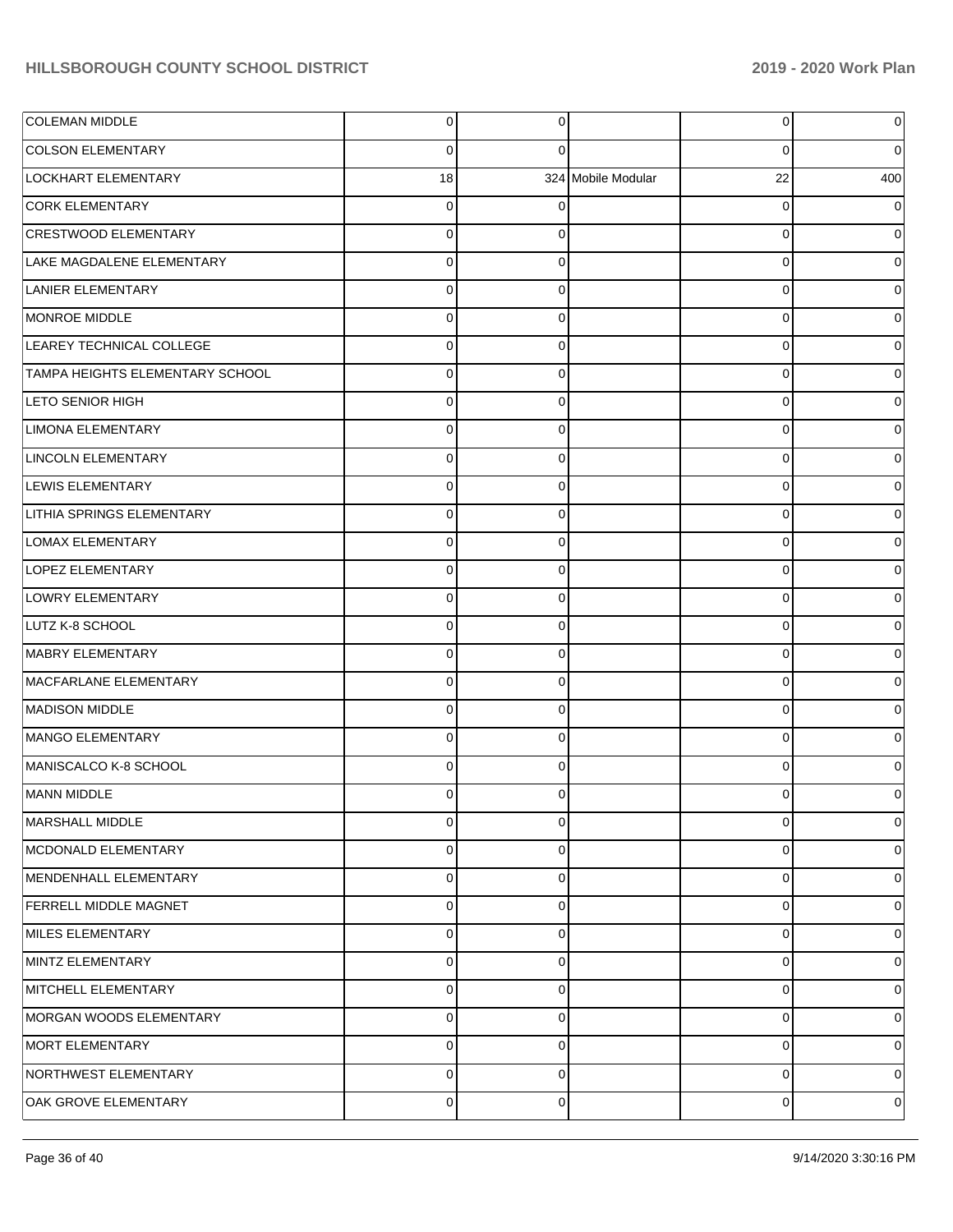| | | | | | |
|---|---|---|---|---|---|
| COLEMAN MIDDLE | 0 | 0 | | 0 | 0 |
| COLSON ELEMENTARY | 0 | 0 | | 0 | 0 |
| LOCKHART ELEMENTARY | 18 | 324 | Mobile Modular | 22 | 400 |
| CORK ELEMENTARY | 0 | 0 | | 0 | 0 |
| CRESTWOOD ELEMENTARY | 0 | 0 | | 0 | 0 |
| LAKE MAGDALENE ELEMENTARY | 0 | 0 | | 0 | 0 |
| LANIER ELEMENTARY | 0 | 0 | | 0 | 0 |
| MONROE MIDDLE | 0 | 0 | | 0 | 0 |
| LEAREY TECHNICAL COLLEGE | 0 | 0 | | 0 | 0 |
| TAMPA HEIGHTS ELEMENTARY SCHOOL | 0 | 0 | | 0 | 0 |
| LETO SENIOR HIGH | 0 | 0 | | 0 | 0 |
| LIMONA ELEMENTARY | 0 | 0 | | 0 | 0 |
| LINCOLN ELEMENTARY | 0 | 0 | | 0 | 0 |
| LEWIS ELEMENTARY | 0 | 0 | | 0 | 0 |
| LITHIA SPRINGS ELEMENTARY | 0 | 0 | | 0 | 0 |
| LOMAX ELEMENTARY | 0 | 0 | | 0 | 0 |
| LOPEZ ELEMENTARY | 0 | 0 | | 0 | 0 |
| LOWRY ELEMENTARY | 0 | 0 | | 0 | 0 |
| LUTZ K-8 SCHOOL | 0 | 0 | | 0 | 0 |
| MABRY ELEMENTARY | 0 | 0 | | 0 | 0 |
| MACFARLANE ELEMENTARY | 0 | 0 | | 0 | 0 |
| MADISON MIDDLE | 0 | 0 | | 0 | 0 |
| MANGO ELEMENTARY | 0 | 0 | | 0 | 0 |
| MANISCALCO K-8 SCHOOL | 0 | 0 | | 0 | 0 |
| MANN MIDDLE | 0 | 0 | | 0 | 0 |
| MARSHALL MIDDLE | 0 | 0 | | 0 | 0 |
| MCDONALD ELEMENTARY | 0 | 0 | | 0 | 0 |
| MENDENHALL ELEMENTARY | 0 | 0 | | 0 | 0 |
| FERRELL MIDDLE MAGNET | 0 | 0 | | 0 | 0 |
| MILES ELEMENTARY | 0 | 0 | | 0 | 0 |
| MINTZ ELEMENTARY | 0 | 0 | | 0 | 0 |
| MITCHELL ELEMENTARY | 0 | 0 | | 0 | 0 |
| MORGAN WOODS ELEMENTARY | 0 | 0 | | 0 | 0 |
| MORT ELEMENTARY | 0 | 0 | | 0 | 0 |
| NORTHWEST ELEMENTARY | 0 | 0 | | 0 | 0 |
| OAK GROVE ELEMENTARY | 0 | 0 | | 0 | 0 |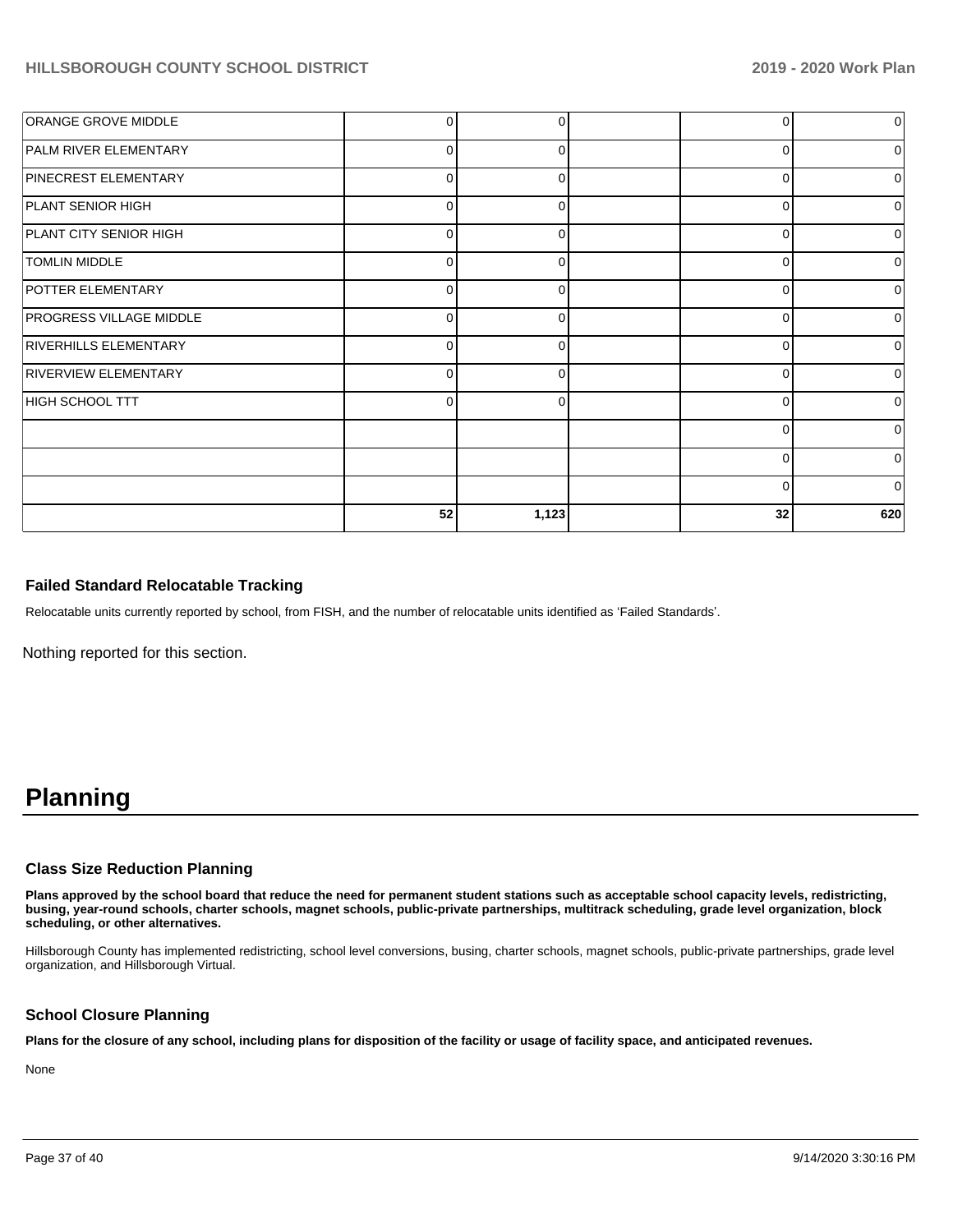| | | | | | |
|---|---|---|---|---|---|
| ORANGE GROVE MIDDLE | 0 | 0 | | 0 | 0 |
| PALM RIVER ELEMENTARY | 0 | 0 | | 0 | 0 |
| PINECREST ELEMENTARY | 0 | 0 | | 0 | 0 |
| PLANT SENIOR HIGH | 0 | 0 | | 0 | 0 |
| PLANT CITY SENIOR HIGH | 0 | 0 | | 0 | 0 |
| TOMLIN MIDDLE | 0 | 0 | | 0 | 0 |
| POTTER ELEMENTARY | 0 | 0 | | 0 | 0 |
| PROGRESS VILLAGE MIDDLE | 0 | 0 | | 0 | 0 |
| RIVERHILLS ELEMENTARY | 0 | 0 | | 0 | 0 |
| RIVERVIEW ELEMENTARY | 0 | 0 | | 0 | 0 |
| HIGH SCHOOL TTT | 0 | 0 | | 0 | 0 |
| | | | | 0 | 0 |
| | | | | 0 | 0 |
| | | | | 0 | 0 |
| | **52** | **1,123** | | **32** | **620** |

### Failed Standard Relocatable Tracking

Relocatable units currently reported by school, from FISH, and the number of relocatable units identified as 'Failed Standards'.

Nothing reported for this section.

# Planning

### Class Size Reduction Planning

**Plans approved by the school board that reduce the need for permanent student stations such as acceptable school capacity levels, redistricting, busing, year-round schools, charter schools, magnet schools, public-private partnerships, multitrack scheduling, grade level organization, block scheduling, or other alternatives.**

Hillsborough County has implemented redistricting, school level conversions, busing, charter schools, magnet schools, public-private partnerships, grade level organization, and Hillsborough Virtual.

### School Closure Planning

**Plans for the closure of any school, including plans for disposition of the facility or usage of facility space, and anticipated revenues.**

None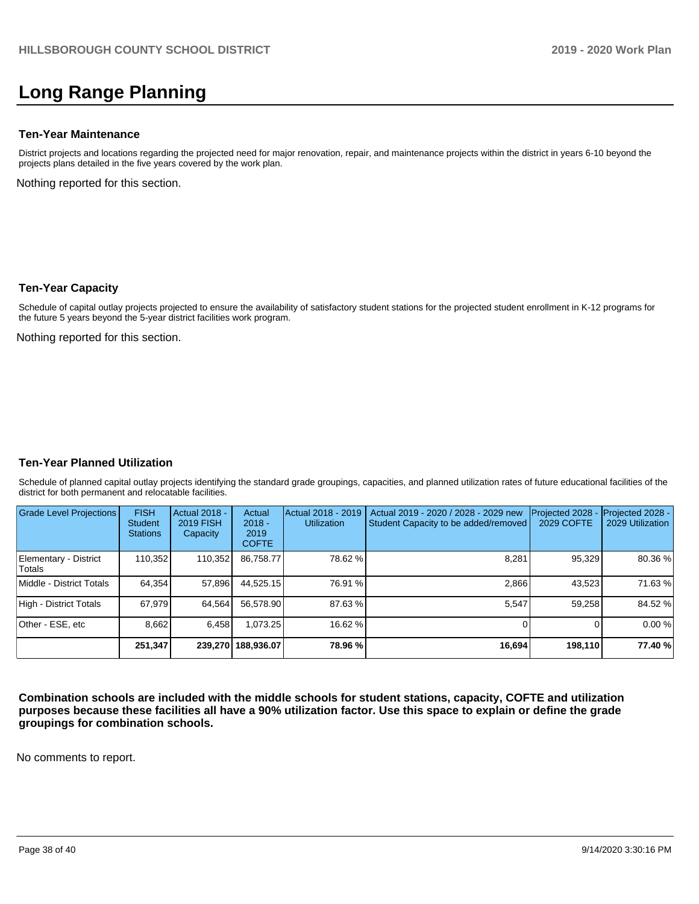# Long Range Planning

### Ten-Year Maintenance

District projects and locations regarding the projected need for major renovation, repair, and maintenance projects within the district in years 6-10 beyond the projects plans detailed in the five years covered by the work plan.

Nothing reported for this section.

### Ten-Year Capacity

Schedule of capital outlay projects projected to ensure the availability of satisfactory student stations for the projected student enrollment in K-12 programs for the future 5 years beyond the 5-year district facilities work program.

Nothing reported for this section.

### Ten-Year Planned Utilization

Schedule of planned capital outlay projects identifying the standard grade groupings, capacities, and planned utilization rates of future educational facilities of the district for both permanent and relocatable facilities.

| Grade Level Projections | FISH Student Stations | Actual 2018 - 2019 FISH Capacity | Actual 2018 - 2019 COFTE | Actual 2018 - 2019 Utilization | Actual 2019 - 2020 / 2028 - 2029 new Student Capacity to be added/removed | Projected 2028 - 2029 COFTE | Projected 2028 - 2029 Utilization |
|---|---|---|---|---|---|---|---|
| Elementary - District Totals | 110,352 | 110,352 | 86,758.77 | 78.62 % | 8,281 | 95,329 | 80.36 % |
| Middle - District Totals | 64,354 | 57,896 | 44,525.15 | 76.91 % | 2,866 | 43,523 | 71.63 % |
| High - District Totals | 67,979 | 64,564 | 56,578.90 | 87.63 % | 5,547 | 59,258 | 84.52 % |
| Other - ESE, etc | 8,662 | 6,458 | 1,073.25 | 16.62 % | 0 | 0 | 0.00 % |
| | **251,347** | **239,270** | **188,936.07** | **78.96 %** | **16,694** | **198,110** | **77.40 %** |

**Combination schools are included with the middle schools for student stations, capacity, COFTE and utilization purposes because these facilities all have a 90% utilization factor. Use this space to explain or define the grade groupings for combination schools.**

No comments to report.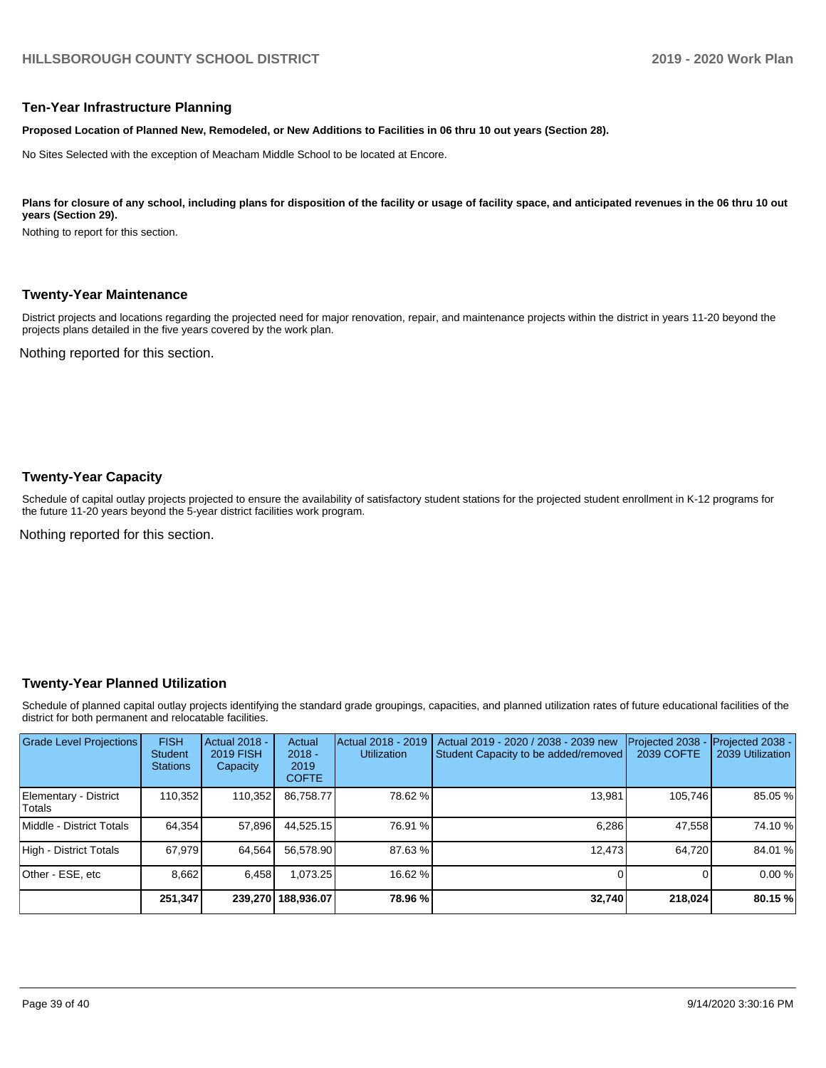## Ten-Year Infrastructure Planning

**Proposed Location of Planned New, Remodeled, or New Additions to Facilities in 06 thru 10 out years (Section 28).**

No Sites Selected with the exception of Meacham Middle School to be located at Encore.

**Plans for closure of any school, including plans for disposition of the facility or usage of facility space, and anticipated revenues in the 06 thru 10 out years (Section 29).**

Nothing to report for this section.

## Twenty-Year Maintenance

District projects and locations regarding the projected need for major renovation, repair, and maintenance projects within the district in years 11-20 beyond the projects plans detailed in the five years covered by the work plan.

Nothing reported for this section.

## Twenty-Year Capacity

Schedule of capital outlay projects projected to ensure the availability of satisfactory student stations for the projected student enrollment in K-12 programs for the future 11-20 years beyond the 5-year district facilities work program.

Nothing reported for this section.

## Twenty-Year Planned Utilization

Schedule of planned capital outlay projects identifying the standard grade groupings, capacities, and planned utilization rates of future educational facilities of the district for both permanent and relocatable facilities.

| Grade Level Projections | FISH Student Stations | Actual 2018 - 2019 FISH Capacity | Actual 2018 - 2019 COFTE | Actual 2018 - 2019 Utilization | Actual 2019 - 2020 / 2038 - 2039 new Student Capacity to be added/removed | Projected 2038 - 2039 COFTE | Projected 2038 - 2039 Utilization |
|---|---|---|---|---|---|---|---|
| Elementary - District Totals | 110,352 | 110,352 | 86,758.77 | 78.62 % | 13,981 | 105,746 | 85.05 % |
| Middle - District Totals | 64,354 | 57,896 | 44,525.15 | 76.91 % | 6,286 | 47,558 | 74.10 % |
| High - District Totals | 67,979 | 64,564 | 56,578.90 | 87.63 % | 12,473 | 64,720 | 84.01 % |
| Other - ESE, etc | 8,662 | 6,458 | 1,073.25 | 16.62 % | 0 | 0 | 0.00 % |
| | **251,347** | **239,270** | **188,936.07** | **78.96 %** | **32,740** | **218,024** | **80.15 %** |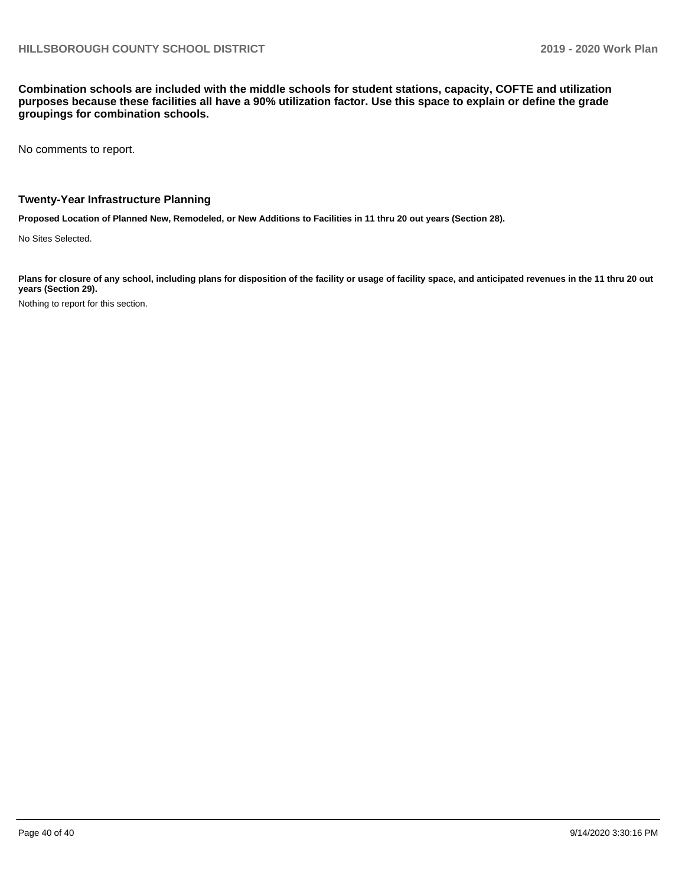**Combination schools are included with the middle schools for student stations, capacity, COFTE and utilization purposes because these facilities all have a 90% utilization factor. Use this space to explain or define the grade groupings for combination schools.**

No comments to report.

## Twenty-Year Infrastructure Planning

**Proposed Location of Planned New, Remodeled, or New Additions to Facilities in 11 thru 20 out years (Section 28).**

No Sites Selected.

**Plans for closure of any school, including plans for disposition of the facility or usage of facility space, and anticipated revenues in the 11 thru 20 out years (Section 29).**

Nothing to report for this section.